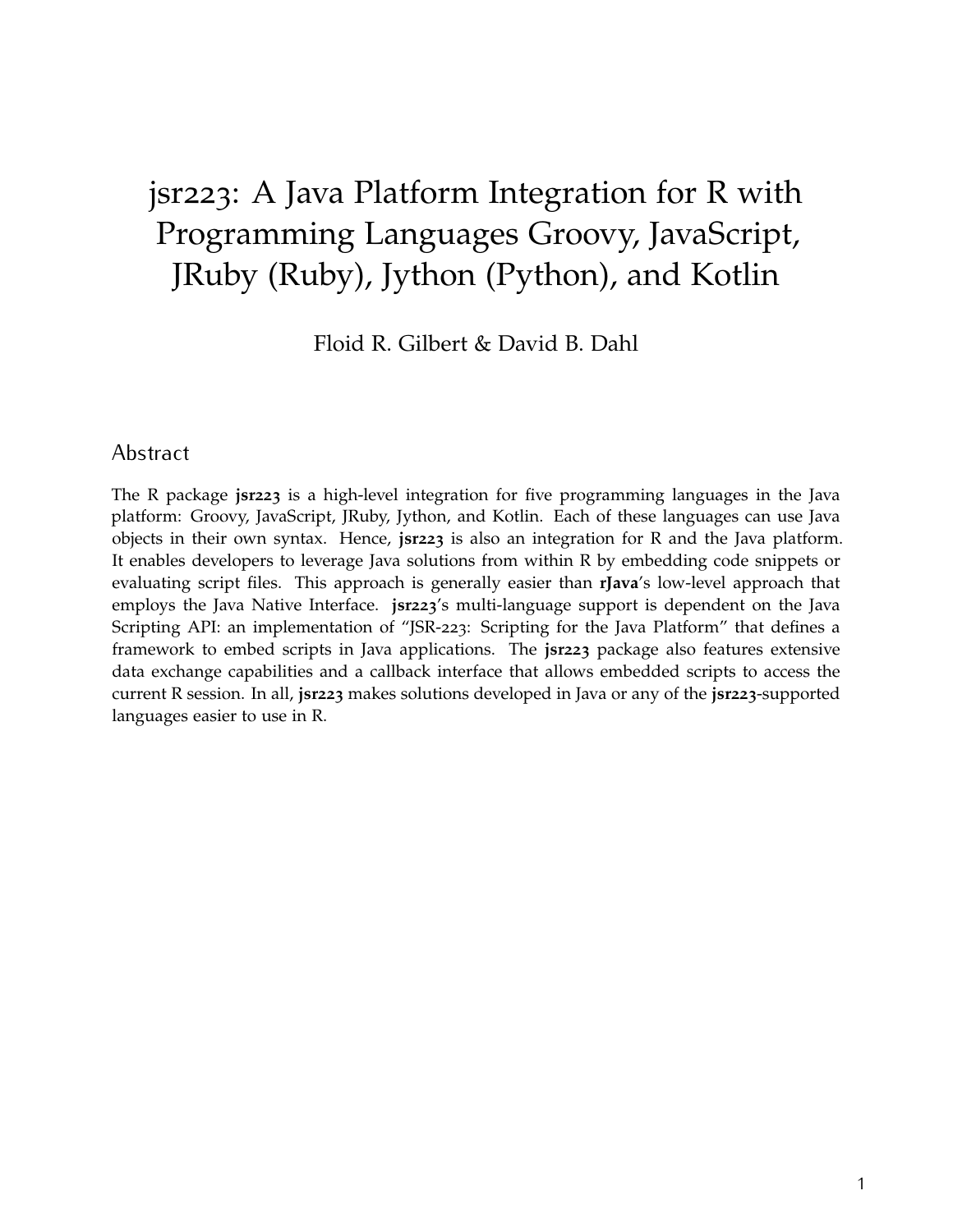# jsr223: A Java Platform Integration for R with Programming Languages Groovy, JavaScript, JRuby (Ruby), Jython (Python), and Kotlin

Floid R. Gilbert & David B. Dahl

## Abstract

The R package **jsr223** is a high-level integration for five programming languages in the Java platform: Groovy, JavaScript, JRuby, Jython, and Kotlin. Each of these languages can use Java objects in their own syntax. Hence, **jsr223** is also an integration for R and the Java platform. It enables developers to leverage Java solutions from within R by embedding code snippets or evaluating script files. This approach is generally easier than **rJava**'s low-level approach that employs the Java Native Interface. **jsr223**'s multi-language support is dependent on the Java Scripting API: an implementation of "JSR-223: Scripting for the Java Platform" that defines a framework to embed scripts in Java applications. The **jsr223** package also features extensive data exchange capabilities and a callback interface that allows embedded scripts to access the current R session. In all, **jsr223** makes solutions developed in Java or any of the **jsr223**-supported languages easier to use in R.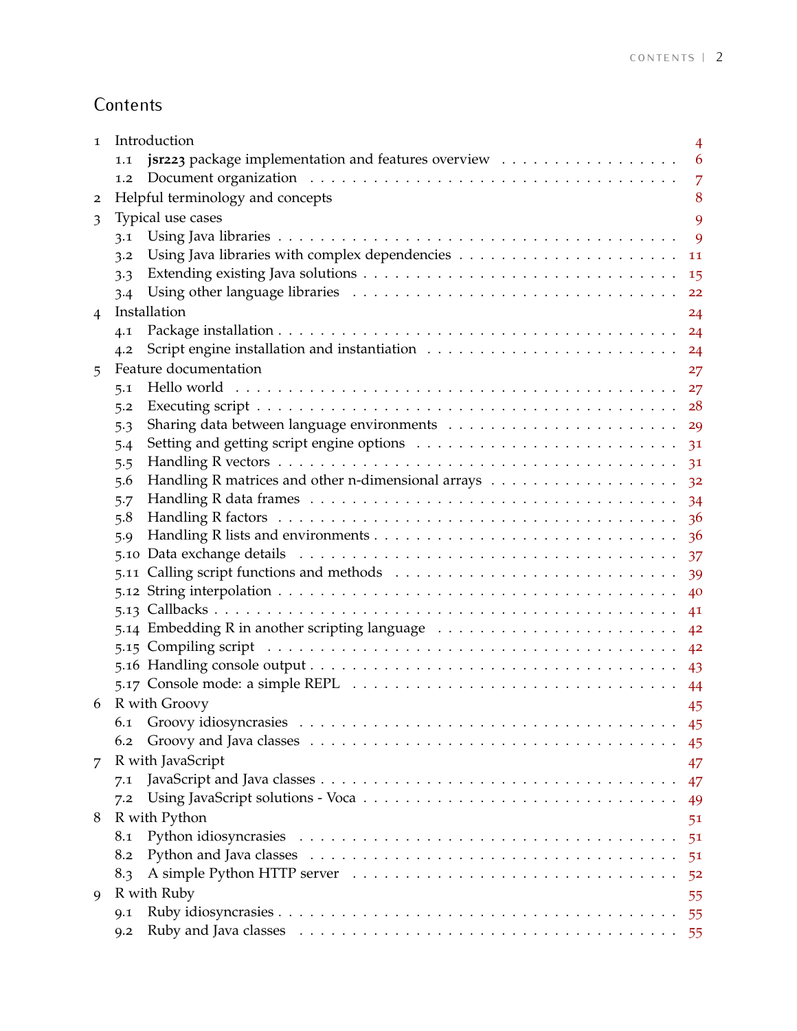# Contents

- 1 Introduction 4
  - 1.1 **jsr223** package implementation and features overview 6
  - 1.2 Document organization 7
- 2 Helpful terminology and concepts 8
- 3 Typical use cases 9
  - 3.1 Using Java libraries 9
  - 3.2 Using Java libraries with complex dependencies 11
  - 3.3 Extending existing Java solutions 15
  - 3.4 Using other language libraries 22
- 4 Installation 24
  - 4.1 Package installation 24
  - 4.2 Script engine installation and instantiation 24
- 5 Feature documentation 27
  - 5.1 Hello world 27
  - 5.2 Executing script 28
  - 5.3 Sharing data between language environments 29
  - 5.4 Setting and getting script engine options 31
  - 5.5 Handling R vectors 31
  - 5.6 Handling R matrices and other n-dimensional arrays 32
  - 5.7 Handling R data frames 34
  - 5.8 Handling R factors 36
  - 5.9 Handling R lists and environments 36
  - 5.10 Data exchange details 37
  - 5.11 Calling script functions and methods 39
  - 5.12 String interpolation 40
  - 5.13 Callbacks 41
  - 5.14 Embedding R in another scripting language 42
  - 5.15 Compiling script 42
  - 5.16 Handling console output 43
  - 5.17 Console mode: a simple REPL 44
- 6 R with Groovy 45
  - 6.1 Groovy idiosyncrasies 45
  - 6.2 Groovy and Java classes 45
- 7 R with JavaScript 47
  - 7.1 JavaScript and Java classes 47
  - 7.2 Using JavaScript solutions - Voca 49
- 8 R with Python 51
  - 8.1 Python idiosyncrasies 51
  - 8.2 Python and Java classes 51
  - 8.3 A simple Python HTTP server 52
- 9 R with Ruby 55
  - 9.1 Ruby idiosyncrasies 55
  - 9.2 Ruby and Java classes 55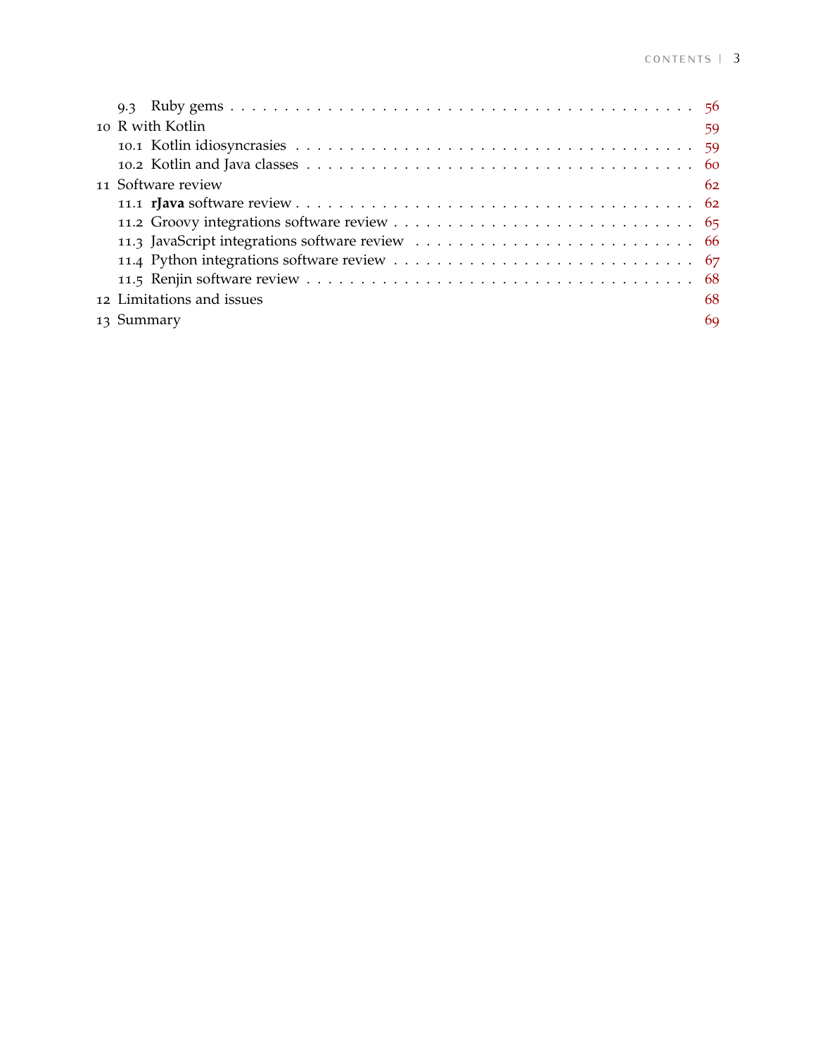- 9.3 Ruby gems . . . . . . . . . . . . . . . . . . . . . . . . . . . . . . . . . . . . . 56
- 10 R with Kotlin 59
  - 10.1 Kotlin idiosyncrasies . . . . . . . . . . . . . . . . . . . . . . . . . . . . . . . 59
  - 10.2 Kotlin and Java classes . . . . . . . . . . . . . . . . . . . . . . . . . . . . . 60
- 11 Software review 62
  - 11.1 **rJava** software review . . . . . . . . . . . . . . . . . . . . . . . . . . . . . . 62
  - 11.2 Groovy integrations software review . . . . . . . . . . . . . . . . . . . . . . 65
  - 11.3 JavaScript integrations software review . . . . . . . . . . . . . . . . . . . . 66
  - 11.4 Python integrations software review . . . . . . . . . . . . . . . . . . . . . . 67
  - 11.5 Renjin software review . . . . . . . . . . . . . . . . . . . . . . . . . . . . . . 68
- 12 Limitations and issues 68
- 13 Summary 69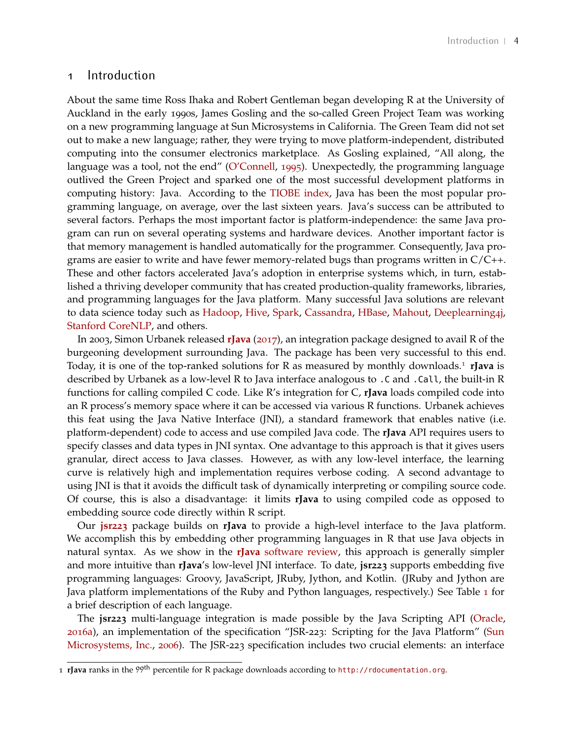# 1 Introduction

About the same time Ross Ihaka and Robert Gentleman began developing R at the University of Auckland in the early 1990s, James Gosling and the so-called Green Project Team was working on a new programming language at Sun Microsystems in California. The Green Team did not set out to make a new language; rather, they were trying to move platform-independent, distributed computing into the consumer electronics marketplace. As Gosling explained, "All along, the language was a tool, not the end" (O'Connell, 1995). Unexpectedly, the programming language outlived the Green Project and sparked one of the most successful development platforms in computing history: Java. According to the TIOBE index, Java has been the most popular programming language, on average, over the last sixteen years. Java's success can be attributed to several factors. Perhaps the most important factor is platform-independence: the same Java program can run on several operating systems and hardware devices. Another important factor is that memory management is handled automatically for the programmer. Consequently, Java programs are easier to write and have fewer memory-related bugs than programs written in C/C++. These and other factors accelerated Java's adoption in enterprise systems which, in turn, established a thriving developer community that has created production-quality frameworks, libraries, and programming languages for the Java platform. Many successful Java solutions are relevant to data science today such as Hadoop, Hive, Spark, Cassandra, HBase, Mahout, Deeplearning4j, Stanford CoreNLP, and others.

In 2003, Simon Urbanek released **rJava** (2017), an integration package designed to avail R of the burgeoning development surrounding Java. The package has been very successful to this end. Today, it is one of the top-ranked solutions for R as measured by monthly downloads.[1] **rJava** is described by Urbanek as a low-level R to Java interface analogous to `.C` and `.Call`, the built-in R functions for calling compiled C code. Like R's integration for C, **rJava** loads compiled code into an R process's memory space where it can be accessed via various R functions. Urbanek achieves this feat using the Java Native Interface (JNI), a standard framework that enables native (i.e. platform-dependent) code to access and use compiled Java code. The **rJava** API requires users to specify classes and data types in JNI syntax. One advantage to this approach is that it gives users granular, direct access to Java classes. However, as with any low-level interface, the learning curve is relatively high and implementation requires verbose coding. A second advantage to using JNI is that it avoids the difficult task of dynamically interpreting or compiling source code. Of course, this is also a disadvantage: it limits **rJava** to using compiled code as opposed to embedding source code directly within R script.

Our **jsr223** package builds on **rJava** to provide a high-level interface to the Java platform. We accomplish this by embedding other programming languages in R that use Java objects in natural syntax. As we show in the **rJava** software review, this approach is generally simpler and more intuitive than **rJava**'s low-level JNI interface. To date, **jsr223** supports embedding five programming languages: Groovy, JavaScript, JRuby, Jython, and Kotlin. (JRuby and Jython are Java platform implementations of the Ruby and Python languages, respectively.) See Table 1 for a brief description of each language.

The **jsr223** multi-language integration is made possible by the Java Scripting API (Oracle, 2016a), an implementation of the specification "JSR-223: Scripting for the Java Platform" (Sun Microsystems, Inc., 2006). The JSR-223 specification includes two crucial elements: an interface

---

1 **rJava** ranks in the 99$^{th}$ percentile for R package downloads according to `http://rdocumentation.org`.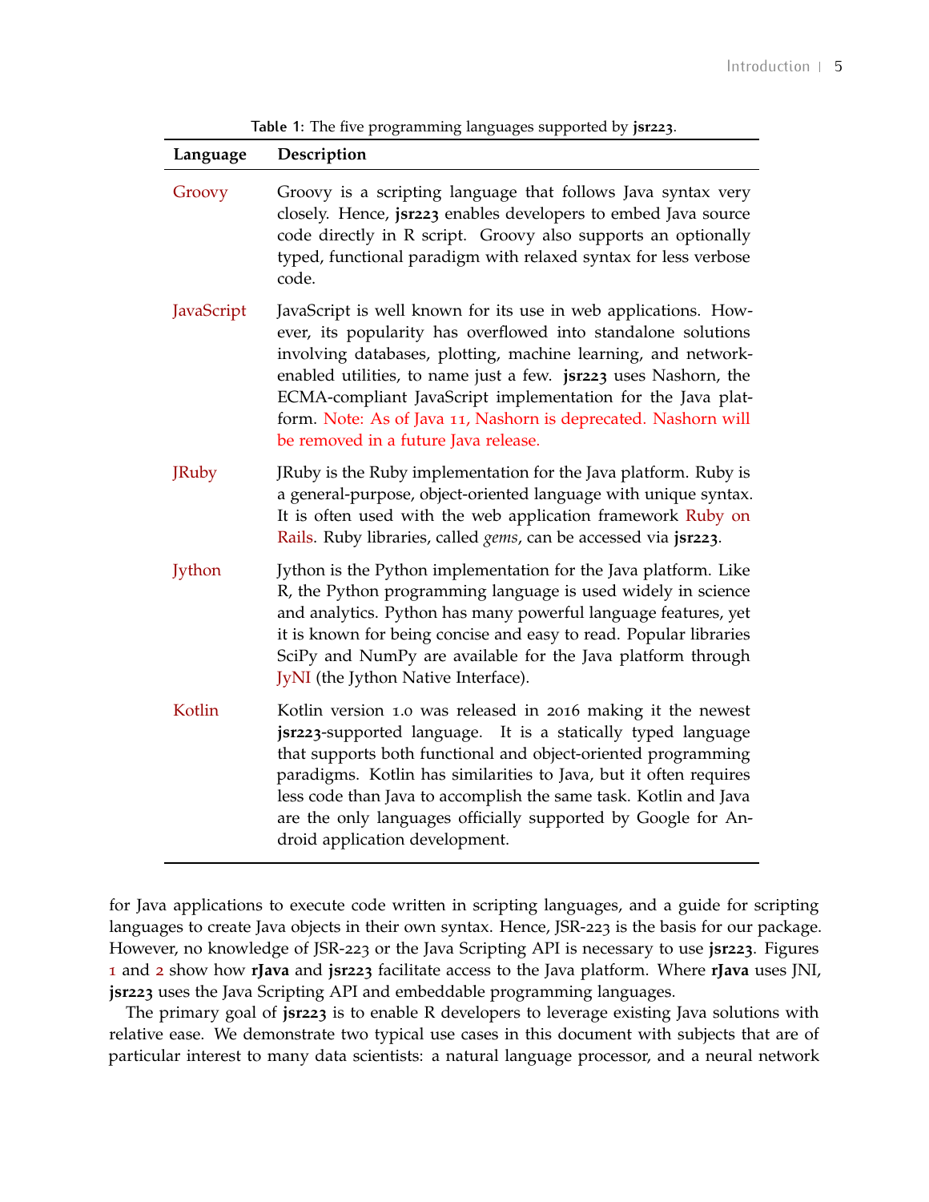**Table 1:** The five programming languages supported by **jsr223**.

| Language | Description |
|---|---|
| Groovy | Groovy is a scripting language that follows Java syntax very closely. Hence, **jsr223** enables developers to embed Java source code directly in R script. Groovy also supports an optionally typed, functional paradigm with relaxed syntax for less verbose code. |
| JavaScript | JavaScript is well known for its use in web applications. However, its popularity has overflowed into standalone solutions involving databases, plotting, machine learning, and network-enabled utilities, to name just a few. **jsr223** uses Nashorn, the ECMA-compliant JavaScript implementation for the Java platform. Note: As of Java 11, Nashorn is deprecated. Nashorn will be removed in a future Java release. |
| JRuby | JRuby is the Ruby implementation for the Java platform. Ruby is a general-purpose, object-oriented language with unique syntax. It is often used with the web application framework Ruby on Rails. Ruby libraries, called *gems*, can be accessed via **jsr223**. |
| Jython | Jython is the Python implementation for the Java platform. Like R, the Python programming language is used widely in science and analytics. Python has many powerful language features, yet it is known for being concise and easy to read. Popular libraries SciPy and NumPy are available for the Java platform through JyNI (the Jython Native Interface). |
| Kotlin | Kotlin version 1.0 was released in 2016 making it the newest **jsr223**-supported language. It is a statically typed language that supports both functional and object-oriented programming paradigms. Kotlin has similarities to Java, but it often requires less code than Java to accomplish the same task. Kotlin and Java are the only languages officially supported by Google for Android application development. |

for Java applications to execute code written in scripting languages, and a guide for scripting languages to create Java objects in their own syntax. Hence, JSR-223 is the basis for our package. However, no knowledge of JSR-223 or the Java Scripting API is necessary to use **jsr223**. Figures 1 and 2 show how **rJava** and **jsr223** facilitate access to the Java platform. Where **rJava** uses JNI, **jsr223** uses the Java Scripting API and embeddable programming languages.

The primary goal of **jsr223** is to enable R developers to leverage existing Java solutions with relative ease. We demonstrate two typical use cases in this document with subjects that are of particular interest to many data scientists: a natural language processor, and a neural network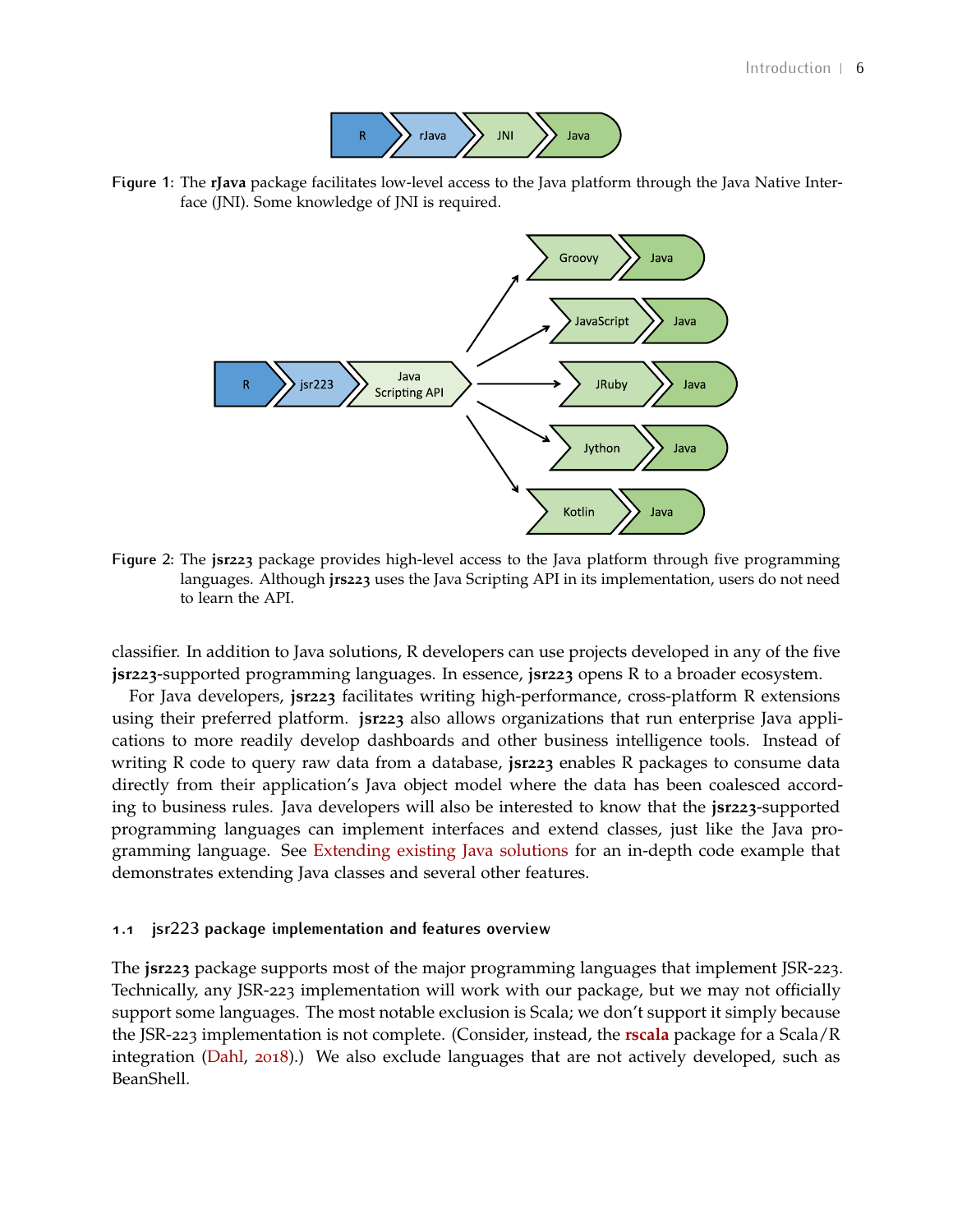**Figure 1:** The **rJava** package facilitates low-level access to the Java platform through the Java Native Interface (JNI). Some knowledge of JNI is required.

**Figure 2:** The **jsr223** package provides high-level access to the Java platform through five programming languages. Although **jrs223** uses the Java Scripting API in its implementation, users do not need to learn the API.

classifier. In addition to Java solutions, R developers can use projects developed in any of the five **jsr223**-supported programming languages. In essence, **jsr223** opens R to a broader ecosystem.

For Java developers, **jsr223** facilitates writing high-performance, cross-platform R extensions using their preferred platform. **jsr223** also allows organizations that run enterprise Java applications to more readily develop dashboards and other business intelligence tools. Instead of writing R code to query raw data from a database, **jsr223** enables R packages to consume data directly from their application's Java object model where the data has been coalesced according to business rules. Java developers will also be interested to know that the **jsr223**-supported programming languages can implement interfaces and extend classes, just like the Java programming language. See Extending existing Java solutions for an in-depth code example that demonstrates extending Java classes and several other features.

### 1.1 jsr223 package implementation and features overview

The **jsr223** package supports most of the major programming languages that implement JSR-223. Technically, any JSR-223 implementation will work with our package, but we may not officially support some languages. The most notable exclusion is Scala; we don't support it simply because the JSR-223 implementation is not complete. (Consider, instead, the **rscala** package for a Scala/R integration (Dahl, 2018).) We also exclude languages that are not actively developed, such as BeanShell.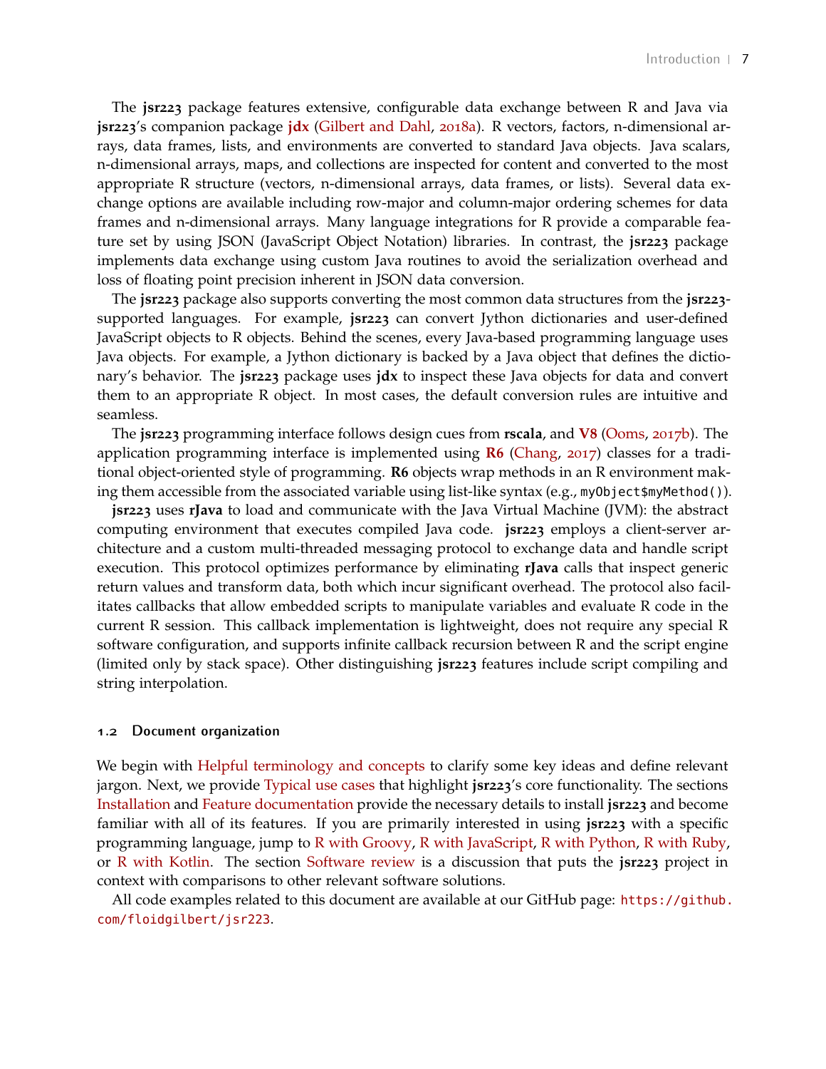The **jsr223** package features extensive, configurable data exchange between R and Java via **jsr223**'s companion package **jdx** (Gilbert and Dahl, 2018a). R vectors, factors, n-dimensional arrays, data frames, lists, and environments are converted to standard Java objects. Java scalars, n-dimensional arrays, maps, and collections are inspected for content and converted to the most appropriate R structure (vectors, n-dimensional arrays, data frames, or lists). Several data exchange options are available including row-major and column-major ordering schemes for data frames and n-dimensional arrays. Many language integrations for R provide a comparable feature set by using JSON (JavaScript Object Notation) libraries. In contrast, the **jsr223** package implements data exchange using custom Java routines to avoid the serialization overhead and loss of floating point precision inherent in JSON data conversion.

The **jsr223** package also supports converting the most common data structures from the **jsr223**-supported languages. For example, **jsr223** can convert Jython dictionaries and user-defined JavaScript objects to R objects. Behind the scenes, every Java-based programming language uses Java objects. For example, a Jython dictionary is backed by a Java object that defines the dictionary's behavior. The **jsr223** package uses **jdx** to inspect these Java objects for data and convert them to an appropriate R object. In most cases, the default conversion rules are intuitive and seamless.

The **jsr223** programming interface follows design cues from **rscala**, and **V8** (Ooms, 2017b). The application programming interface is implemented using **R6** (Chang, 2017) classes for a traditional object-oriented style of programming. **R6** objects wrap methods in an R environment making them accessible from the associated variable using list-like syntax (e.g., `myObject$myMethod()`).

**jsr223** uses **rJava** to load and communicate with the Java Virtual Machine (JVM): the abstract computing environment that executes compiled Java code. **jsr223** employs a client-server architecture and a custom multi-threaded messaging protocol to exchange data and handle script execution. This protocol optimizes performance by eliminating **rJava** calls that inspect generic return values and transform data, both which incur significant overhead. The protocol also facilitates callbacks that allow embedded scripts to manipulate variables and evaluate R code in the current R session. This callback implementation is lightweight, does not require any special R software configuration, and supports infinite callback recursion between R and the script engine (limited only by stack space). Other distinguishing **jsr223** features include script compiling and string interpolation.

### 1.2 Document organization

We begin with Helpful terminology and concepts to clarify some key ideas and define relevant jargon. Next, we provide Typical use cases that highlight **jsr223**'s core functionality. The sections Installation and Feature documentation provide the necessary details to install **jsr223** and become familiar with all of its features. If you are primarily interested in using **jsr223** with a specific programming language, jump to R with Groovy, R with JavaScript, R with Python, R with Ruby, or R with Kotlin. The section Software review is a discussion that puts the **jsr223** project in context with comparisons to other relevant software solutions.

All code examples related to this document are available at our GitHub page: `https://github.com/floidgilbert/jsr223`.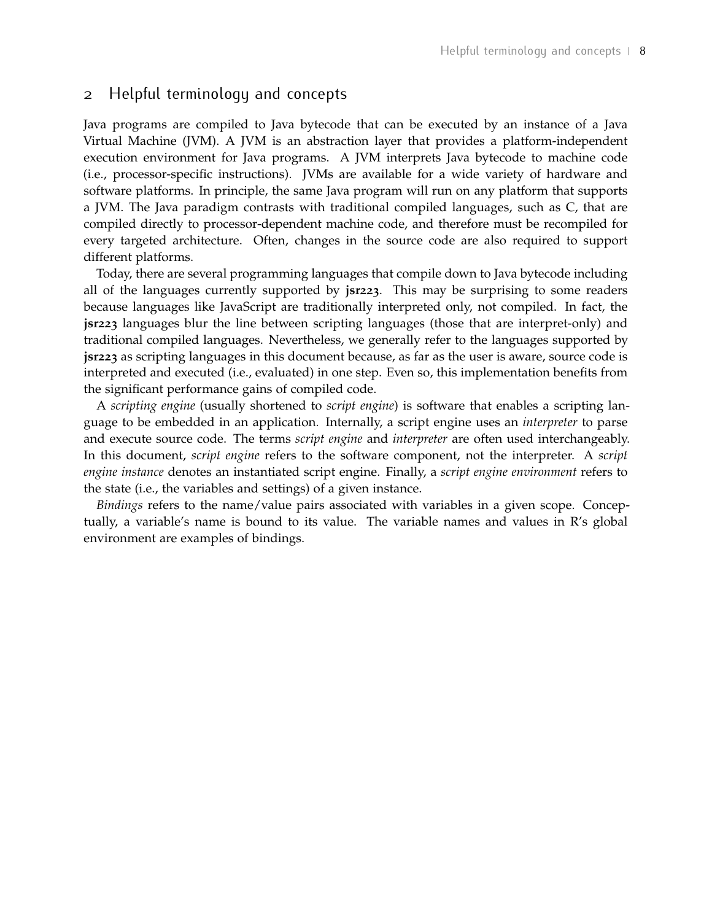## 2 Helpful terminology and concepts

Java programs are compiled to Java bytecode that can be executed by an instance of a Java Virtual Machine (JVM). A JVM is an abstraction layer that provides a platform-independent execution environment for Java programs. A JVM interprets Java bytecode to machine code (i.e., processor-specific instructions). JVMs are available for a wide variety of hardware and software platforms. In principle, the same Java program will run on any platform that supports a JVM. The Java paradigm contrasts with traditional compiled languages, such as C, that are compiled directly to processor-dependent machine code, and therefore must be recompiled for every targeted architecture. Often, changes in the source code are also required to support different platforms.

Today, there are several programming languages that compile down to Java bytecode including all of the languages currently supported by **jsr223**. This may be surprising to some readers because languages like JavaScript are traditionally interpreted only, not compiled. In fact, the **jsr223** languages blur the line between scripting languages (those that are interpret-only) and traditional compiled languages. Nevertheless, we generally refer to the languages supported by **jsr223** as scripting languages in this document because, as far as the user is aware, source code is interpreted and executed (i.e., evaluated) in one step. Even so, this implementation benefits from the significant performance gains of compiled code.

A *scripting engine* (usually shortened to *script engine*) is software that enables a scripting language to be embedded in an application. Internally, a script engine uses an *interpreter* to parse and execute source code. The terms *script engine* and *interpreter* are often used interchangeably. In this document, *script engine* refers to the software component, not the interpreter. A *script engine instance* denotes an instantiated script engine. Finally, a *script engine environment* refers to the state (i.e., the variables and settings) of a given instance.

*Bindings* refers to the name/value pairs associated with variables in a given scope. Conceptually, a variable's name is bound to its value. The variable names and values in R's global environment are examples of bindings.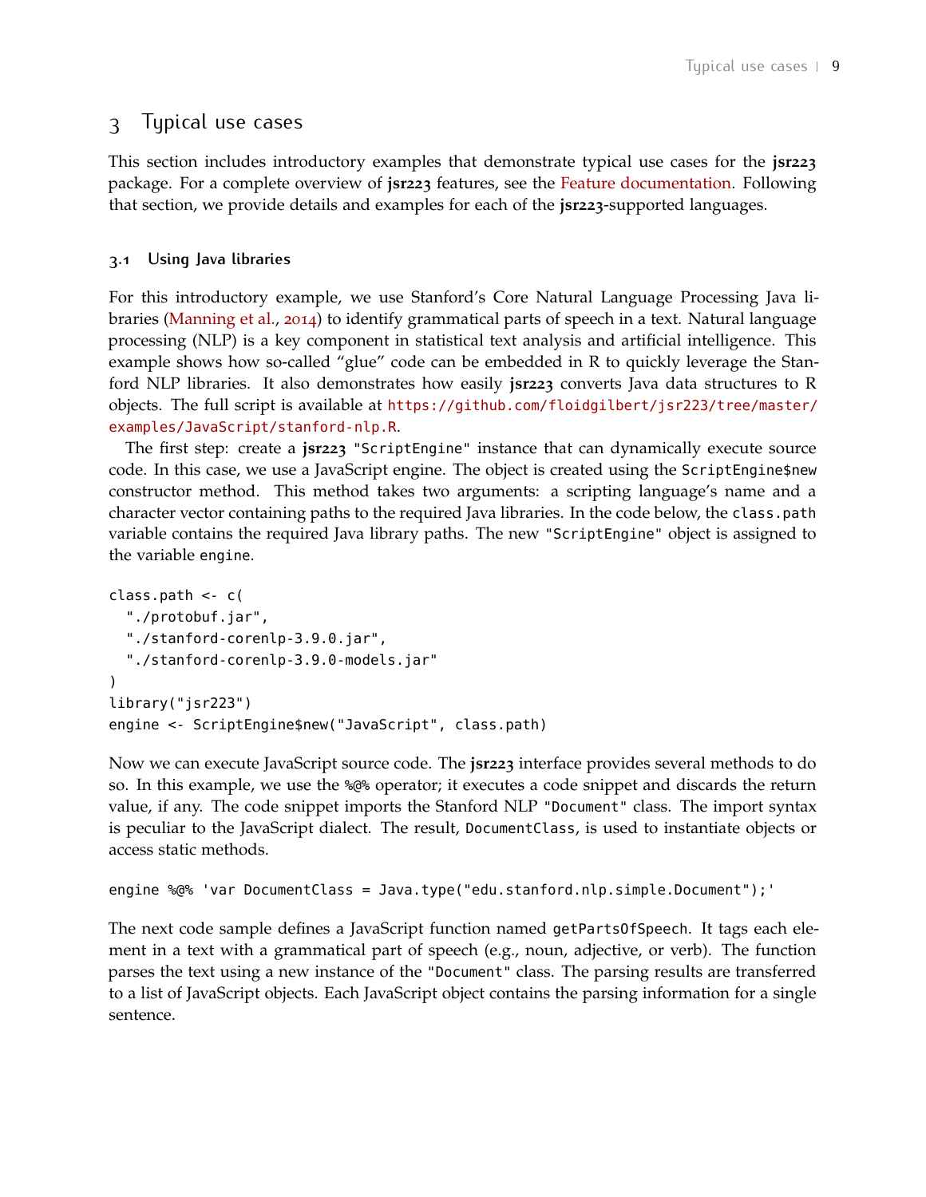# 3 Typical use cases

This section includes introductory examples that demonstrate typical use cases for the **jsr223** package. For a complete overview of **jsr223** features, see the Feature documentation. Following that section, we provide details and examples for each of the **jsr223**-supported languages.

### 3.1 Using Java libraries

For this introductory example, we use Stanford's Core Natural Language Processing Java libraries (Manning et al., 2014) to identify grammatical parts of speech in a text. Natural language processing (NLP) is a key component in statistical text analysis and artificial intelligence. This example shows how so-called "glue" code can be embedded in R to quickly leverage the Stanford NLP libraries. It also demonstrates how easily **jsr223** converts Java data structures to R objects. The full script is available at `https://github.com/floidgilbert/jsr223/tree/master/examples/JavaScript/stanford-nlp.R`.

The first step: create a **jsr223** `"ScriptEngine"` instance that can dynamically execute source code. In this case, we use a JavaScript engine. The object is created using the `ScriptEngine$new` constructor method. This method takes two arguments: a scripting language's name and a character vector containing paths to the required Java libraries. In the code below, the `class.path` variable contains the required Java library paths. The new `"ScriptEngine"` object is assigned to the variable `engine`.

```
class.path <- c(
  "./protobuf.jar",
  "./stanford-corenlp-3.9.0.jar",
  "./stanford-corenlp-3.9.0-models.jar"
)
library("jsr223")
engine <- ScriptEngine$new("JavaScript", class.path)
```

Now we can execute JavaScript source code. The **jsr223** interface provides several methods to do so. In this example, we use the `%@%` operator; it executes a code snippet and discards the return value, if any. The code snippet imports the Stanford NLP `"Document"` class. The import syntax is peculiar to the JavaScript dialect. The result, `DocumentClass`, is used to instantiate objects or access static methods.

```
engine %@% 'var DocumentClass = Java.type("edu.stanford.nlp.simple.Document");'
```

The next code sample defines a JavaScript function named `getPartsOfSpeech`. It tags each element in a text with a grammatical part of speech (e.g., noun, adjective, or verb). The function parses the text using a new instance of the `"Document"` class. The parsing results are transferred to a list of JavaScript objects. Each JavaScript object contains the parsing information for a single sentence.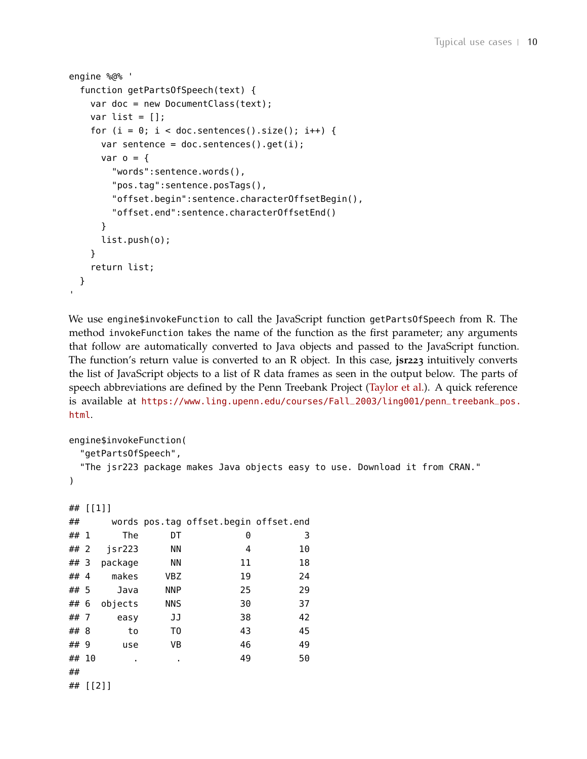```
engine %@% '
  function getPartsOfSpeech(text) {
    var doc = new DocumentClass(text);
    var list = [];
    for (i = 0; i < doc.sentences().size(); i++) {
      var sentence = doc.sentences().get(i);
      var o = {
        "words":sentence.words(),
        "pos.tag":sentence.posTags(),
        "offset.begin":sentence.characterOffsetBegin(),
        "offset.end":sentence.characterOffsetEnd()
      }
      list.push(o);
    }
    return list;
  }
'
```

We use `engine$invokeFunction` to call the JavaScript function `getPartsOfSpeech` from R. The method `invokeFunction` takes the name of the function as the first parameter; any arguments that follow are automatically converted to Java objects and passed to the JavaScript function. The function's return value is converted to an R object. In this case, **jsr223** intuitively converts the list of JavaScript objects to a list of R data frames as seen in the output below. The parts of speech abbreviations are defined by the Penn Treebank Project (Taylor et al.). A quick reference is available at https://www.ling.upenn.edu/courses/Fall_2003/ling001/penn_treebank_pos.html.

```
engine$invokeFunction(
  "getPartsOfSpeech",
  "The jsr223 package makes Java objects easy to use. Download it from CRAN."
)

## [[1]]
##      words pos.tag offset.begin offset.end
## 1      The      DT            0          3
## 2   jsr223      NN            4         10
## 3  package      NN           11         18
## 4    makes     VBZ           19         24
## 5     Java     NNP           25         29
## 6  objects     NNS           30         37
## 7     easy      JJ           38         42
## 8       to      TO           43         45
## 9      use      VB           46         49
## 10       .       .           49         50
##
## [[2]]
```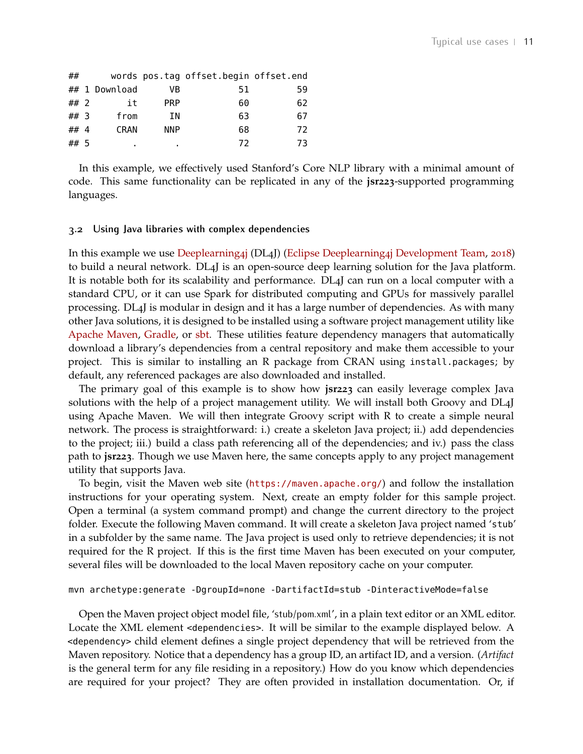```
##      words pos.tag offset.begin offset.end
## 1 Download      VB           51         59
## 2       it     PRP           60         62
## 3     from      IN           63         67
## 4     CRAN     NNP           68         72
## 5        .       .           72         73
```

In this example, we effectively used Stanford's Core NLP library with a minimal amount of code. This same functionality can be replicated in any of the **jsr223**-supported programming languages.

### 3.2 Using Java libraries with complex dependencies

In this example we use Deeplearning4j (DL4J) (Eclipse Deeplearning4j Development Team, 2018) to build a neural network. DL4J is an open-source deep learning solution for the Java platform. It is notable both for its scalability and performance. DL4J can run on a local computer with a standard CPU, or it can use Spark for distributed computing and GPUs for massively parallel processing. DL4J is modular in design and it has a large number of dependencies. As with many other Java solutions, it is designed to be installed using a software project management utility like Apache Maven, Gradle, or sbt. These utilities feature dependency managers that automatically download a library's dependencies from a central repository and make them accessible to your project. This is similar to installing an R package from CRAN using `install.packages`; by default, any referenced packages are also downloaded and installed.

The primary goal of this example is to show how **jsr223** can easily leverage complex Java solutions with the help of a project management utility. We will install both Groovy and DL4J using Apache Maven. We will then integrate Groovy script with R to create a simple neural network. The process is straightforward: i.) create a skeleton Java project; ii.) add dependencies to the project; iii.) build a class path referencing all of the dependencies; and iv.) pass the class path to **jsr223**. Though we use Maven here, the same concepts apply to any project management utility that supports Java.

To begin, visit the Maven web site (`https://maven.apache.org/`) and follow the installation instructions for your operating system. Next, create an empty folder for this sample project. Open a terminal (a system command prompt) and change the current directory to the project folder. Execute the following Maven command. It will create a skeleton Java project named '`stub`' in a subfolder by the same name. The Java project is used only to retrieve dependencies; it is not required for the R project. If this is the first time Maven has been executed on your computer, several files will be downloaded to the local Maven repository cache on your computer.

```
mvn archetype:generate -DgroupId=none -DartifactId=stub -DinteractiveMode=false
```

Open the Maven project object model file, '`stub/pom.xml`', in a plain text editor or an XML editor. Locate the XML element `<dependencies>`. It will be similar to the example displayed below. A `<dependency>` child element defines a single project dependency that will be retrieved from the Maven repository. Notice that a dependency has a group ID, an artifact ID, and a version. (*Artifact* is the general term for any file residing in a repository.) How do you know which dependencies are required for your project? They are often provided in installation documentation. Or, if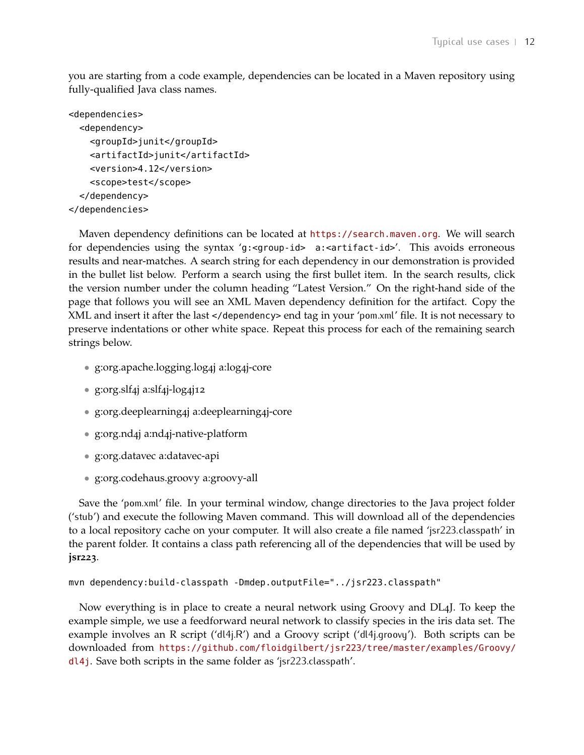you are starting from a code example, dependencies can be located in a Maven repository using fully-qualified Java class names.

```
<dependencies>
  <dependency>
    <groupId>junit</groupId>
    <artifactId>junit</artifactId>
    <version>4.12</version>
    <scope>test</scope>
  </dependency>
</dependencies>
```

Maven dependency definitions can be located at `https://search.maven.org`. We will search for dependencies using the syntax '`g:<group-id>  a:<artifact-id>`'. This avoids erroneous results and near-matches. A search string for each dependency in our demonstration is provided in the bullet list below. Perform a search using the first bullet item. In the search results, click the version number under the column heading "Latest Version." On the right-hand side of the page that follows you will see an XML Maven dependency definition for the artifact. Copy the XML and insert it after the last `</dependency>` end tag in your 'pom.xml' file. It is not necessary to preserve indentations or other white space. Repeat this process for each of the remaining search strings below.

- g:org.apache.logging.log4j a:log4j-core
- g:org.slf4j a:slf4j-log4j12
- g:org.deeplearning4j a:deeplearning4j-core
- g:org.nd4j a:nd4j-native-platform
- g:org.datavec a:datavec-api
- g:org.codehaus.groovy a:groovy-all

Save the 'pom.xml' file. In your terminal window, change directories to the Java project folder ('stub') and execute the following Maven command. This will download all of the dependencies to a local repository cache on your computer. It will also create a file named 'jsr223.classpath' in the parent folder. It contains a class path referencing all of the dependencies that will be used by **jsr223**.

```
mvn dependency:build-classpath -Dmdep.outputFile="../jsr223.classpath"
```

Now everything is in place to create a neural network using Groovy and DL4J. To keep the example simple, we use a feedforward neural network to classify species in the iris data set. The example involves an R script ('dl4j.R') and a Groovy script ('dl4j.groovy'). Both scripts can be downloaded from `https://github.com/floidgilbert/jsr223/tree/master/examples/Groovy/dl4j`. Save both scripts in the same folder as 'jsr223.classpath'.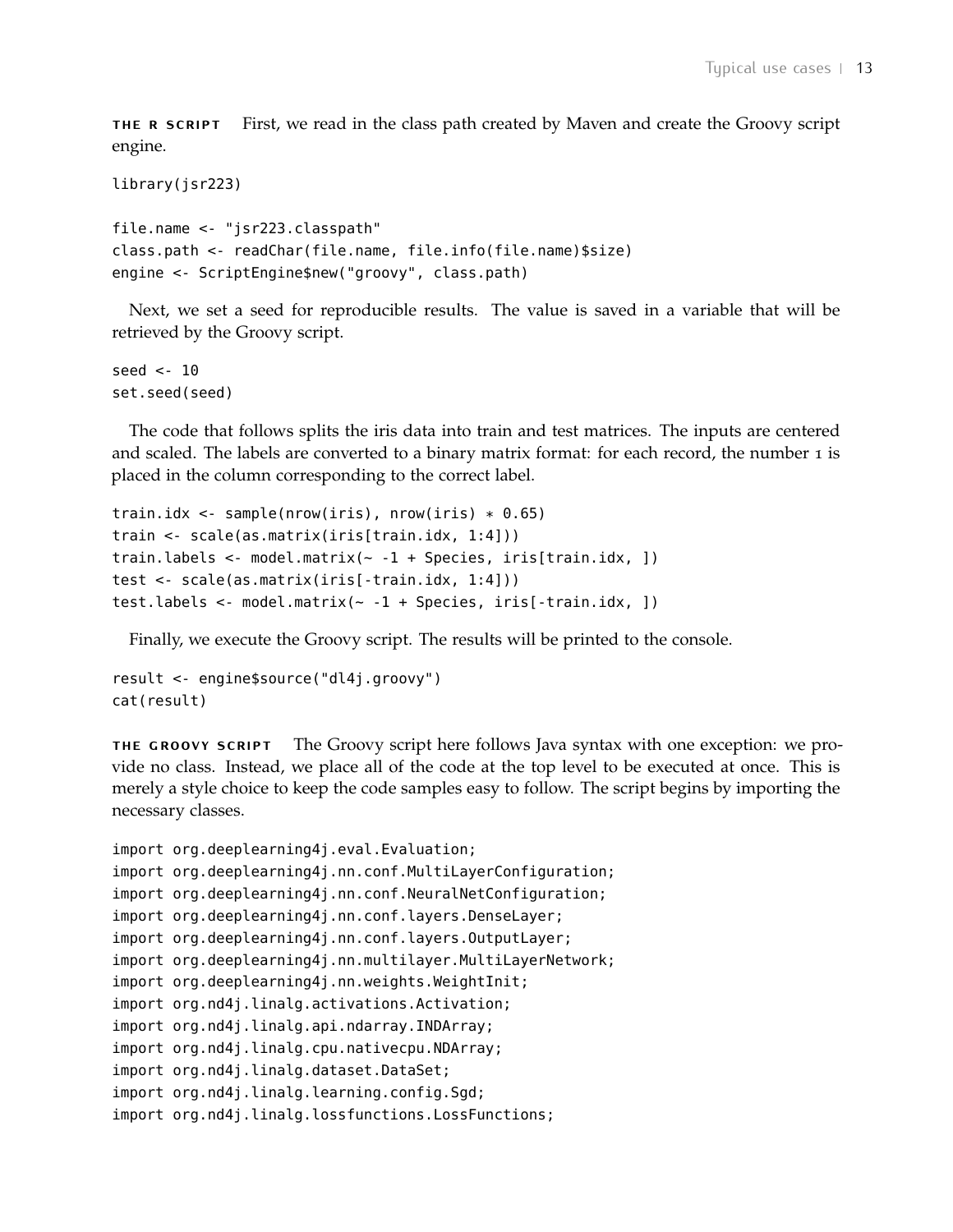**THE R SCRIPT** First, we read in the class path created by Maven and create the Groovy script engine.

```
library(jsr223)

file.name <- "jsr223.classpath"
class.path <- readChar(file.name, file.info(file.name)$size)
engine <- ScriptEngine$new("groovy", class.path)
```

Next, we set a seed for reproducible results. The value is saved in a variable that will be retrieved by the Groovy script.

```
seed <- 10
set.seed(seed)
```

The code that follows splits the iris data into train and test matrices. The inputs are centered and scaled. The labels are converted to a binary matrix format: for each record, the number 1 is placed in the column corresponding to the correct label.

```
train.idx <- sample(nrow(iris), nrow(iris) * 0.65)
train <- scale(as.matrix(iris[train.idx, 1:4]))
train.labels <- model.matrix(~ -1 + Species, iris[train.idx, ])
test <- scale(as.matrix(iris[-train.idx, 1:4]))
test.labels <- model.matrix(~ -1 + Species, iris[-train.idx, ])
```

Finally, we execute the Groovy script. The results will be printed to the console.

```
result <- engine$source("dl4j.groovy")
cat(result)
```

**THE GROOVY SCRIPT** The Groovy script here follows Java syntax with one exception: we provide no class. Instead, we place all of the code at the top level to be executed at once. This is merely a style choice to keep the code samples easy to follow. The script begins by importing the necessary classes.

```
import org.deeplearning4j.eval.Evaluation;
import org.deeplearning4j.nn.conf.MultiLayerConfiguration;
import org.deeplearning4j.nn.conf.NeuralNetConfiguration;
import org.deeplearning4j.nn.conf.layers.DenseLayer;
import org.deeplearning4j.nn.conf.layers.OutputLayer;
import org.deeplearning4j.nn.multilayer.MultiLayerNetwork;
import org.deeplearning4j.nn.weights.WeightInit;
import org.nd4j.linalg.activations.Activation;
import org.nd4j.linalg.api.ndarray.INDArray;
import org.nd4j.linalg.cpu.nativecpu.NDArray;
import org.nd4j.linalg.dataset.DataSet;
import org.nd4j.linalg.learning.config.Sgd;
import org.nd4j.linalg.lossfunctions.LossFunctions;
```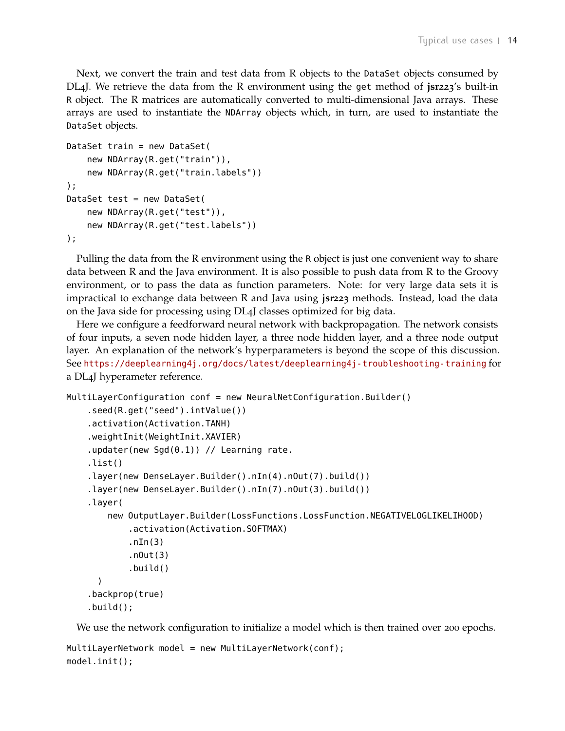Next, we convert the train and test data from R objects to the `DataSet` objects consumed by DL4J. We retrieve the data from the R environment using the `get` method of **jsr223**'s built-in `R` object. The R matrices are automatically converted to multi-dimensional Java arrays. These arrays are used to instantiate the `NDArray` objects which, in turn, are used to instantiate the `DataSet` objects.

```
DataSet train = new DataSet(
    new NDArray(R.get("train")),
    new NDArray(R.get("train.labels"))
);
DataSet test = new DataSet(
    new NDArray(R.get("test")),
    new NDArray(R.get("test.labels"))
);
```

Pulling the data from the R environment using the `R` object is just one convenient way to share data between R and the Java environment. It is also possible to push data from R to the Groovy environment, or to pass the data as function parameters. Note: for very large data sets it is impractical to exchange data between R and Java using **jsr223** methods. Instead, load the data on the Java side for processing using DL4J classes optimized for big data.

Here we configure a feedforward neural network with backpropagation. The network consists of four inputs, a seven node hidden layer, a three node hidden layer, and a three node output layer. An explanation of the network's hyperparameters is beyond the scope of this discussion. See https://deeplearning4j.org/docs/latest/deeplearning4j-troubleshooting-training for a DL4J hyperameter reference.

```
MultiLayerConfiguration conf = new NeuralNetConfiguration.Builder()
    .seed(R.get("seed").intValue())
    .activation(Activation.TANH)
    .weightInit(WeightInit.XAVIER)
    .updater(new Sgd(0.1)) // Learning rate.
    .list()
    .layer(new DenseLayer.Builder().nIn(4).nOut(7).build())
    .layer(new DenseLayer.Builder().nIn(7).nOut(3).build())
    .layer(
        new OutputLayer.Builder(LossFunctions.LossFunction.NEGATIVELOGLIKELIHOOD)
            .activation(Activation.SOFTMAX)
            .nIn(3)
            .nOut(3)
            .build()
      )
    .backprop(true)
    .build();
```

We use the network configuration to initialize a model which is then trained over 200 epochs.

```
MultiLayerNetwork model = new MultiLayerNetwork(conf);
model.init();
```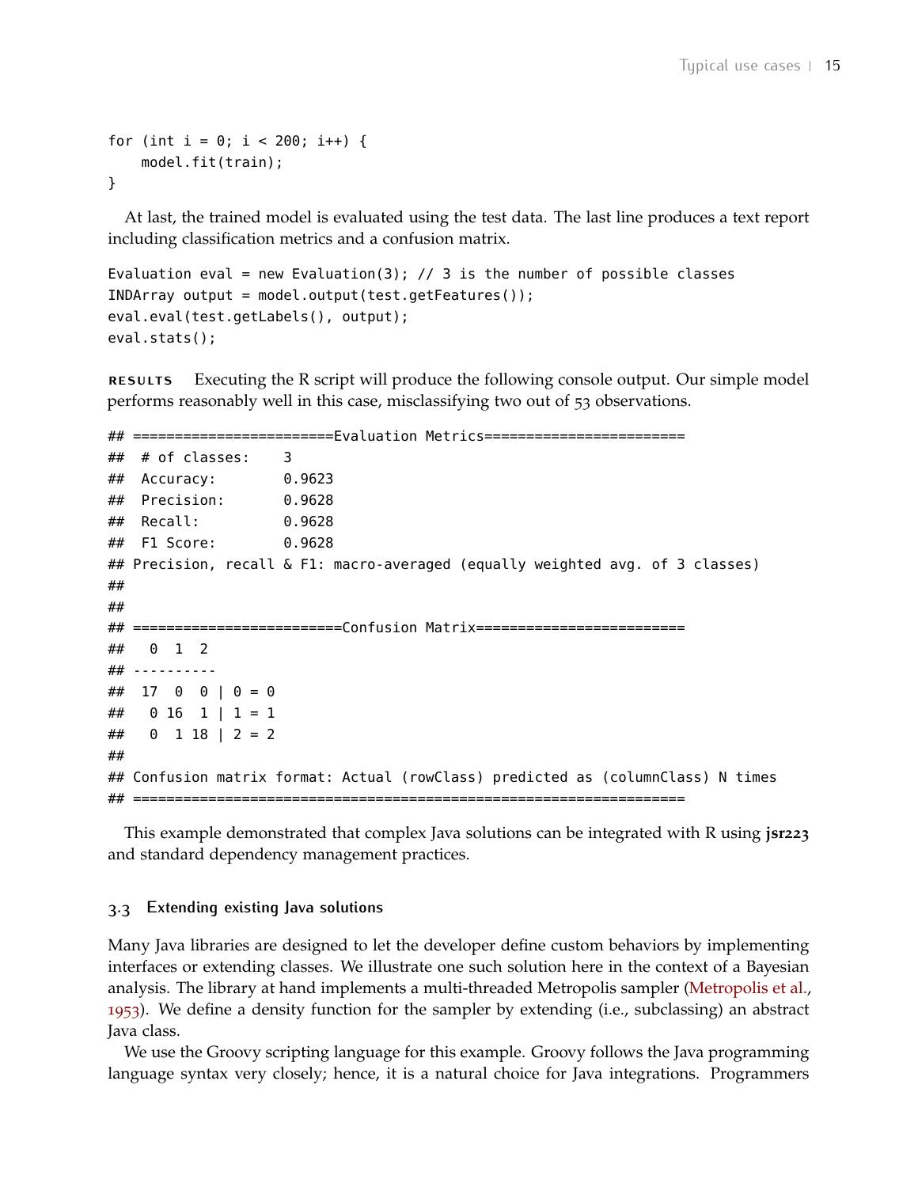```
for (int i = 0; i < 200; i++) {
    model.fit(train);
}
```

At last, the trained model is evaluated using the test data. The last line produces a text report including classification metrics and a confusion matrix.

```
Evaluation eval = new Evaluation(3); // 3 is the number of possible classes
INDArray output = model.output(test.getFeatures());
eval.eval(test.getLabels(), output);
eval.stats();
```

**RESULTS** Executing the R script will produce the following console output. Our simple model performs reasonably well in this case, misclassifying two out of 53 observations.

```
## ========================Evaluation Metrics========================
##  # of classes:    3
##  Accuracy:        0.9623
##  Precision:       0.9628
##  Recall:          0.9628
##  F1 Score:        0.9628
## Precision, recall & F1: macro-averaged (equally weighted avg. of 3 classes)
##
##
## =========================Confusion Matrix=========================
##   0  1  2
## ----------
##  17  0  0 | 0 = 0
##   0 16  1 | 1 = 1
##   0  1 18 | 2 = 2
##
## Confusion matrix format: Actual (rowClass) predicted as (columnClass) N times
## ==================================================================
```

This example demonstrated that complex Java solutions can be integrated with R using **jsr223** and standard dependency management practices.

## 3.3 Extending existing Java solutions

Many Java libraries are designed to let the developer define custom behaviors by implementing interfaces or extending classes. We illustrate one such solution here in the context of a Bayesian analysis. The library at hand implements a multi-threaded Metropolis sampler (Metropolis et al., 1953). We define a density function for the sampler by extending (i.e., subclassing) an abstract Java class.

We use the Groovy scripting language for this example. Groovy follows the Java programming language syntax very closely; hence, it is a natural choice for Java integrations. Programmers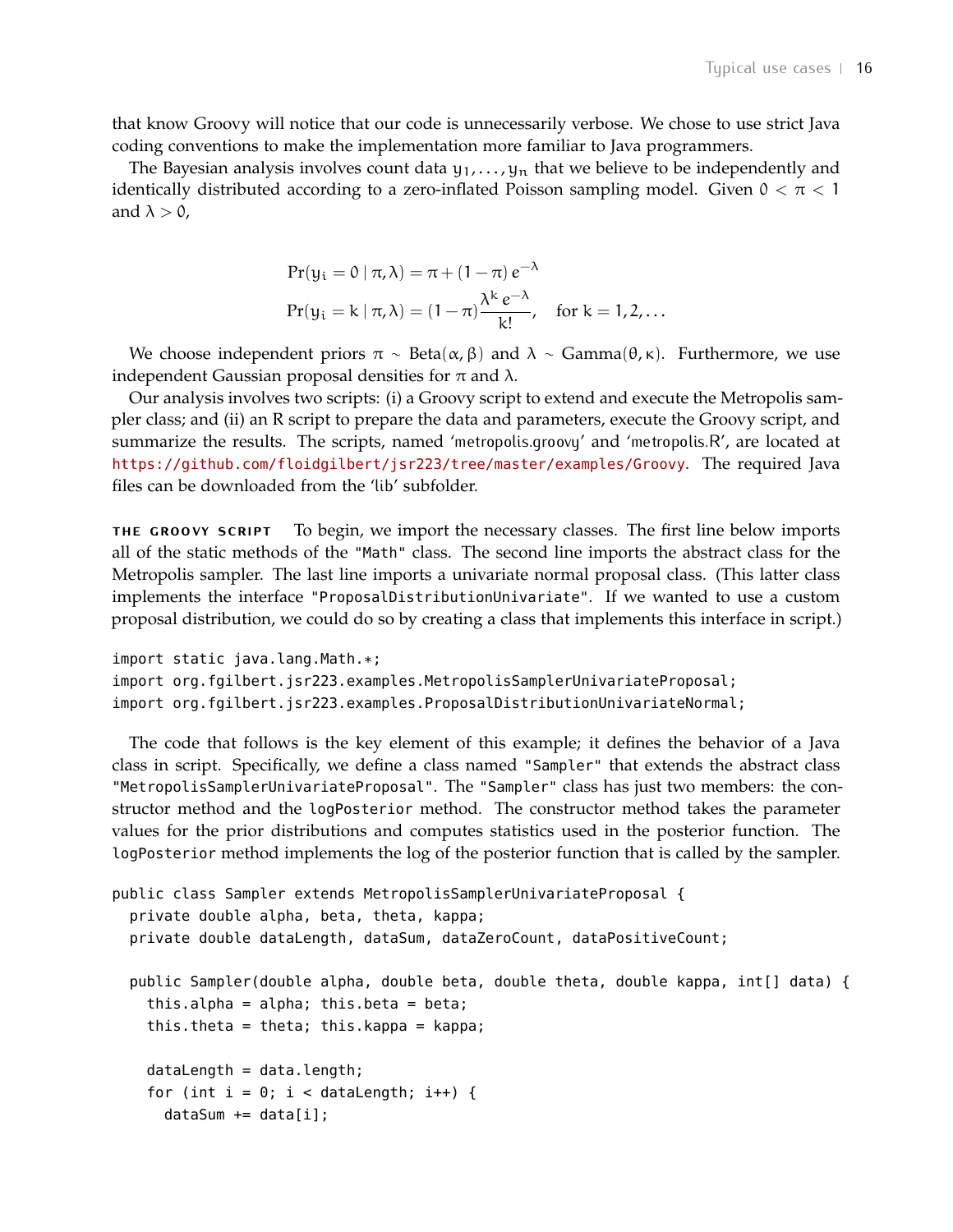that know Groovy will notice that our code is unnecessarily verbose. We chose to use strict Java coding conventions to make the implementation more familiar to Java programmers.

The Bayesian analysis involves count data $y_1, \ldots, y_n$ that we believe to be independently and identically distributed according to a zero-inflated Poisson sampling model. Given $0 < \pi < 1$ and $\lambda > 0$,

$$\Pr(y_i = 0 \mid \pi, \lambda) = \pi + (1 - \pi)\, e^{-\lambda}$$

$$\Pr(y_i = k \mid \pi, \lambda) = (1 - \pi) \frac{\lambda^k\, e^{-\lambda}}{k!}, \quad \text{for } k = 1, 2, \ldots$$

We choose independent priors $\pi \sim \text{Beta}(\alpha, \beta)$ and $\lambda \sim \text{Gamma}(\theta, \kappa)$. Furthermore, we use independent Gaussian proposal densities for $\pi$ and $\lambda$.

Our analysis involves two scripts: (i) a Groovy script to extend and execute the Metropolis sampler class; and (ii) an R script to prepare the data and parameters, execute the Groovy script, and summarize the results. The scripts, named 'metropolis.groovy' and 'metropolis.R', are located at https://github.com/floidgilbert/jsr223/tree/master/examples/Groovy. The required Java files can be downloaded from the 'lib' subfolder.

**The Groovy script** To begin, we import the necessary classes. The first line below imports all of the static methods of the "Math" class. The second line imports the abstract class for the Metropolis sampler. The last line imports a univariate normal proposal class. (This latter class implements the interface "ProposalDistributionUnivariate". If we wanted to use a custom proposal distribution, we could do so by creating a class that implements this interface in script.)

```
import static java.lang.Math.*;
import org.fgilbert.jsr223.examples.MetropolisSamplerUnivariateProposal;
import org.fgilbert.jsr223.examples.ProposalDistributionUnivariateNormal;
```

The code that follows is the key element of this example; it defines the behavior of a Java class in script. Specifically, we define a class named "Sampler" that extends the abstract class "MetropolisSamplerUnivariateProposal". The "Sampler" class has just two members: the constructor method and the `logPosterior` method. The constructor method takes the parameter values for the prior distributions and computes statistics used in the posterior function. The `logPosterior` method implements the log of the posterior function that is called by the sampler.

```
public class Sampler extends MetropolisSamplerUnivariateProposal {
  private double alpha, beta, theta, kappa;
  private double dataLength, dataSum, dataZeroCount, dataPositiveCount;

  public Sampler(double alpha, double beta, double theta, double kappa, int[] data) {
    this.alpha = alpha; this.beta = beta;
    this.theta = theta; this.kappa = kappa;

    dataLength = data.length;
    for (int i = 0; i < dataLength; i++) {
      dataSum += data[i];
```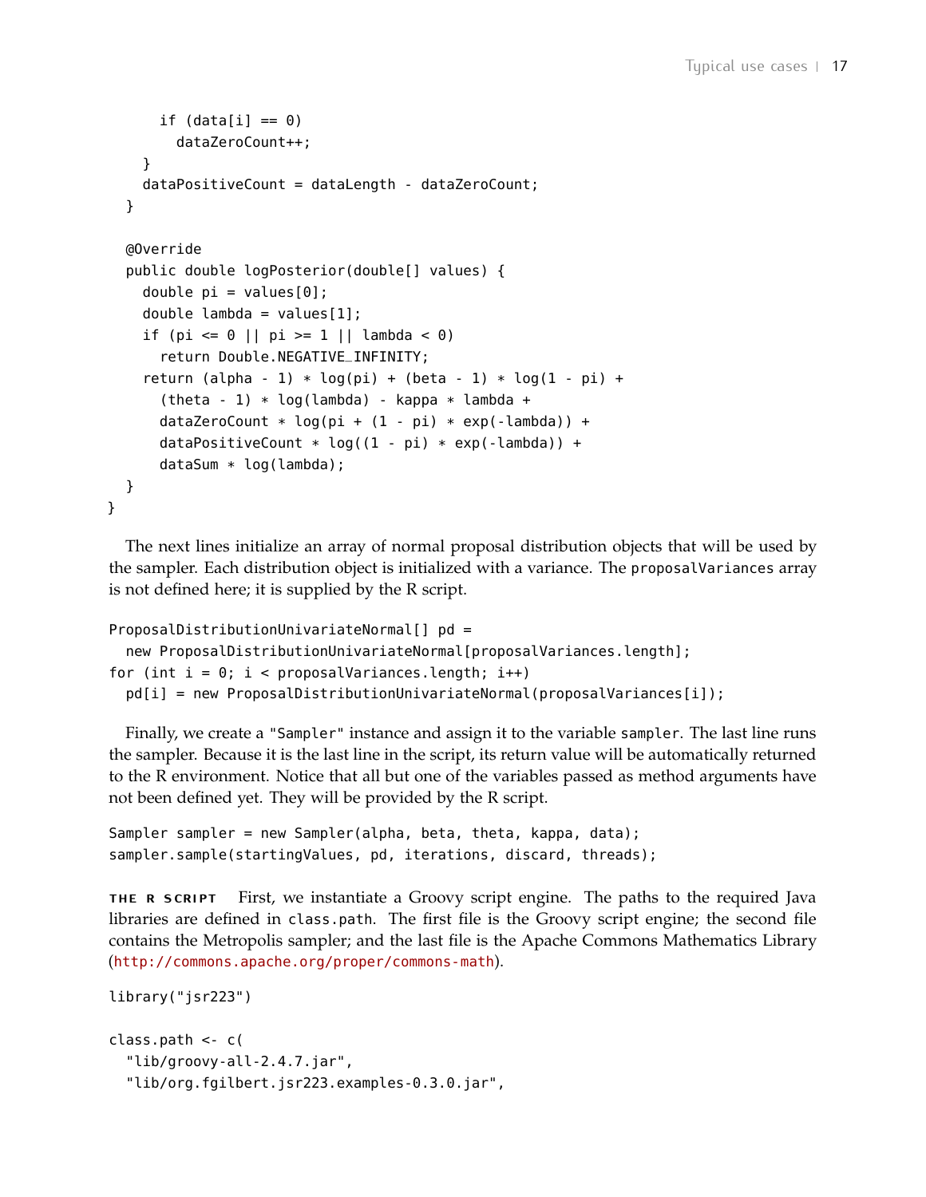```
      if (data[i] == 0)
        dataZeroCount++;
    }
    dataPositiveCount = dataLength - dataZeroCount;
  }

  @Override
  public double logPosterior(double[] values) {
    double pi = values[0];
    double lambda = values[1];
    if (pi <= 0 || pi >= 1 || lambda < 0)
      return Double.NEGATIVE_INFINITY;
    return (alpha - 1) * log(pi) + (beta - 1) * log(1 - pi) +
      (theta - 1) * log(lambda) - kappa * lambda +
      dataZeroCount * log(pi + (1 - pi) * exp(-lambda)) +
      dataPositiveCount * log((1 - pi) * exp(-lambda)) +
      dataSum * log(lambda);
  }
}
```

The next lines initialize an array of normal proposal distribution objects that will be used by the sampler. Each distribution object is initialized with a variance. The `proposalVariances` array is not defined here; it is supplied by the R script.

```
ProposalDistributionUnivariateNormal[] pd =
  new ProposalDistributionUnivariateNormal[proposalVariances.length];
for (int i = 0; i < proposalVariances.length; i++)
  pd[i] = new ProposalDistributionUnivariateNormal(proposalVariances[i]);
```

Finally, we create a `"Sampler"` instance and assign it to the variable `sampler`. The last line runs the sampler. Because it is the last line in the script, its return value will be automatically returned to the R environment. Notice that all but one of the variables passed as method arguments have not been defined yet. They will be provided by the R script.

```
Sampler sampler = new Sampler(alpha, beta, theta, kappa, data);
sampler.sample(startingValues, pd, iterations, discard, threads);
```

**THE R SCRIPT** First, we instantiate a Groovy script engine. The paths to the required Java libraries are defined in `class.path`. The first file is the Groovy script engine; the second file contains the Metropolis sampler; and the last file is the Apache Commons Mathematics Library (http://commons.apache.org/proper/commons-math).

```
library("jsr223")

class.path <- c(
  "lib/groovy-all-2.4.7.jar",
  "lib/org.fgilbert.jsr223.examples-0.3.0.jar",
```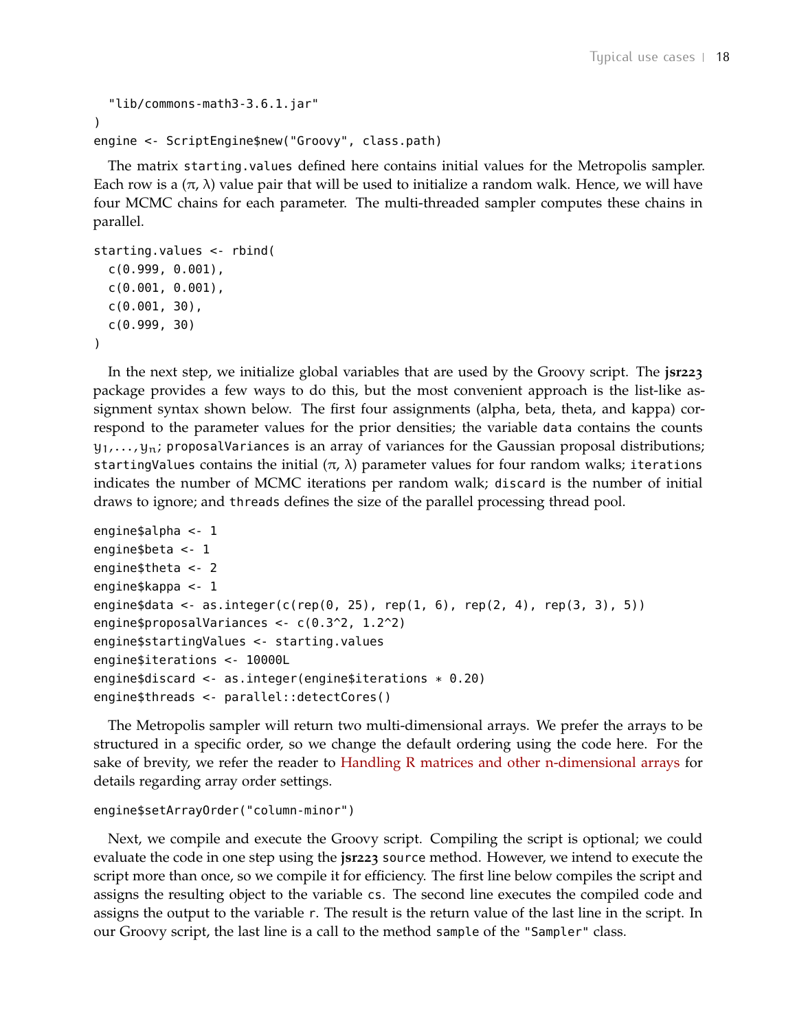```
  "lib/commons-math3-3.6.1.jar"
)
engine <- ScriptEngine$new("Groovy", class.path)
```

The matrix `starting.values` defined here contains initial values for the Metropolis sampler. Each row is a $(\pi, \lambda)$ value pair that will be used to initialize a random walk. Hence, we will have four MCMC chains for each parameter. The multi-threaded sampler computes these chains in parallel.

```
starting.values <- rbind(
  c(0.999, 0.001),
  c(0.001, 0.001),
  c(0.001, 30),
  c(0.999, 30)
)
```

In the next step, we initialize global variables that are used by the Groovy script. The **jsr223** package provides a few ways to do this, but the most convenient approach is the list-like assignment syntax shown below. The first four assignments (alpha, beta, theta, and kappa) correspond to the parameter values for the prior densities; the variable `data` contains the counts $y_1, \ldots, y_n$; `proposalVariances` is an array of variances for the Gaussian proposal distributions; `startingValues` contains the initial $(\pi, \lambda)$ parameter values for four random walks; `iterations` indicates the number of MCMC iterations per random walk; `discard` is the number of initial draws to ignore; and `threads` defines the size of the parallel processing thread pool.

```
engine$alpha <- 1
engine$beta <- 1
engine$theta <- 2
engine$kappa <- 1
engine$data <- as.integer(c(rep(0, 25), rep(1, 6), rep(2, 4), rep(3, 3), 5))
engine$proposalVariances <- c(0.3^2, 1.2^2)
engine$startingValues <- starting.values
engine$iterations <- 10000L
engine$discard <- as.integer(engine$iterations * 0.20)
engine$threads <- parallel::detectCores()
```

The Metropolis sampler will return two multi-dimensional arrays. We prefer the arrays to be structured in a specific order, so we change the default ordering using the code here. For the sake of brevity, we refer the reader to Handling R matrices and other n-dimensional arrays for details regarding array order settings.

```
engine$setArrayOrder("column-minor")
```

Next, we compile and execute the Groovy script. Compiling the script is optional; we could evaluate the code in one step using the **jsr223** `source` method. However, we intend to execute the script more than once, so we compile it for efficiency. The first line below compiles the script and assigns the resulting object to the variable `cs`. The second line executes the compiled code and assigns the output to the variable `r`. The result is the return value of the last line in the script. In our Groovy script, the last line is a call to the method `sample` of the `"Sampler"` class.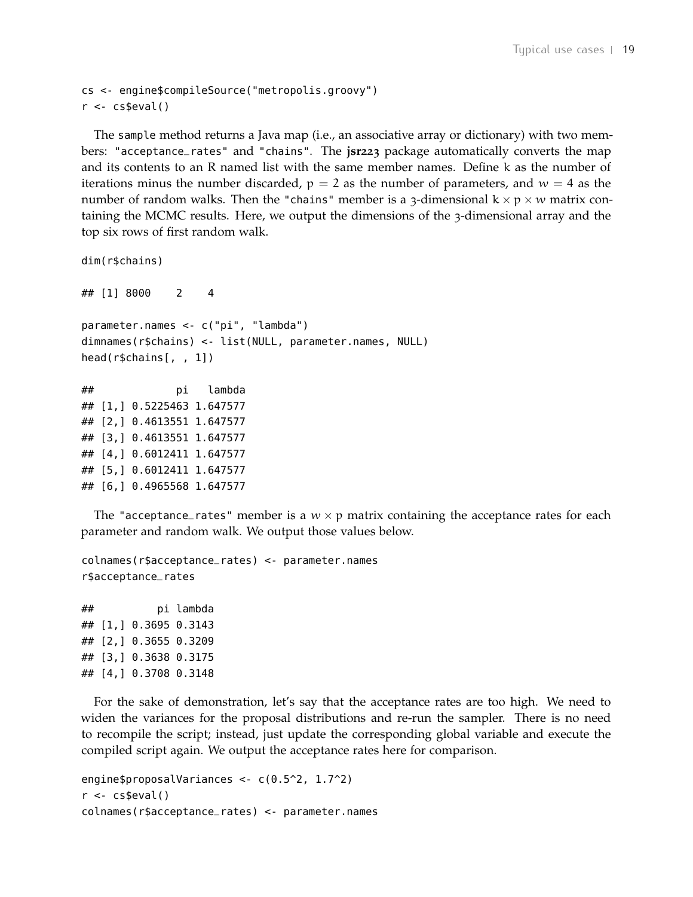```
cs <- engine$compileSource("metropolis.groovy")
r <- cs$eval()
```

The `sample` method returns a Java map (i.e., an associative array or dictionary) with two members: `"acceptance_rates"` and `"chains"`. The **jsr223** package automatically converts the map and its contents to an R named list with the same member names. Define $k$ as the number of iterations minus the number discarded, $p = 2$ as the number of parameters, and $w = 4$ as the number of random walks. Then the `"chains"` member is a 3-dimensional $k \times p \times w$ matrix containing the MCMC results. Here, we output the dimensions of the 3-dimensional array and the top six rows of first random walk.

```
dim(r$chains)

## [1] 8000    2    4

parameter.names <- c("pi", "lambda")
dimnames(r$chains) <- list(NULL, parameter.names, NULL)
head(r$chains[, , 1])

##             pi   lambda
## [1,] 0.5225463 1.647577
## [2,] 0.4613551 1.647577
## [3,] 0.4613551 1.647577
## [4,] 0.6012411 1.647577
## [5,] 0.6012411 1.647577
## [6,] 0.4965568 1.647577
```

The `"acceptance_rates"` member is a $w \times p$ matrix containing the acceptance rates for each parameter and random walk. We output those values below.

```
colnames(r$acceptance_rates) <- parameter.names
r$acceptance_rates

##          pi lambda
## [1,] 0.3695 0.3143
## [2,] 0.3655 0.3209
## [3,] 0.3638 0.3175
## [4,] 0.3708 0.3148
```

For the sake of demonstration, let's say that the acceptance rates are too high. We need to widen the variances for the proposal distributions and re-run the sampler. There is no need to recompile the script; instead, just update the corresponding global variable and execute the compiled script again. We output the acceptance rates here for comparison.

```
engine$proposalVariances <- c(0.5^2, 1.7^2)
r <- cs$eval()
colnames(r$acceptance_rates) <- parameter.names
```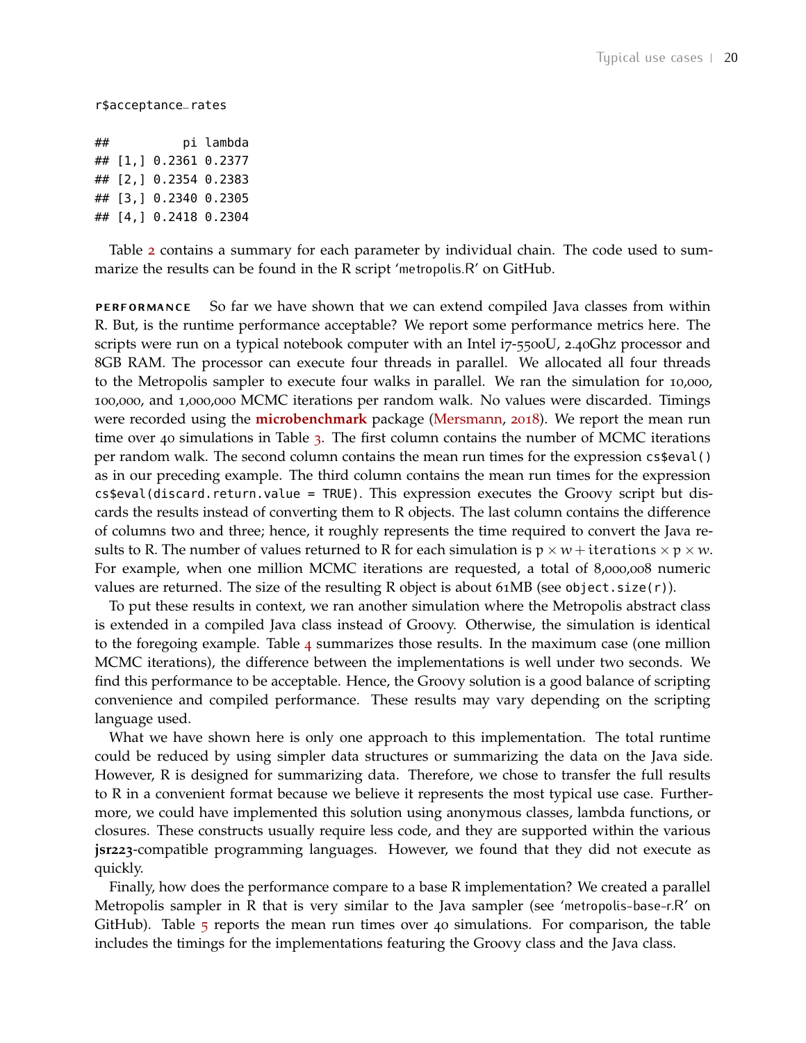```
r$acceptance_rates

##          pi lambda
## [1,] 0.2361 0.2377
## [2,] 0.2354 0.2383
## [3,] 0.2340 0.2305
## [4,] 0.2418 0.2304
```

Table 2 contains a summary for each parameter by individual chain. The code used to summarize the results can be found in the R script 'metropolis.R' on GitHub.

**PERFORMANCE** So far we have shown that we can extend compiled Java classes from within R. But, is the runtime performance acceptable? We report some performance metrics here. The scripts were run on a typical notebook computer with an Intel i7-5500U, 2.40Ghz processor and 8GB RAM. The processor can execute four threads in parallel. We allocated all four threads to the Metropolis sampler to execute four walks in parallel. We ran the simulation for 10,000, 100,000, and 1,000,000 MCMC iterations per random walk. No values were discarded. Timings were recorded using the **microbenchmark** package (Mersmann, 2018). We report the mean run time over 40 simulations in Table 3. The first column contains the number of MCMC iterations per random walk. The second column contains the mean run times for the expression `cs$eval()` as in our preceding example. The third column contains the mean run times for the expression `cs$eval(discard.return.value = TRUE)`. This expression executes the Groovy script but discards the results instead of converting them to R objects. The last column contains the difference of columns two and three; hence, it roughly represents the time required to convert the Java results to R. The number of values returned to R for each simulation is $p \times w + iterations \times p \times w$. For example, when one million MCMC iterations are requested, a total of 8,000,008 numeric values are returned. The size of the resulting R object is about 61MB (see `object.size(r)`).

To put these results in context, we ran another simulation where the Metropolis abstract class is extended in a compiled Java class instead of Groovy. Otherwise, the simulation is identical to the foregoing example. Table 4 summarizes those results. In the maximum case (one million MCMC iterations), the difference between the implementations is well under two seconds. We find this performance to be acceptable. Hence, the Groovy solution is a good balance of scripting convenience and compiled performance. These results may vary depending on the scripting language used.

What we have shown here is only one approach to this implementation. The total runtime could be reduced by using simpler data structures or summarizing the data on the Java side. However, R is designed for summarizing data. Therefore, we chose to transfer the full results to R in a convenient format because we believe it represents the most typical use case. Furthermore, we could have implemented this solution using anonymous classes, lambda functions, or closures. These constructs usually require less code, and they are supported within the various **jsr223**-compatible programming languages. However, we found that they did not execute as quickly.

Finally, how does the performance compare to a base R implementation? We created a parallel Metropolis sampler in R that is very similar to the Java sampler (see 'metropolis-base-r.R' on GitHub). Table 5 reports the mean run times over 40 simulations. For comparison, the table includes the timings for the implementations featuring the Groovy class and the Java class.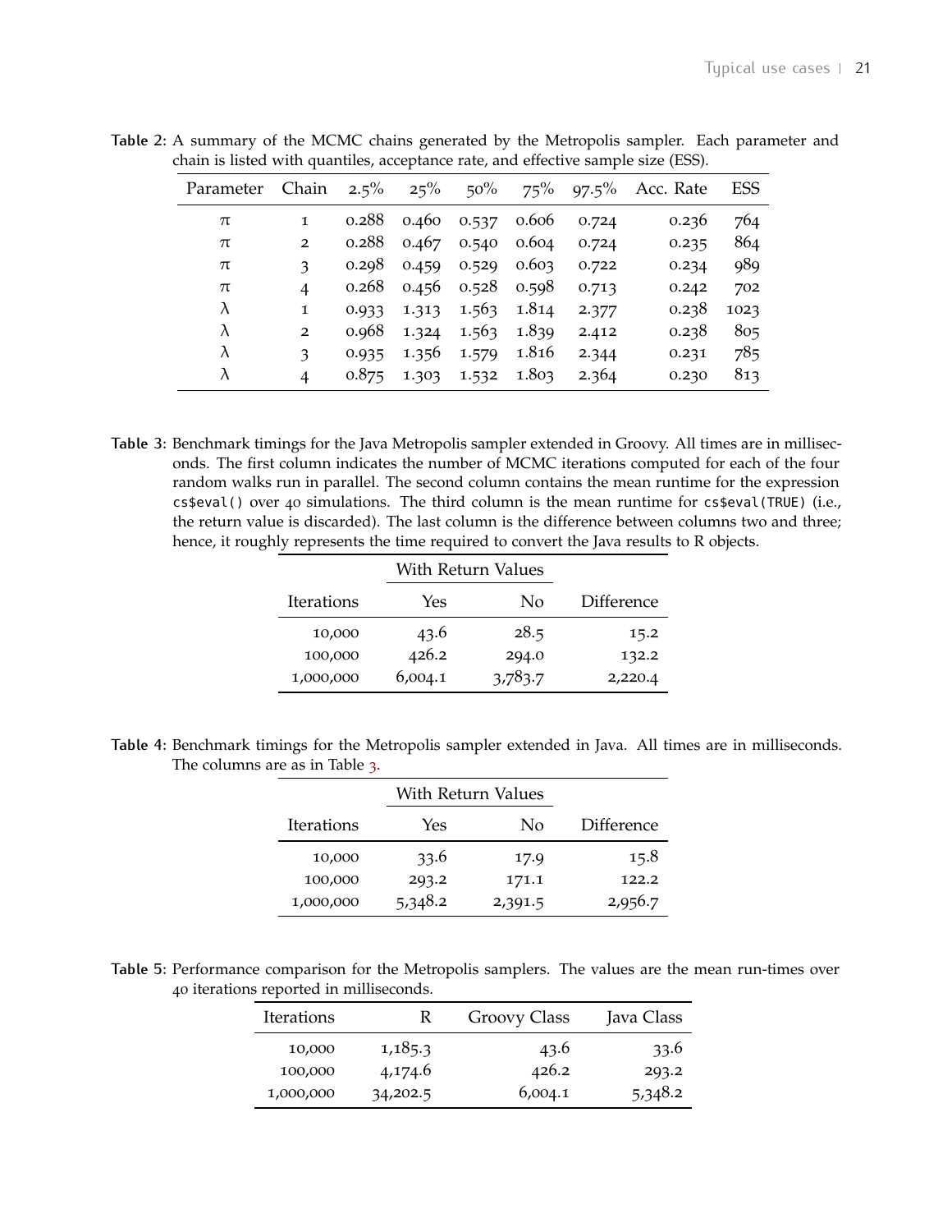**Table 2:** A summary of the MCMC chains generated by the Metropolis sampler. Each parameter and chain is listed with quantiles, acceptance rate, and effective sample size (ESS).

| Parameter | Chain | 2.5% | 25% | 50% | 75% | 97.5% | Acc. Rate | ESS |
|---|---|---|---|---|---|---|---|---|
| $\pi$ | 1 | 0.288 | 0.460 | 0.537 | 0.606 | 0.724 | 0.236 | 764 |
| $\pi$ | 2 | 0.288 | 0.467 | 0.540 | 0.604 | 0.724 | 0.235 | 864 |
| $\pi$ | 3 | 0.298 | 0.459 | 0.529 | 0.603 | 0.722 | 0.234 | 989 |
| $\pi$ | 4 | 0.268 | 0.456 | 0.528 | 0.598 | 0.713 | 0.242 | 702 |
| $\lambda$ | 1 | 0.933 | 1.313 | 1.563 | 1.814 | 2.377 | 0.238 | 1023 |
| $\lambda$ | 2 | 0.968 | 1.324 | 1.563 | 1.839 | 2.412 | 0.238 | 805 |
| $\lambda$ | 3 | 0.935 | 1.356 | 1.579 | 1.816 | 2.344 | 0.231 | 785 |
| $\lambda$ | 4 | 0.875 | 1.303 | 1.532 | 1.803 | 2.364 | 0.230 | 813 |

**Table 3:** Benchmark timings for the Java Metropolis sampler extended in Groovy. All times are in milliseconds. The first column indicates the number of MCMC iterations computed for each of the four random walks run in parallel. The second column contains the mean runtime for the expression `cs$eval()` over 40 simulations. The third column is the mean runtime for `cs$eval(TRUE)` (i.e., the return value is discarded). The last column is the difference between columns two and three; hence, it roughly represents the time required to convert the Java results to R objects.

| | With Return Values | | |
|---|---|---|---|
| Iterations | Yes | No | Difference |
| 10,000 | 43.6 | 28.5 | 15.2 |
| 100,000 | 426.2 | 294.0 | 132.2 |
| 1,000,000 | 6,004.1 | 3,783.7 | 2,220.4 |

**Table 4:** Benchmark timings for the Metropolis sampler extended in Java. All times are in milliseconds. The columns are as in Table 3.

| | With Return Values | | |
|---|---|---|---|
| Iterations | Yes | No | Difference |
| 10,000 | 33.6 | 17.9 | 15.8 |
| 100,000 | 293.2 | 171.1 | 122.2 |
| 1,000,000 | 5,348.2 | 2,391.5 | 2,956.7 |

**Table 5:** Performance comparison for the Metropolis samplers. The values are the mean run-times over 40 iterations reported in milliseconds.

| Iterations | R | Groovy Class | Java Class |
|---|---|---|---|
| 10,000 | 1,185.3 | 43.6 | 33.6 |
| 100,000 | 4,174.6 | 426.2 | 293.2 |
| 1,000,000 | 34,202.5 | 6,004.1 | 5,348.2 |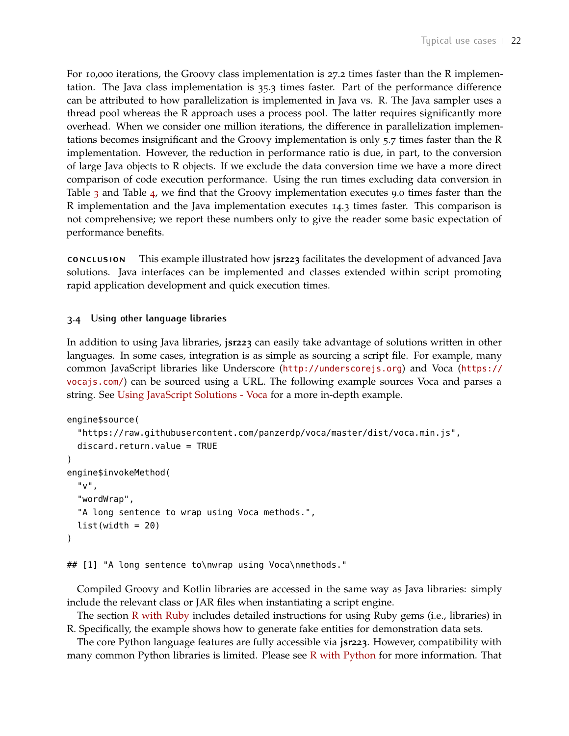For 10,000 iterations, the Groovy class implementation is 27.2 times faster than the R implementation. The Java class implementation is 35.3 times faster. Part of the performance difference can be attributed to how parallelization is implemented in Java vs. R. The Java sampler uses a thread pool whereas the R approach uses a process pool. The latter requires significantly more overhead. When we consider one million iterations, the difference in parallelization implementations becomes insignificant and the Groovy implementation is only 5.7 times faster than the R implementation. However, the reduction in performance ratio is due, in part, to the conversion of large Java objects to R objects. If we exclude the data conversion time we have a more direct comparison of code execution performance. Using the run times excluding data conversion in Table 3 and Table 4, we find that the Groovy implementation executes 9.0 times faster than the R implementation and the Java implementation executes 14.3 times faster. This comparison is not comprehensive; we report these numbers only to give the reader some basic expectation of performance benefits.

**conclusion** This example illustrated how **jsr223** facilitates the development of advanced Java solutions. Java interfaces can be implemented and classes extended within script promoting rapid application development and quick execution times.

### 3.4 Using other language libraries

In addition to using Java libraries, **jsr223** can easily take advantage of solutions written in other languages. In some cases, integration is as simple as sourcing a script file. For example, many common JavaScript libraries like Underscore (http://underscorejs.org) and Voca (https://vocajs.com/) can be sourced using a URL. The following example sources Voca and parses a string. See Using JavaScript Solutions - Voca for a more in-depth example.

```
engine$source(
  "https://raw.githubusercontent.com/panzerdp/voca/master/dist/voca.min.js",
  discard.return.value = TRUE
)
engine$invokeMethod(
  "v",
  "wordWrap",
  "A long sentence to wrap using Voca methods.",
  list(width = 20)
)

## [1] "A long sentence to\nwrap using Voca\nmethods."
```

Compiled Groovy and Kotlin libraries are accessed in the same way as Java libraries: simply include the relevant class or JAR files when instantiating a script engine.

The section R with Ruby includes detailed instructions for using Ruby gems (i.e., libraries) in R. Specifically, the example shows how to generate fake entities for demonstration data sets.

The core Python language features are fully accessible via **jsr223**. However, compatibility with many common Python libraries is limited. Please see R with Python for more information. That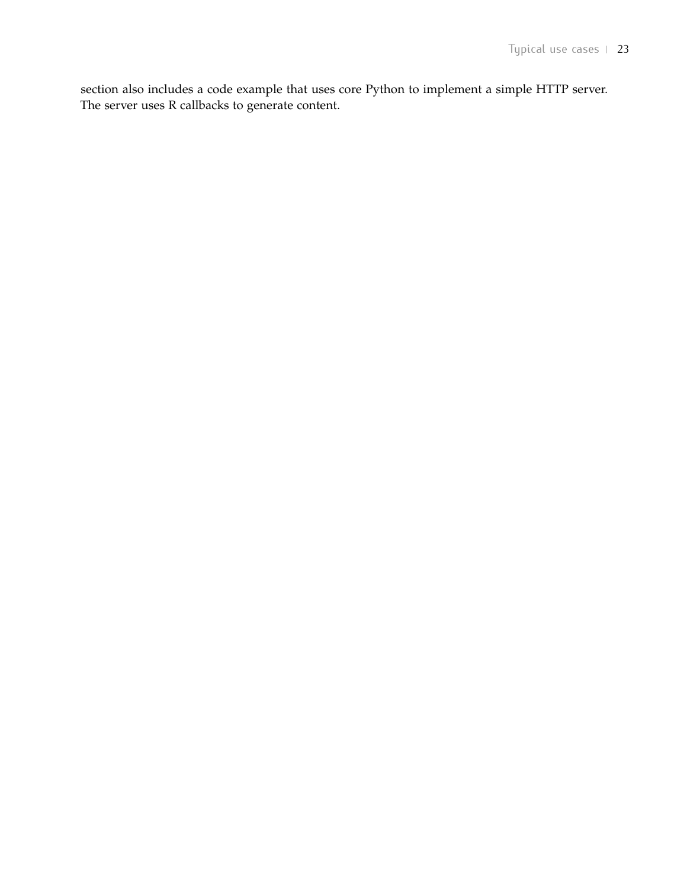section also includes a code example that uses core Python to implement a simple HTTP server. The server uses R callbacks to generate content.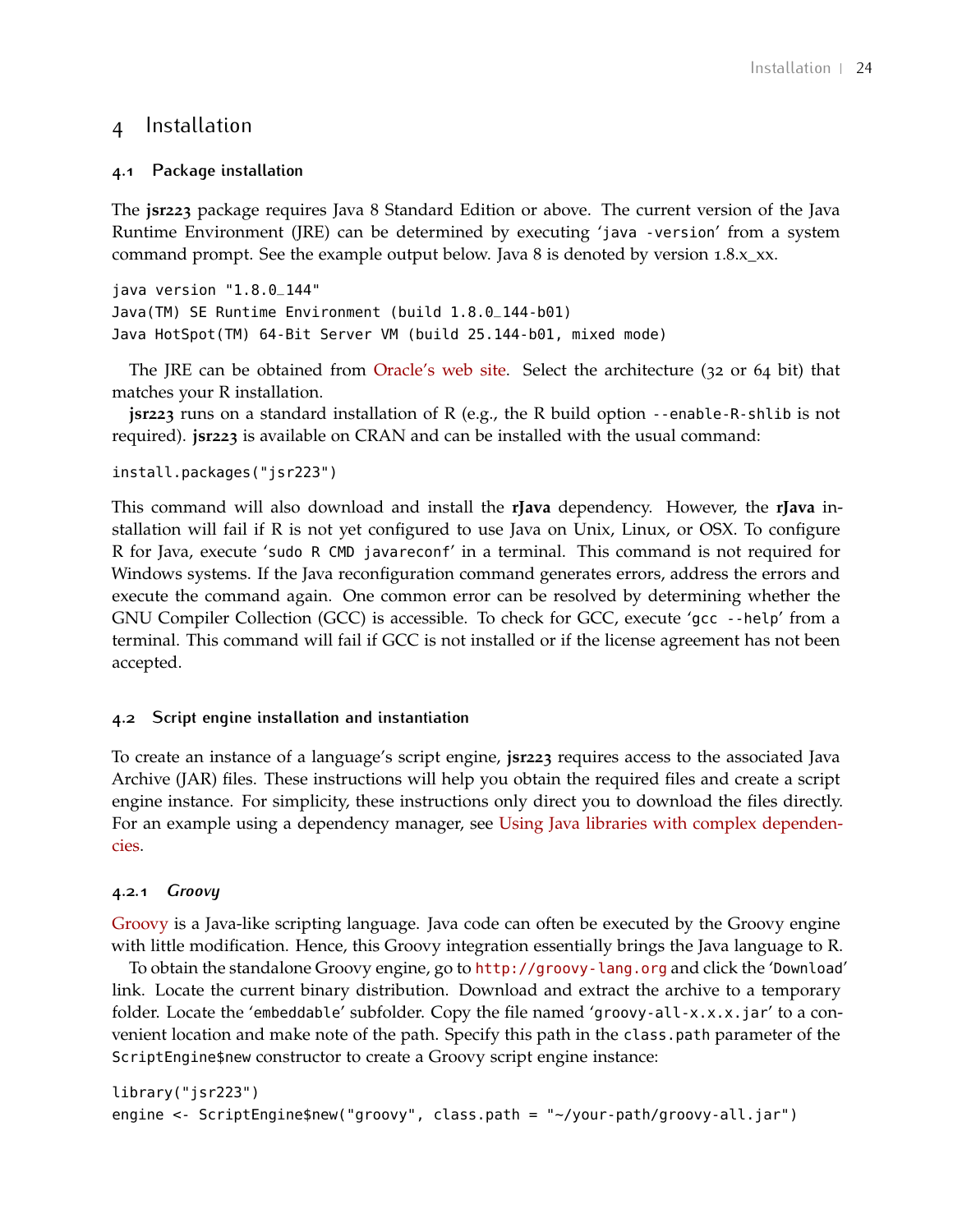# 4 Installation

## 4.1 Package installation

The **jsr223** package requires Java 8 Standard Edition or above. The current version of the Java Runtime Environment (JRE) can be determined by executing '`java -version`' from a system command prompt. See the example output below. Java 8 is denoted by version 1.8.x_xx.

```
java version "1.8.0_144"
Java(TM) SE Runtime Environment (build 1.8.0_144-b01)
Java HotSpot(TM) 64-Bit Server VM (build 25.144-b01, mixed mode)
```

The JRE can be obtained from Oracle's web site. Select the architecture (32 or 64 bit) that matches your R installation.

**jsr223** runs on a standard installation of R (e.g., the R build option `--enable-R-shlib` is not required). **jsr223** is available on CRAN and can be installed with the usual command:

```
install.packages("jsr223")
```

This command will also download and install the **rJava** dependency. However, the **rJava** installation will fail if R is not yet configured to use Java on Unix, Linux, or OSX. To configure R for Java, execute '`sudo R CMD javareconf`' in a terminal. This command is not required for Windows systems. If the Java reconfiguration command generates errors, address the errors and execute the command again. One common error can be resolved by determining whether the GNU Compiler Collection (GCC) is accessible. To check for GCC, execute '`gcc --help`' from a terminal. This command will fail if GCC is not installed or if the license agreement has not been accepted.

## 4.2 Script engine installation and instantiation

To create an instance of a language's script engine, **jsr223** requires access to the associated Java Archive (JAR) files. These instructions will help you obtain the required files and create a script engine instance. For simplicity, these instructions only direct you to download the files directly. For an example using a dependency manager, see Using Java libraries with complex dependencies.

### 4.2.1 *Groovy*

Groovy is a Java-like scripting language. Java code can often be executed by the Groovy engine with little modification. Hence, this Groovy integration essentially brings the Java language to R.

To obtain the standalone Groovy engine, go to `http://groovy-lang.org` and click the '`Download`' link. Locate the current binary distribution. Download and extract the archive to a temporary folder. Locate the '`embeddable`' subfolder. Copy the file named '`groovy-all-x.x.x.jar`' to a convenient location and make note of the path. Specify this path in the `class.path` parameter of the `ScriptEngine$new` constructor to create a Groovy script engine instance:

```
library("jsr223")
engine <- ScriptEngine$new("groovy", class.path = "~/your-path/groovy-all.jar")
```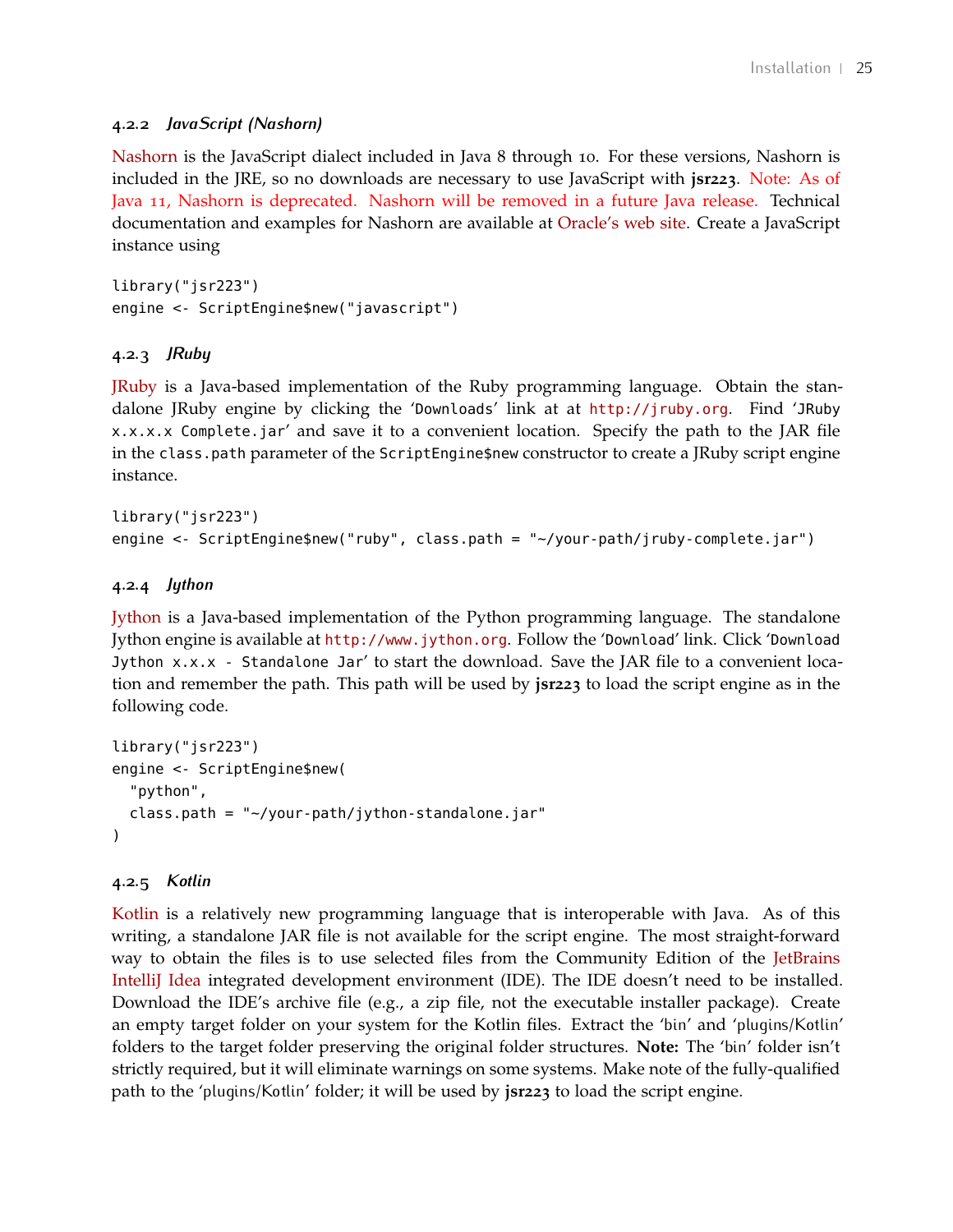### 4.2.2 *JavaScript (Nashorn)*

Nashorn is the JavaScript dialect included in Java 8 through 10. For these versions, Nashorn is included in the JRE, so no downloads are necessary to use JavaScript with **jsr223**. Note: As of Java 11, Nashorn is deprecated. Nashorn will be removed in a future Java release. Technical documentation and examples for Nashorn are available at Oracle's web site. Create a JavaScript instance using

```
library("jsr223")
engine <- ScriptEngine$new("javascript")
```

### 4.2.3 *JRuby*

JRuby is a Java-based implementation of the Ruby programming language. Obtain the standalone JRuby engine by clicking the '`Downloads`' link at at `http://jruby.org`. Find '`JRuby x.x.x.x Complete.jar`' and save it to a convenient location. Specify the path to the JAR file in the `class.path` parameter of the `ScriptEngine$new` constructor to create a JRuby script engine instance.

```
library("jsr223")
engine <- ScriptEngine$new("ruby", class.path = "~/your-path/jruby-complete.jar")
```

### 4.2.4 *Jython*

Jython is a Java-based implementation of the Python programming language. The standalone Jython engine is available at `http://www.jython.org`. Follow the '`Download`' link. Click '`Download Jython x.x.x - Standalone Jar`' to start the download. Save the JAR file to a convenient location and remember the path. This path will be used by **jsr223** to load the script engine as in the following code.

```
library("jsr223")
engine <- ScriptEngine$new(
  "python",
  class.path = "~/your-path/jython-standalone.jar"
)
```

### 4.2.5 *Kotlin*

Kotlin is a relatively new programming language that is interoperable with Java. As of this writing, a standalone JAR file is not available for the script engine. The most straight-forward way to obtain the files is to use selected files from the Community Edition of the JetBrains IntelliJ Idea integrated development environment (IDE). The IDE doesn't need to be installed. Download the IDE's archive file (e.g., a zip file, not the executable installer package). Create an empty target folder on your system for the Kotlin files. Extract the 'bin' and 'plugins/Kotlin' folders to the target folder preserving the original folder structures. **Note:** The 'bin' folder isn't strictly required, but it will eliminate warnings on some systems. Make note of the fully-qualified path to the 'plugins/Kotlin' folder; it will be used by **jsr223** to load the script engine.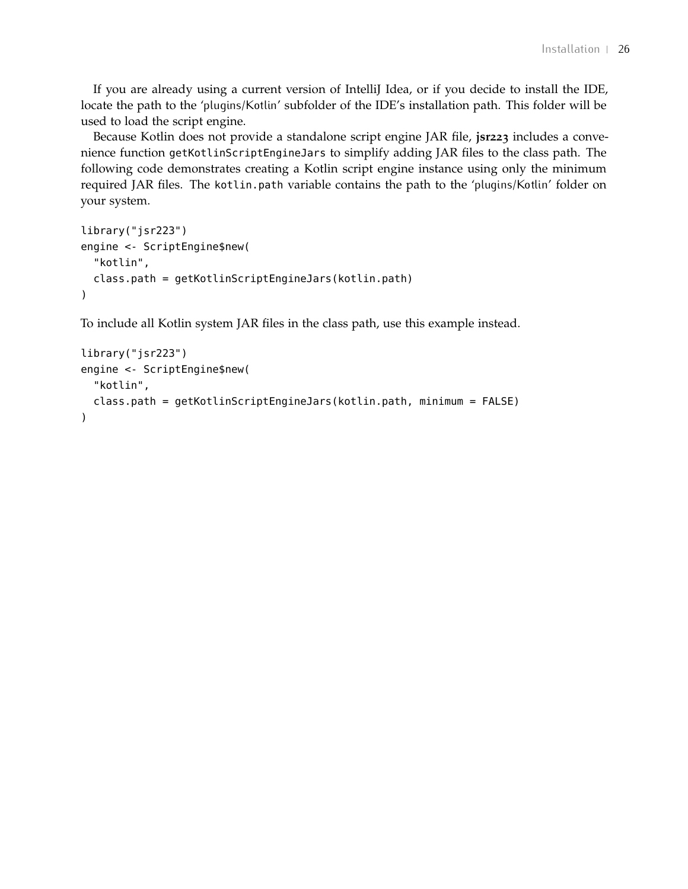If you are already using a current version of IntelliJ Idea, or if you decide to install the IDE, locate the path to the 'plugins/Kotlin' subfolder of the IDE's installation path. This folder will be used to load the script engine.

Because Kotlin does not provide a standalone script engine JAR file, **jsr223** includes a convenience function `getKotlinScriptEngineJars` to simplify adding JAR files to the class path. The following code demonstrates creating a Kotlin script engine instance using only the minimum required JAR files. The `kotlin.path` variable contains the path to the 'plugins/Kotlin' folder on your system.

```
library("jsr223")
engine <- ScriptEngine$new(
  "kotlin",
  class.path = getKotlinScriptEngineJars(kotlin.path)
)
```

To include all Kotlin system JAR files in the class path, use this example instead.

```
library("jsr223")
engine <- ScriptEngine$new(
  "kotlin",
  class.path = getKotlinScriptEngineJars(kotlin.path, minimum = FALSE)
)
```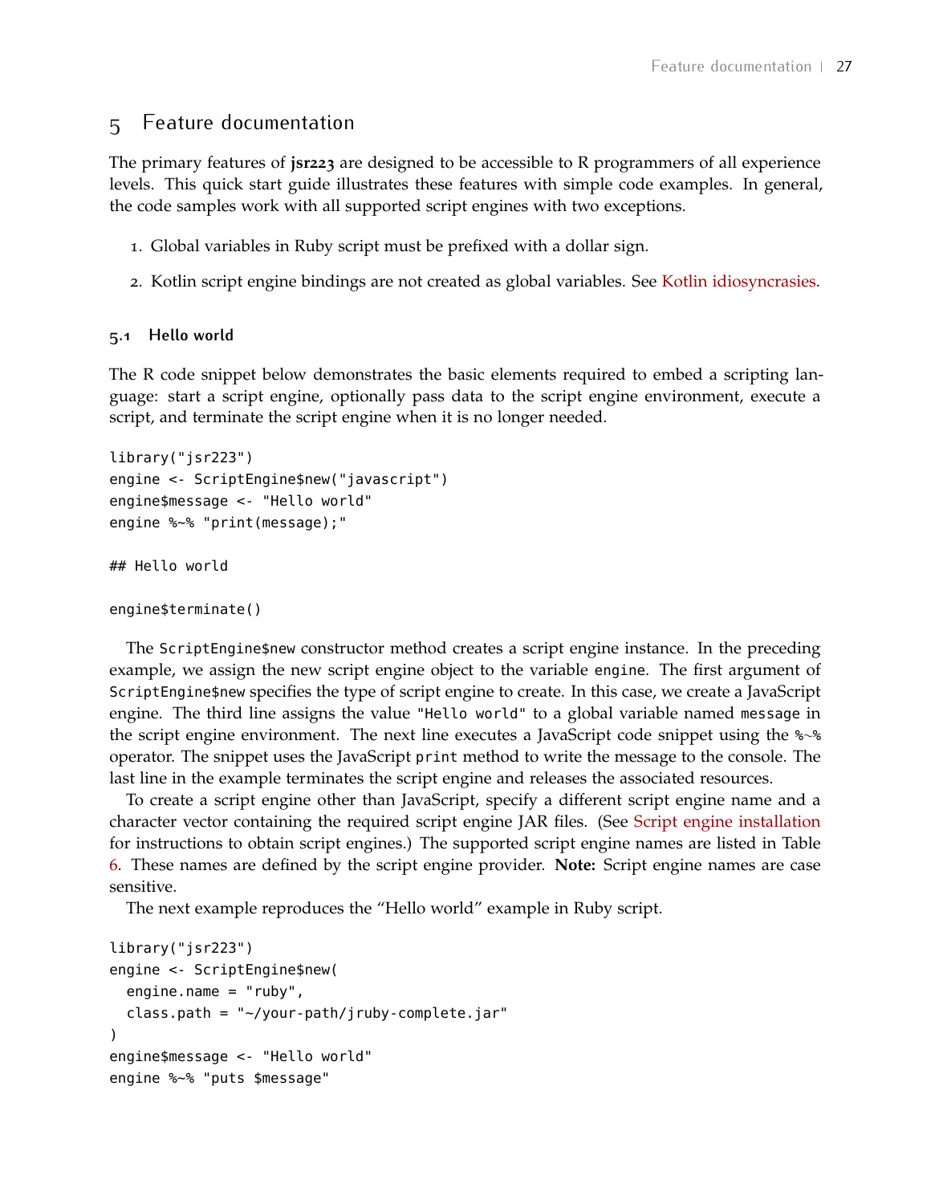# 5 Feature documentation

The primary features of **jsr223** are designed to be accessible to R programmers of all experience levels. This quick start guide illustrates these features with simple code examples. In general, the code samples work with all supported script engines with two exceptions.

1. Global variables in Ruby script must be prefixed with a dollar sign.
2. Kotlin script engine bindings are not created as global variables. See Kotlin idiosyncrasies.

## 5.1 Hello world

The R code snippet below demonstrates the basic elements required to embed a scripting language: start a script engine, optionally pass data to the script engine environment, execute a script, and terminate the script engine when it is no longer needed.

```
library("jsr223")
engine <- ScriptEngine$new("javascript")
engine$message <- "Hello world"
engine %~% "print(message);"

## Hello world

engine$terminate()
```

The `ScriptEngine$new` constructor method creates a script engine instance. In the preceding example, we assign the new script engine object to the variable `engine`. The first argument of `ScriptEngine$new` specifies the type of script engine to create. In this case, we create a JavaScript engine. The third line assigns the value `"Hello world"` to a global variable named `message` in the script engine environment. The next line executes a JavaScript code snippet using the `%~%` operator. The snippet uses the JavaScript `print` method to write the message to the console. The last line in the example terminates the script engine and releases the associated resources.

To create a script engine other than JavaScript, specify a different script engine name and a character vector containing the required script engine JAR files. (See Script engine installation for instructions to obtain script engines.) The supported script engine names are listed in Table 6. These names are defined by the script engine provider. **Note:** Script engine names are case sensitive.

The next example reproduces the "Hello world" example in Ruby script.

```
library("jsr223")
engine <- ScriptEngine$new(
  engine.name = "ruby",
  class.path = "~/your-path/jruby-complete.jar"
)
engine$message <- "Hello world"
engine %~% "puts $message"
```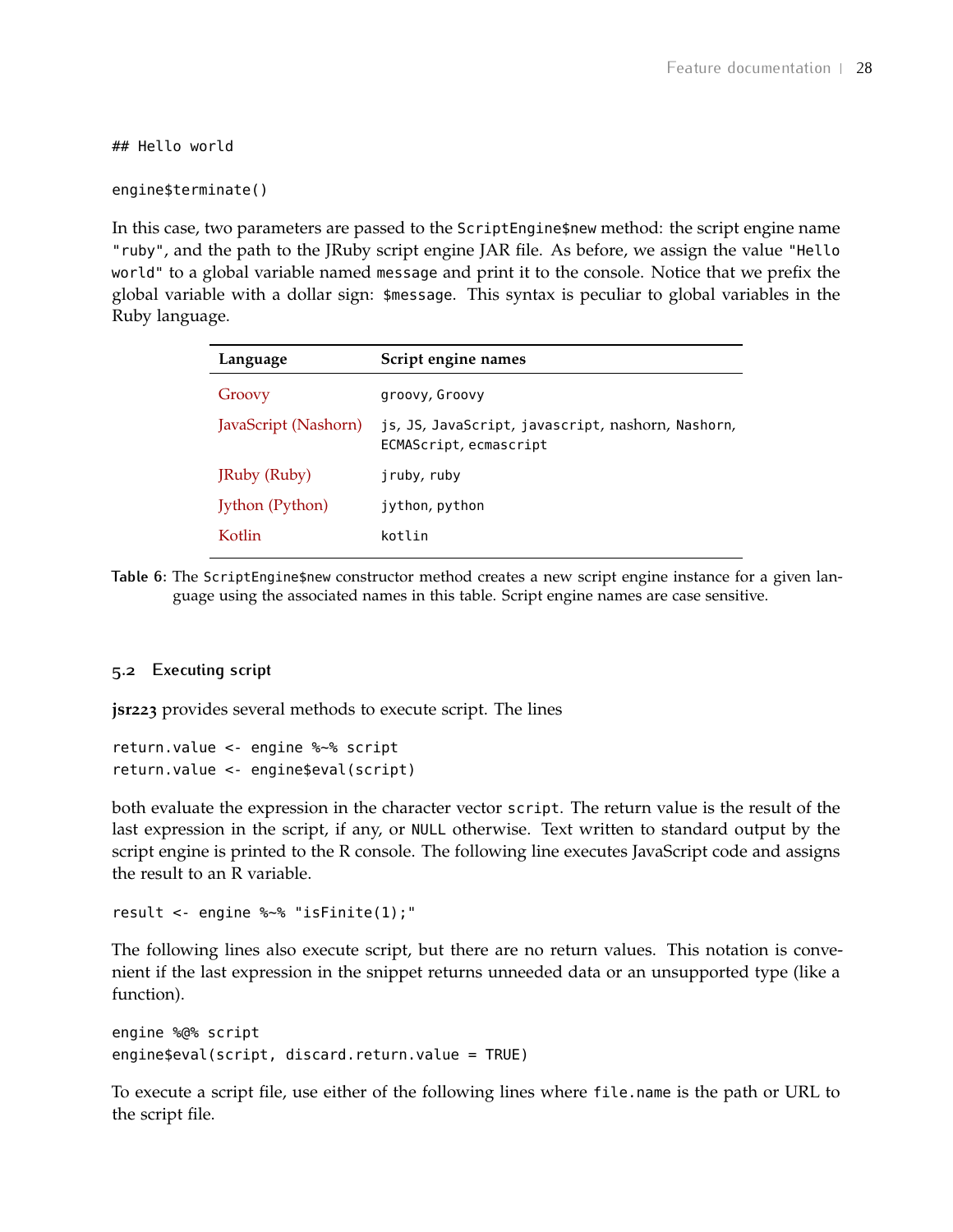```
## Hello world

engine$terminate()
```

In this case, two parameters are passed to the `ScriptEngine$new` method: the script engine name `"ruby"`, and the path to the JRuby script engine JAR file. As before, we assign the value `"Hello world"` to a global variable named `message` and print it to the console. Notice that we prefix the global variable with a dollar sign: `$message`. This syntax is peculiar to global variables in the Ruby language.

| Language | Script engine names |
|---|---|
| Groovy | `groovy`, `Groovy` |
| JavaScript (Nashorn) | `js`, `JS`, `JavaScript`, `javascript`, `nashorn`, `Nashorn`, `ECMAScript`, `ecmascript` |
| JRuby (Ruby) | `jruby`, `ruby` |
| Jython (Python) | `jython`, `python` |
| Kotlin | `kotlin` |

**Table 6:** The `ScriptEngine$new` constructor method creates a new script engine instance for a given language using the associated names in this table. Script engine names are case sensitive.

### 5.2 Executing script

**jsr223** provides several methods to execute script. The lines

```
return.value <- engine %~% script
return.value <- engine$eval(script)
```

both evaluate the expression in the character vector `script`. The return value is the result of the last expression in the script, if any, or `NULL` otherwise. Text written to standard output by the script engine is printed to the R console. The following line executes JavaScript code and assigns the result to an R variable.

```
result <- engine %~% "isFinite(1);"
```

The following lines also execute script, but there are no return values. This notation is convenient if the last expression in the snippet returns unneeded data or an unsupported type (like a function).

```
engine %@% script
engine$eval(script, discard.return.value = TRUE)
```

To execute a script file, use either of the following lines where `file.name` is the path or URL to the script file.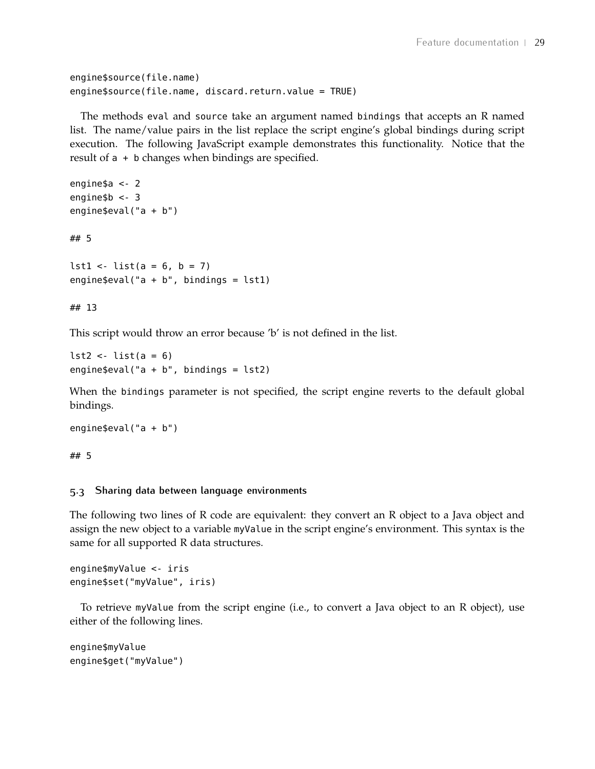```
engine$source(file.name)
engine$source(file.name, discard.return.value = TRUE)
```

The methods `eval` and `source` take an argument named `bindings` that accepts an R named list. The name/value pairs in the list replace the script engine's global bindings during script execution. The following JavaScript example demonstrates this functionality. Notice that the result of `a + b` changes when bindings are specified.

```
engine$a <- 2
engine$b <- 3
engine$eval("a + b")
```

```
## 5
```

```
lst1 <- list(a = 6, b = 7)
engine$eval("a + b", bindings = lst1)
```

```
## 13
```

This script would throw an error because 'b' is not defined in the list.

```
lst2 <- list(a = 6)
engine$eval("a + b", bindings = lst2)
```

When the `bindings` parameter is not specified, the script engine reverts to the default global bindings.

```
engine$eval("a + b")
```

```
## 5
```

### 5.3 Sharing data between language environments

The following two lines of R code are equivalent: they convert an R object to a Java object and assign the new object to a variable `myValue` in the script engine's environment. This syntax is the same for all supported R data structures.

```
engine$myValue <- iris
engine$set("myValue", iris)
```

To retrieve `myValue` from the script engine (i.e., to convert a Java object to an R object), use either of the following lines.

```
engine$myValue
engine$get("myValue")
```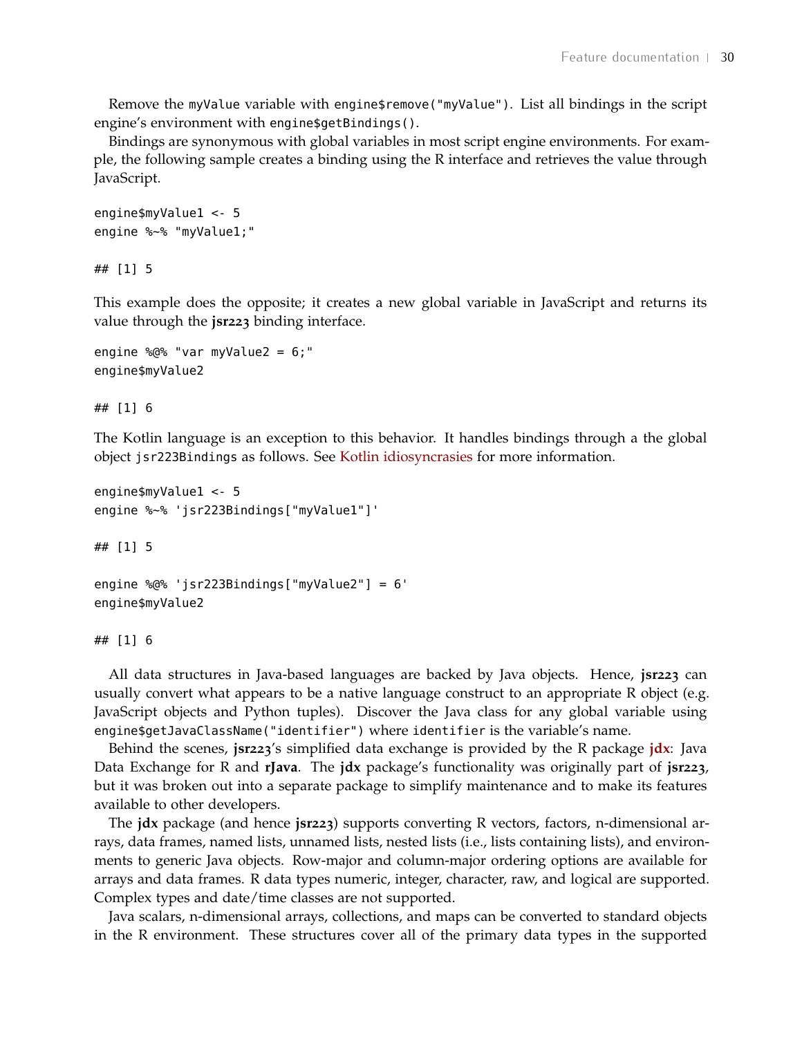Remove the `myValue` variable with `engine$remove("myValue")`. List all bindings in the script engine's environment with `engine$getBindings()`.

Bindings are synonymous with global variables in most script engine environments. For example, the following sample creates a binding using the R interface and retrieves the value through JavaScript.

```
engine$myValue1 <- 5
engine %~% "myValue1;"
```

```
## [1] 5
```

This example does the opposite; it creates a new global variable in JavaScript and returns its value through the **jsr223** binding interface.

```
engine %@% "var myValue2 = 6;"
engine$myValue2
```

```
## [1] 6
```

The Kotlin language is an exception to this behavior. It handles bindings through a the global object `jsr223Bindings` as follows. See Kotlin idiosyncrasies for more information.

```
engine$myValue1 <- 5
engine %~% 'jsr223Bindings["myValue1"]'
```

```
## [1] 5
```

```
engine %@% 'jsr223Bindings["myValue2"] = 6'
engine$myValue2
```

```
## [1] 6
```

All data structures in Java-based languages are backed by Java objects. Hence, **jsr223** can usually convert what appears to be a native language construct to an appropriate R object (e.g. JavaScript objects and Python tuples). Discover the Java class for any global variable using `engine$getJavaClassName("identifier")` where `identifier` is the variable's name.

Behind the scenes, **jsr223**'s simplified data exchange is provided by the R package **jdx**: Java Data Exchange for R and **rJava**. The **jdx** package's functionality was originally part of **jsr223**, but it was broken out into a separate package to simplify maintenance and to make its features available to other developers.

The **jdx** package (and hence **jsr223**) supports converting R vectors, factors, n-dimensional arrays, data frames, named lists, unnamed lists, nested lists (i.e., lists containing lists), and environments to generic Java objects. Row-major and column-major ordering options are available for arrays and data frames. R data types numeric, integer, character, raw, and logical are supported. Complex types and date/time classes are not supported.

Java scalars, n-dimensional arrays, collections, and maps can be converted to standard objects in the R environment. These structures cover all of the primary data types in the supported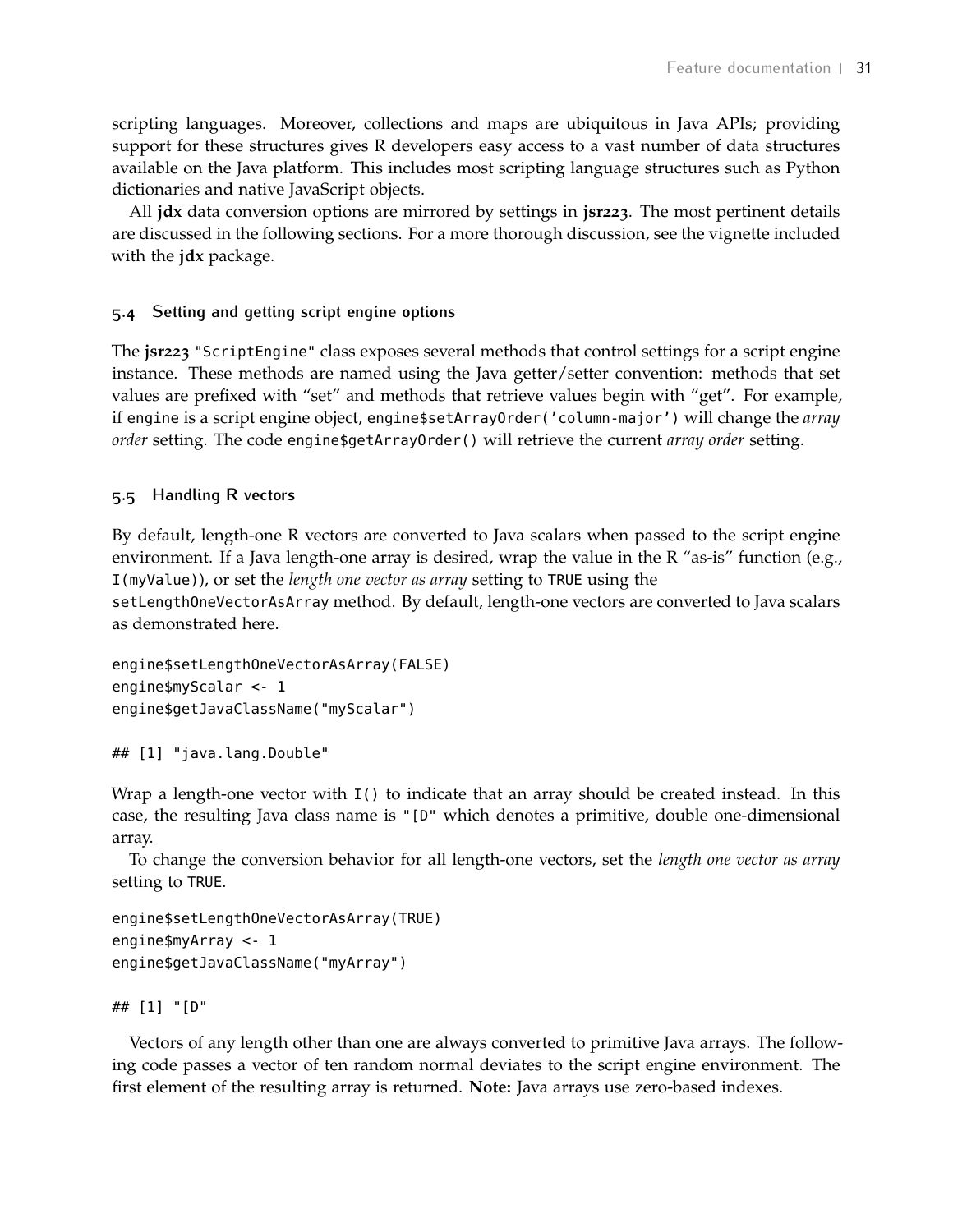scripting languages. Moreover, collections and maps are ubiquitous in Java APIs; providing support for these structures gives R developers easy access to a vast number of data structures available on the Java platform. This includes most scripting language structures such as Python dictionaries and native JavaScript objects.

All **jdx** data conversion options are mirrored by settings in **jsr223**. The most pertinent details are discussed in the following sections. For a more thorough discussion, see the vignette included with the **jdx** package.

### 5.4 Setting and getting script engine options

The **jsr223** `"ScriptEngine"` class exposes several methods that control settings for a script engine instance. These methods are named using the Java getter/setter convention: methods that set values are prefixed with "set" and methods that retrieve values begin with "get". For example, if `engine` is a script engine object, `engine$setArrayOrder('column-major')` will change the *array order* setting. The code `engine$getArrayOrder()` will retrieve the current *array order* setting.

### 5.5 Handling R vectors

By default, length-one R vectors are converted to Java scalars when passed to the script engine environment. If a Java length-one array is desired, wrap the value in the R "as-is" function (e.g., `I(myValue)`), or set the *length one vector as array* setting to `TRUE` using the `setLengthOneVectorAsArray` method. By default, length-one vectors are converted to Java scalars as demonstrated here.

```
engine$setLengthOneVectorAsArray(FALSE)
engine$myScalar <- 1
engine$getJavaClassName("myScalar")

## [1] "java.lang.Double"
```

Wrap a length-one vector with `I()` to indicate that an array should be created instead. In this case, the resulting Java class name is `"[D"` which denotes a primitive, double one-dimensional array.

To change the conversion behavior for all length-one vectors, set the *length one vector as array* setting to `TRUE`.

```
engine$setLengthOneVectorAsArray(TRUE)
engine$myArray <- 1
engine$getJavaClassName("myArray")

## [1] "[D"
```

Vectors of any length other than one are always converted to primitive Java arrays. The following code passes a vector of ten random normal deviates to the script engine environment. The first element of the resulting array is returned. **Note:** Java arrays use zero-based indexes.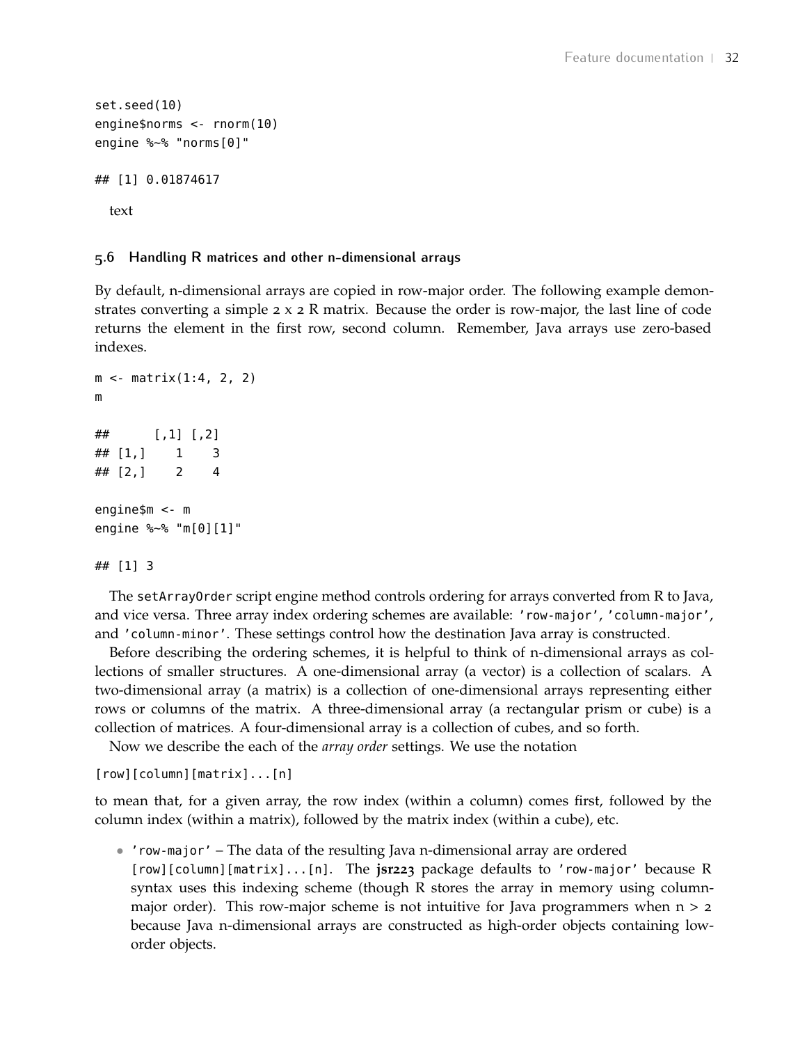```
set.seed(10)
engine$norms <- rnorm(10)
engine %~% "norms[0]"
```

```
## [1] 0.01874617
```

text

### 5.6 Handling R matrices and other n-dimensional arrays

By default, n-dimensional arrays are copied in row-major order. The following example demonstrates converting a simple 2 x 2 R matrix. Because the order is row-major, the last line of code returns the element in the first row, second column. Remember, Java arrays use zero-based indexes.

```
m <- matrix(1:4, 2, 2)
m
```

```
##      [,1] [,2]
## [1,]    1    3
## [2,]    2    4
```

```
engine$m <- m
engine %~% "m[0][1]"
```

```
## [1] 3
```

The `setArrayOrder` script engine method controls ordering for arrays converted from R to Java, and vice versa. Three array index ordering schemes are available: `'row-major'`, `'column-major'`, and `'column-minor'`. These settings control how the destination Java array is constructed.

Before describing the ordering schemes, it is helpful to think of n-dimensional arrays as collections of smaller structures. A one-dimensional array (a vector) is a collection of scalars. A two-dimensional array (a matrix) is a collection of one-dimensional arrays representing either rows or columns of the matrix. A three-dimensional array (a rectangular prism or cube) is a collection of matrices. A four-dimensional array is a collection of cubes, and so forth.

Now we describe the each of the *array order* settings. We use the notation

```
[row][column][matrix]...[n]
```

to mean that, for a given array, the row index (within a column) comes first, followed by the column index (within a matrix), followed by the matrix index (within a cube), etc.

- `'row-major'` – The data of the resulting Java n-dimensional array are ordered `[row][column][matrix]...[n]`. The **jsr223** package defaults to `'row-major'` because R syntax uses this indexing scheme (though R stores the array in memory using column-major order). This row-major scheme is not intuitive for Java programmers when n > 2 because Java n-dimensional arrays are constructed as high-order objects containing low-order objects.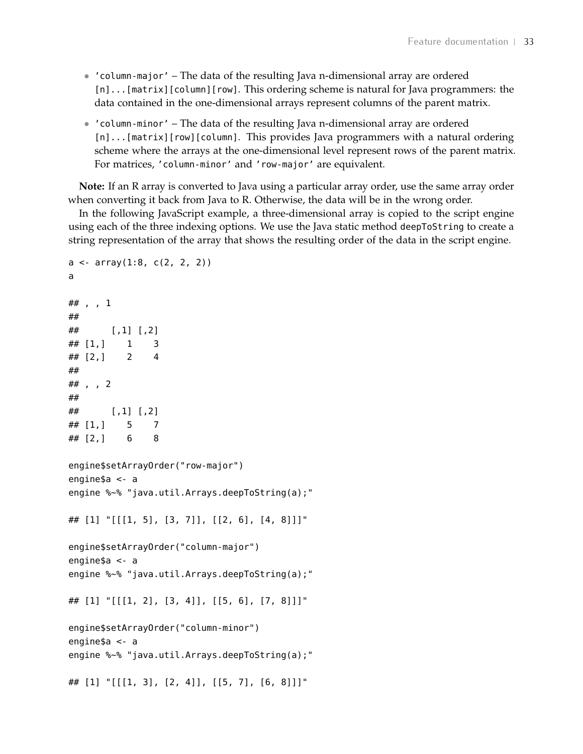- `'column-major'` – The data of the resulting Java n-dimensional array are ordered `[n]...[matrix][column][row]`. This ordering scheme is natural for Java programmers: the data contained in the one-dimensional arrays represent columns of the parent matrix.
- `'column-minor'` – The data of the resulting Java n-dimensional array are ordered `[n]...[matrix][row][column]`. This provides Java programmers with a natural ordering scheme where the arrays at the one-dimensional level represent rows of the parent matrix. For matrices, `'column-minor'` and `'row-major'` are equivalent.

**Note:** If an R array is converted to Java using a particular array order, use the same array order when converting it back from Java to R. Otherwise, the data will be in the wrong order.

In the following JavaScript example, a three-dimensional array is copied to the script engine using each of the three indexing options. We use the Java static method `deepToString` to create a string representation of the array that shows the resulting order of the data in the script engine.

```
a <- array(1:8, c(2, 2, 2))
a

## , , 1
##
##      [,1] [,2]
## [1,]    1    3
## [2,]    2    4
##
## , , 2
##
##      [,1] [,2]
## [1,]    5    7
## [2,]    6    8

engine$setArrayOrder("row-major")
engine$a <- a
engine %~% "java.util.Arrays.deepToString(a);"

## [1] "[[[1, 5], [3, 7]], [[2, 6], [4, 8]]]"

engine$setArrayOrder("column-major")
engine$a <- a
engine %~% "java.util.Arrays.deepToString(a);"

## [1] "[[[1, 2], [3, 4]], [[5, 6], [7, 8]]]"

engine$setArrayOrder("column-minor")
engine$a <- a
engine %~% "java.util.Arrays.deepToString(a);"

## [1] "[[[1, 3], [2, 4]], [[5, 7], [6, 8]]]"
```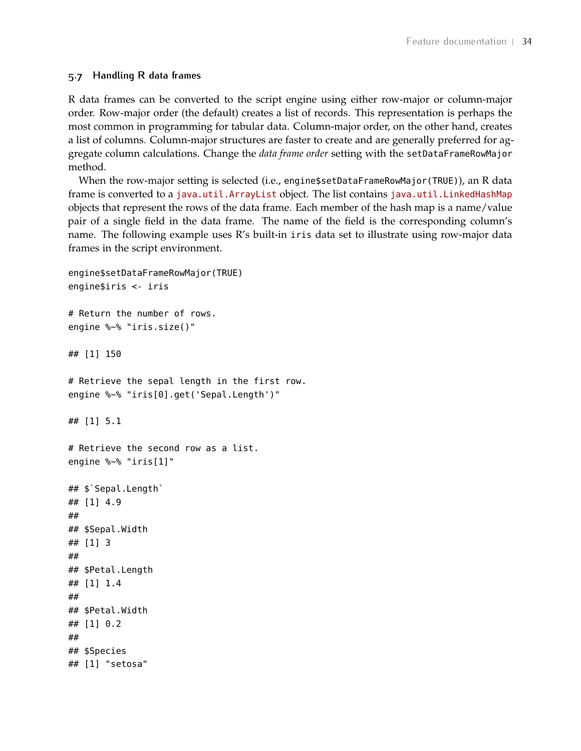## 5.7 Handling R data frames

R data frames can be converted to the script engine using either row-major or column-major order. Row-major order (the default) creates a list of records. This representation is perhaps the most common in programming for tabular data. Column-major order, on the other hand, creates a list of columns. Column-major structures are faster to create and are generally preferred for aggregate column calculations. Change the *data frame order* setting with the `setDataFrameRowMajor` method.

When the row-major setting is selected (i.e., `engine$setDataFrameRowMajor(TRUE)`), an R data frame is converted to a `java.util.ArrayList` object. The list contains `java.util.LinkedHashMap` objects that represent the rows of the data frame. Each member of the hash map is a name/value pair of a single field in the data frame. The name of the field is the corresponding column's name. The following example uses R's built-in `iris` data set to illustrate using row-major data frames in the script environment.

```
engine$setDataFrameRowMajor(TRUE)
engine$iris <- iris

# Return the number of rows.
engine %~% "iris.size()"

## [1] 150

# Retrieve the sepal length in the first row.
engine %~% "iris[0].get('Sepal.Length')"

## [1] 5.1

# Retrieve the second row as a list.
engine %~% "iris[1]"

## $`Sepal.Length`
## [1] 4.9
##
## $Sepal.Width
## [1] 3
##
## $Petal.Length
## [1] 1.4
##
## $Petal.Width
## [1] 0.2
##
## $Species
## [1] "setosa"
```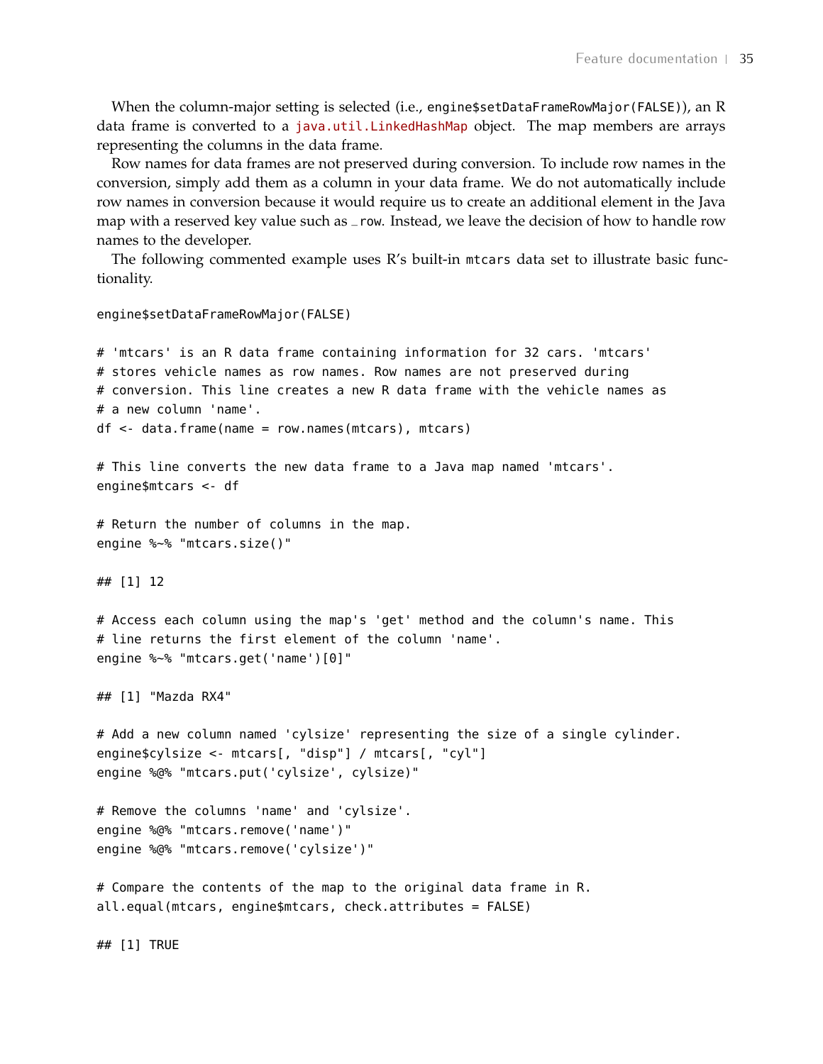When the column-major setting is selected (i.e., `engine$setDataFrameRowMajor(FALSE)`), an R data frame is converted to a `java.util.LinkedHashMap` object. The map members are arrays representing the columns in the data frame.

Row names for data frames are not preserved during conversion. To include row names in the conversion, simply add them as a column in your data frame. We do not automatically include row names in conversion because it would require us to create an additional element in the Java map with a reserved key value such as `_row`. Instead, we leave the decision of how to handle row names to the developer.

The following commented example uses R's built-in `mtcars` data set to illustrate basic functionality.

```
engine$setDataFrameRowMajor(FALSE)

# 'mtcars' is an R data frame containing information for 32 cars. 'mtcars'
# stores vehicle names as row names. Row names are not preserved during
# conversion. This line creates a new R data frame with the vehicle names as
# a new column 'name'.
df <- data.frame(name = row.names(mtcars), mtcars)

# This line converts the new data frame to a Java map named 'mtcars'.
engine$mtcars <- df

# Return the number of columns in the map.
engine %~% "mtcars.size()"

## [1] 12

# Access each column using the map's 'get' method and the column's name. This
# line returns the first element of the column 'name'.
engine %~% "mtcars.get('name')[0]"

## [1] "Mazda RX4"

# Add a new column named 'cylsize' representing the size of a single cylinder.
engine$cylsize <- mtcars[, "disp"] / mtcars[, "cyl"]
engine %@% "mtcars.put('cylsize', cylsize)"

# Remove the columns 'name' and 'cylsize'.
engine %@% "mtcars.remove('name')"
engine %@% "mtcars.remove('cylsize')"

# Compare the contents of the map to the original data frame in R.
all.equal(mtcars, engine$mtcars, check.attributes = FALSE)

## [1] TRUE
```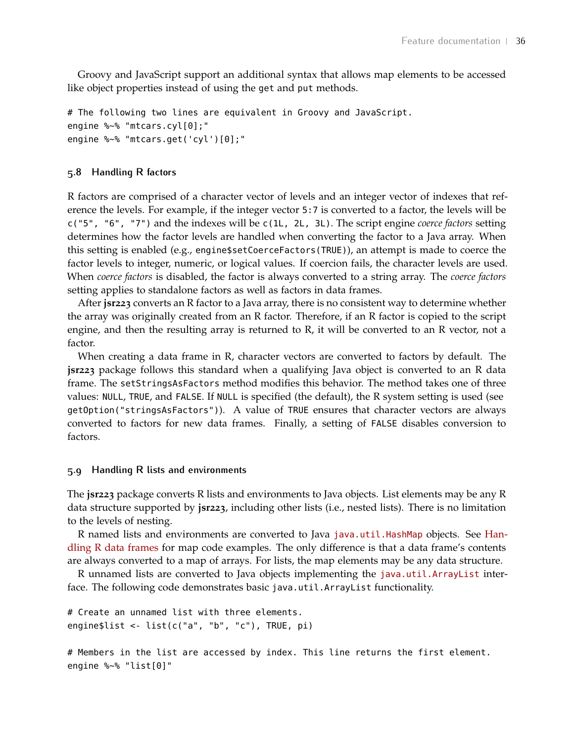Groovy and JavaScript support an additional syntax that allows map elements to be accessed like object properties instead of using the `get` and `put` methods.

```
# The following two lines are equivalent in Groovy and JavaScript.
engine %~% "mtcars.cyl[0];"
engine %~% "mtcars.get('cyl')[0];"
```

### 5.8 Handling R factors

R factors are comprised of a character vector of levels and an integer vector of indexes that reference the levels. For example, if the integer vector `5:7` is converted to a factor, the levels will be `c("5", "6", "7")` and the indexes will be `c(1L, 2L, 3L)`. The script engine *coerce factors* setting determines how the factor levels are handled when converting the factor to a Java array. When this setting is enabled (e.g., `engine$setCoerceFactors(TRUE)`), an attempt is made to coerce the factor levels to integer, numeric, or logical values. If coercion fails, the character levels are used. When *coerce factors* is disabled, the factor is always converted to a string array. The *coerce factors* setting applies to standalone factors as well as factors in data frames.

After **jsr223** converts an R factor to a Java array, there is no consistent way to determine whether the array was originally created from an R factor. Therefore, if an R factor is copied to the script engine, and then the resulting array is returned to R, it will be converted to an R vector, not a factor.

When creating a data frame in R, character vectors are converted to factors by default. The **jsr223** package follows this standard when a qualifying Java object is converted to an R data frame. The `setStringsAsFactors` method modifies this behavior. The method takes one of three values: `NULL`, `TRUE`, and `FALSE`. If `NULL` is specified (the default), the R system setting is used (see `getOption("stringsAsFactors")`). A value of `TRUE` ensures that character vectors are always converted to factors for new data frames. Finally, a setting of `FALSE` disables conversion to factors.

### 5.9 Handling R lists and environments

The **jsr223** package converts R lists and environments to Java objects. List elements may be any R data structure supported by **jsr223**, including other lists (i.e., nested lists). There is no limitation to the levels of nesting.

R named lists and environments are converted to Java `java.util.HashMap` objects. See Handling R data frames for map code examples. The only difference is that a data frame's contents are always converted to a map of arrays. For lists, the map elements may be any data structure.

R unnamed lists are converted to Java objects implementing the `java.util.ArrayList` interface. The following code demonstrates basic `java.util.ArrayList` functionality.

```
# Create an unnamed list with three elements.
engine$list <- list(c("a", "b", "c"), TRUE, pi)

# Members in the list are accessed by index. This line returns the first element.
engine %~% "list[0]"
```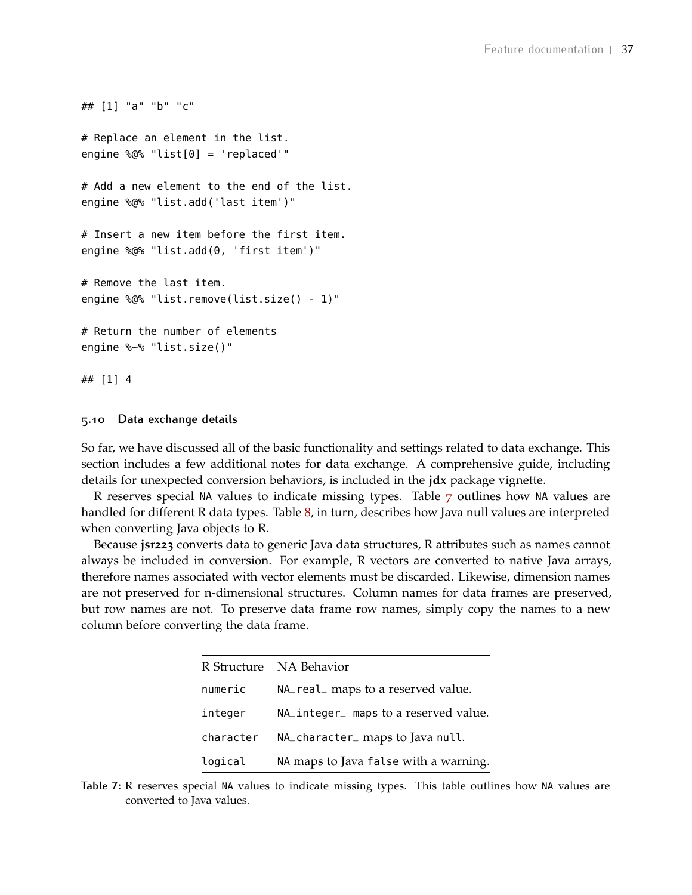```
## [1] "a" "b" "c"

# Replace an element in the list.
engine %@% "list[0] = 'replaced'"

# Add a new element to the end of the list.
engine %@% "list.add('last item')"

# Insert a new item before the first item.
engine %@% "list.add(0, 'first item')"

# Remove the last item.
engine %@% "list.remove(list.size() - 1)"

# Return the number of elements
engine %~% "list.size()"

## [1] 4
```

### 5.10 Data exchange details

So far, we have discussed all of the basic functionality and settings related to data exchange. This section includes a few additional notes for data exchange. A comprehensive guide, including details for unexpected conversion behaviors, is included in the **jdx** package vignette.

R reserves special `NA` values to indicate missing types. Table 7 outlines how `NA` values are handled for different R data types. Table 8, in turn, describes how Java null values are interpreted when converting Java objects to R.

Because **jsr223** converts data to generic Java data structures, R attributes such as names cannot always be included in conversion. For example, R vectors are converted to native Java arrays, therefore names associated with vector elements must be discarded. Likewise, dimension names are not preserved for n-dimensional structures. Column names for data frames are preserved, but row names are not. To preserve data frame row names, simply copy the names to a new column before converting the data frame.

| R Structure | NA Behavior |
|---|---|
| `numeric` | `NA_real_` maps to a reserved value. |
| `integer` | `NA_integer_ maps` to a reserved value. |
| `character` | `NA_character_` maps to Java `null`. |
| `logical` | `NA` maps to Java `false` with a warning. |

**Table 7:** R reserves special `NA` values to indicate missing types. This table outlines how `NA` values are converted to Java values.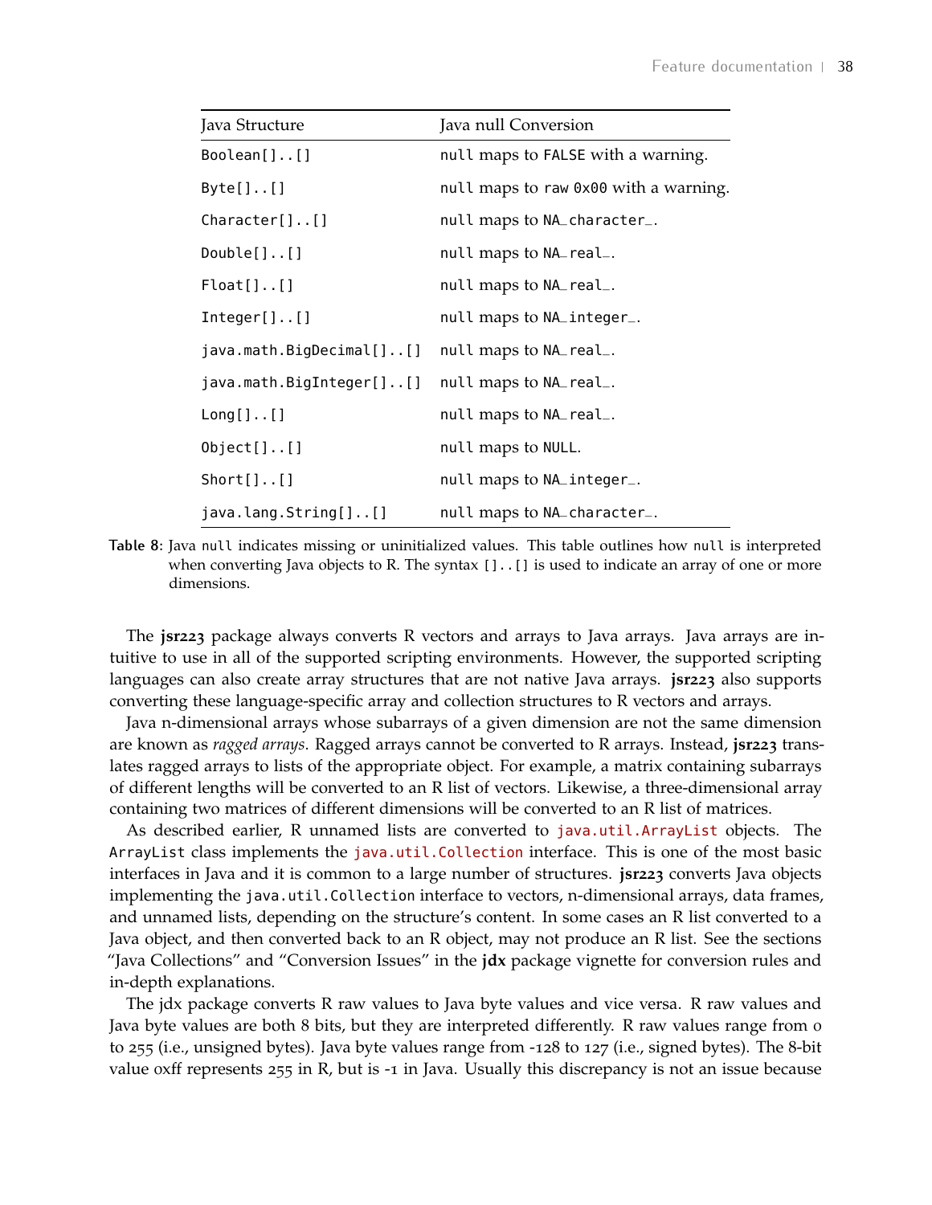| Java Structure | Java null Conversion |
| --- | --- |
| `Boolean[]..[]` | `null` maps to `FALSE` with a warning. |
| `Byte[]..[]` | `null` maps to raw `0x00` with a warning. |
| `Character[]..[]` | `null` maps to `NA_character_`. |
| `Double[]..[]` | `null` maps to `NA_real_`. |
| `Float[]..[]` | `null` maps to `NA_real_`. |
| `Integer[]..[]` | `null` maps to `NA_integer_`. |
| `java.math.BigDecimal[]..[]` | `null` maps to `NA_real_`. |
| `java.math.BigInteger[]..[]` | `null` maps to `NA_real_`. |
| `Long[]..[]` | `null` maps to `NA_real_`. |
| `Object[]..[]` | `null` maps to `NULL`. |
| `Short[]..[]` | `null` maps to `NA_integer_`. |
| `java.lang.String[]..[]` | `null` maps to `NA_character_`. |

**Table 8:** Java `null` indicates missing or uninitialized values. This table outlines how `null` is interpreted when converting Java objects to R. The syntax `[]..[]` is used to indicate an array of one or more dimensions.

The **jsr223** package always converts R vectors and arrays to Java arrays. Java arrays are intuitive to use in all of the supported scripting environments. However, the supported scripting languages can also create array structures that are not native Java arrays. **jsr223** also supports converting these language-specific array and collection structures to R vectors and arrays.

Java n-dimensional arrays whose subarrays of a given dimension are not the same dimension are known as *ragged arrays*. Ragged arrays cannot be converted to R arrays. Instead, **jsr223** translates ragged arrays to lists of the appropriate object. For example, a matrix containing subarrays of different lengths will be converted to an R list of vectors. Likewise, a three-dimensional array containing two matrices of different dimensions will be converted to an R list of matrices.

As described earlier, R unnamed lists are converted to `java.util.ArrayList` objects. The `ArrayList` class implements the `java.util.Collection` interface. This is one of the most basic interfaces in Java and it is common to a large number of structures. **jsr223** converts Java objects implementing the `java.util.Collection` interface to vectors, n-dimensional arrays, data frames, and unnamed lists, depending on the structure's content. In some cases an R list converted to a Java object, and then converted back to an R object, may not produce an R list. See the sections "Java Collections" and "Conversion Issues" in the **jdx** package vignette for conversion rules and in-depth explanations.

The jdx package converts R raw values to Java byte values and vice versa. R raw values and Java byte values are both 8 bits, but they are interpreted differently. R raw values range from 0 to 255 (i.e., unsigned bytes). Java byte values range from -128 to 127 (i.e., signed bytes). The 8-bit value 0xff represents 255 in R, but is -1 in Java. Usually this discrepancy is not an issue because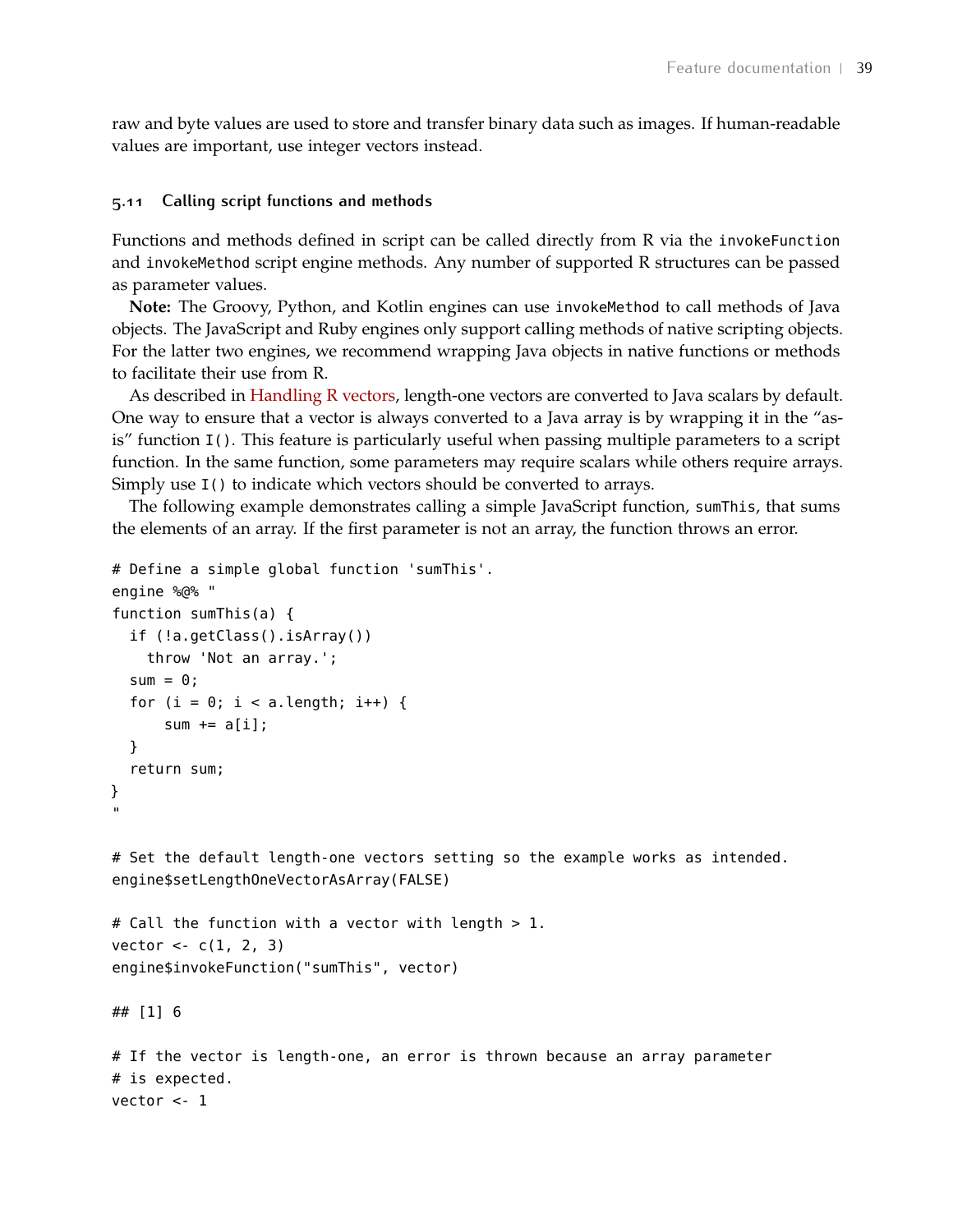raw and byte values are used to store and transfer binary data such as images. If human-readable values are important, use integer vectors instead.

### 5.11 Calling script functions and methods

Functions and methods defined in script can be called directly from R via the `invokeFunction` and `invokeMethod` script engine methods. Any number of supported R structures can be passed as parameter values.

**Note:** The Groovy, Python, and Kotlin engines can use `invokeMethod` to call methods of Java objects. The JavaScript and Ruby engines only support calling methods of native scripting objects. For the latter two engines, we recommend wrapping Java objects in native functions or methods to facilitate their use from R.

As described in Handling R vectors, length-one vectors are converted to Java scalars by default. One way to ensure that a vector is always converted to a Java array is by wrapping it in the "as-is" function `I()`. This feature is particularly useful when passing multiple parameters to a script function. In the same function, some parameters may require scalars while others require arrays. Simply use `I()` to indicate which vectors should be converted to arrays.

The following example demonstrates calling a simple JavaScript function, `sumThis`, that sums the elements of an array. If the first parameter is not an array, the function throws an error.

```
# Define a simple global function 'sumThis'.
engine %@% "
function sumThis(a) {
  if (!a.getClass().isArray())
    throw 'Not an array.';
  sum = 0;
  for (i = 0; i < a.length; i++) {
      sum += a[i];
  }
  return sum;
}
"

# Set the default length-one vectors setting so the example works as intended.
engine$setLengthOneVectorAsArray(FALSE)

# Call the function with a vector with length > 1.
vector <- c(1, 2, 3)
engine$invokeFunction("sumThis", vector)

## [1] 6

# If the vector is length-one, an error is thrown because an array parameter
# is expected.
vector <- 1
```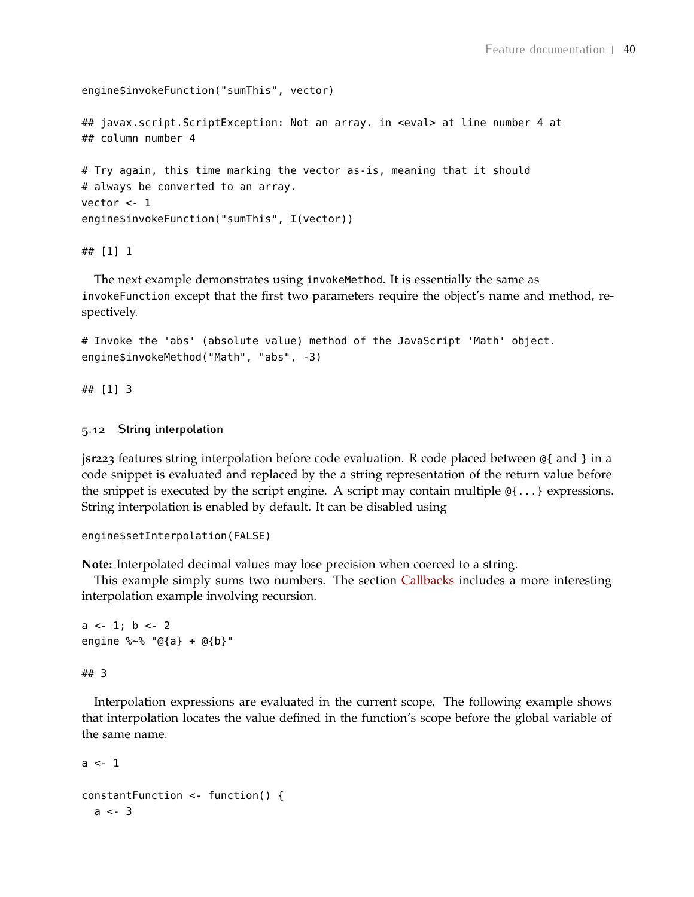```
engine$invokeFunction("sumThis", vector)

## javax.script.ScriptException: Not an array. in <eval> at line number 4 at
## column number 4

# Try again, this time marking the vector as-is, meaning that it should
# always be converted to an array.
vector <- 1
engine$invokeFunction("sumThis", I(vector))

## [1] 1
```

The next example demonstrates using `invokeMethod`. It is essentially the same as `invokeFunction` except that the first two parameters require the object's name and method, respectively.

```
# Invoke the 'abs' (absolute value) method of the JavaScript 'Math' object.
engine$invokeMethod("Math", "abs", -3)

## [1] 3
```

### 5.12 String interpolation

**jsr223** features string interpolation before code evaluation. R code placed between `@{` and `}` in a code snippet is evaluated and replaced by the a string representation of the return value before the snippet is executed by the script engine. A script may contain multiple `@{...}` expressions. String interpolation is enabled by default. It can be disabled using

```
engine$setInterpolation(FALSE)
```

**Note:** Interpolated decimal values may lose precision when coerced to a string.

This example simply sums two numbers. The section Callbacks includes a more interesting interpolation example involving recursion.

```
a <- 1; b <- 2
engine %~% "@{a} + @{b}"

## 3
```

Interpolation expressions are evaluated in the current scope. The following example shows that interpolation locates the value defined in the function's scope before the global variable of the same name.

```
a <- 1

constantFunction <- function() {
  a <- 3
```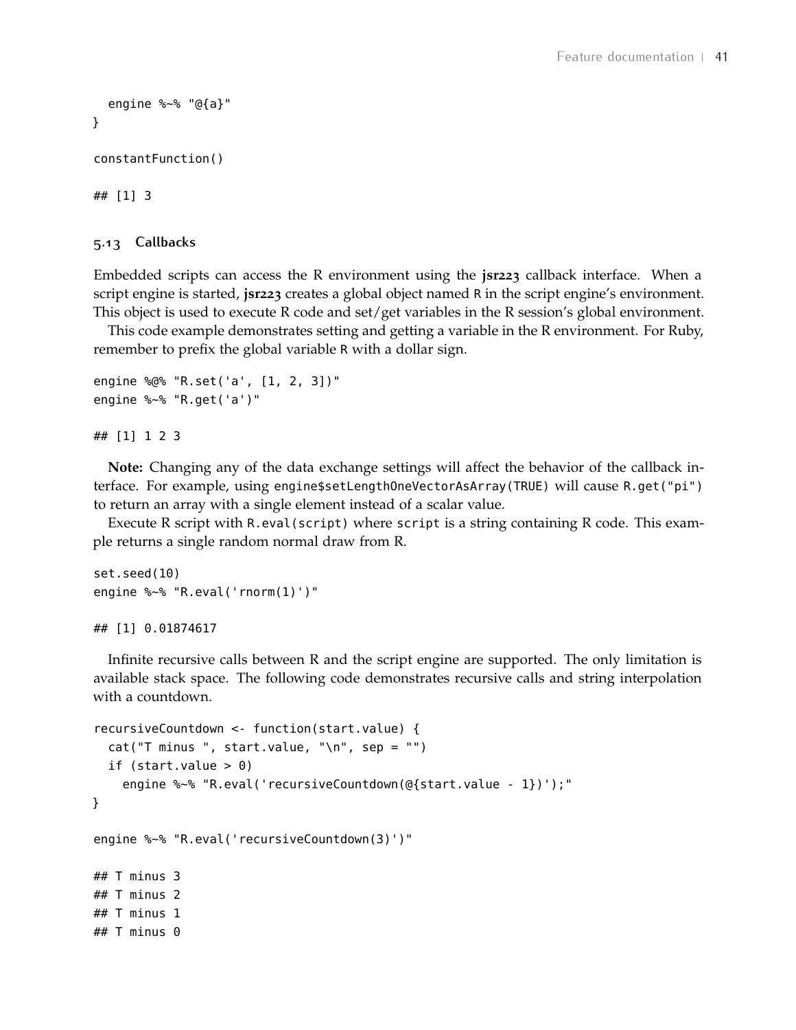```
  engine %~% "@{a}"
}

constantFunction()

## [1] 3
```

### 5.13 Callbacks

Embedded scripts can access the R environment using the **jsr223** callback interface. When a script engine is started, **jsr223** creates a global object named `R` in the script engine's environment. This object is used to execute R code and set/get variables in the R session's global environment.

This code example demonstrates setting and getting a variable in the R environment. For Ruby, remember to prefix the global variable `R` with a dollar sign.

```
engine %@% "R.set('a', [1, 2, 3])"
engine %~% "R.get('a')"

## [1] 1 2 3
```

**Note:** Changing any of the data exchange settings will affect the behavior of the callback interface. For example, using `engine$setLengthOneVectorAsArray(TRUE)` will cause `R.get("pi")` to return an array with a single element instead of a scalar value.

Execute R script with `R.eval(script)` where `script` is a string containing R code. This example returns a single random normal draw from R.

```
set.seed(10)
engine %~% "R.eval('rnorm(1)')"

## [1] 0.01874617
```

Infinite recursive calls between R and the script engine are supported. The only limitation is available stack space. The following code demonstrates recursive calls and string interpolation with a countdown.

```
recursiveCountdown <- function(start.value) {
  cat("T minus ", start.value, "\n", sep = "")
  if (start.value > 0)
    engine %~% "R.eval('recursiveCountdown(@{start.value - 1})');"
}

engine %~% "R.eval('recursiveCountdown(3)')"

## T minus 3
## T minus 2
## T minus 1
## T minus 0
```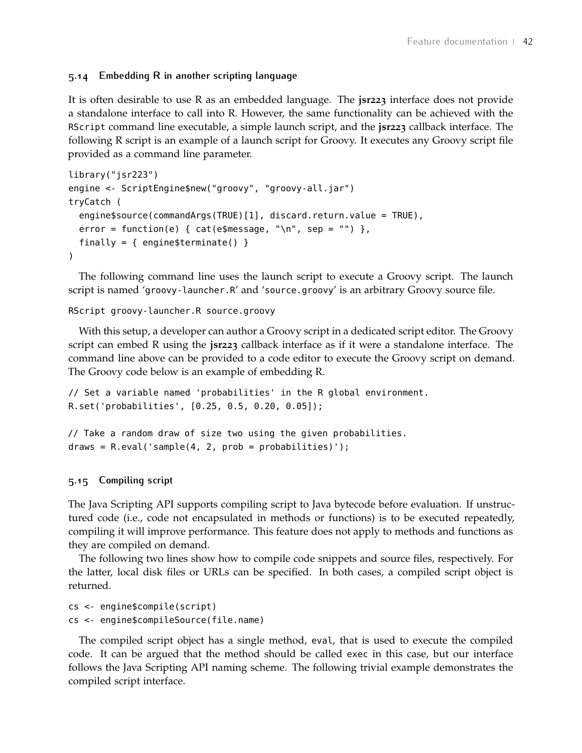### 5.14 Embedding R in another scripting language

It is often desirable to use R as an embedded language. The **jsr223** interface does not provide a standalone interface to call into R. However, the same functionality can be achieved with the `RScript` command line executable, a simple launch script, and the **jsr223** callback interface. The following R script is an example of a launch script for Groovy. It executes any Groovy script file provided as a command line parameter.

```
library("jsr223")
engine <- ScriptEngine$new("groovy", "groovy-all.jar")
tryCatch (
  engine$source(commandArgs(TRUE)[1], discard.return.value = TRUE),
  error = function(e) { cat(e$message, "\n", sep = "") },
  finally = { engine$terminate() }
)
```

The following command line uses the launch script to execute a Groovy script. The launch script is named '`groovy-launcher.R`' and '`source.groovy`' is an arbitrary Groovy source file.

```
RScript groovy-launcher.R source.groovy
```

With this setup, a developer can author a Groovy script in a dedicated script editor. The Groovy script can embed R using the **jsr223** callback interface as if it were a standalone interface. The command line above can be provided to a code editor to execute the Groovy script on demand. The Groovy code below is an example of embedding R.

```
// Set a variable named 'probabilities' in the R global environment.
R.set('probabilities', [0.25, 0.5, 0.20, 0.05]);

// Take a random draw of size two using the given probabilities.
draws = R.eval('sample(4, 2, prob = probabilities)');
```

### 5.15 Compiling script

The Java Scripting API supports compiling script to Java bytecode before evaluation. If unstructured code (i.e., code not encapsulated in methods or functions) is to be executed repeatedly, compiling it will improve performance. This feature does not apply to methods and functions as they are compiled on demand.

The following two lines show how to compile code snippets and source files, respectively. For the latter, local disk files or URLs can be specified. In both cases, a compiled script object is returned.

```
cs <- engine$compile(script)
cs <- engine$compileSource(file.name)
```

The compiled script object has a single method, `eval`, that is used to execute the compiled code. It can be argued that the method should be called `exec` in this case, but our interface follows the Java Scripting API naming scheme. The following trivial example demonstrates the compiled script interface.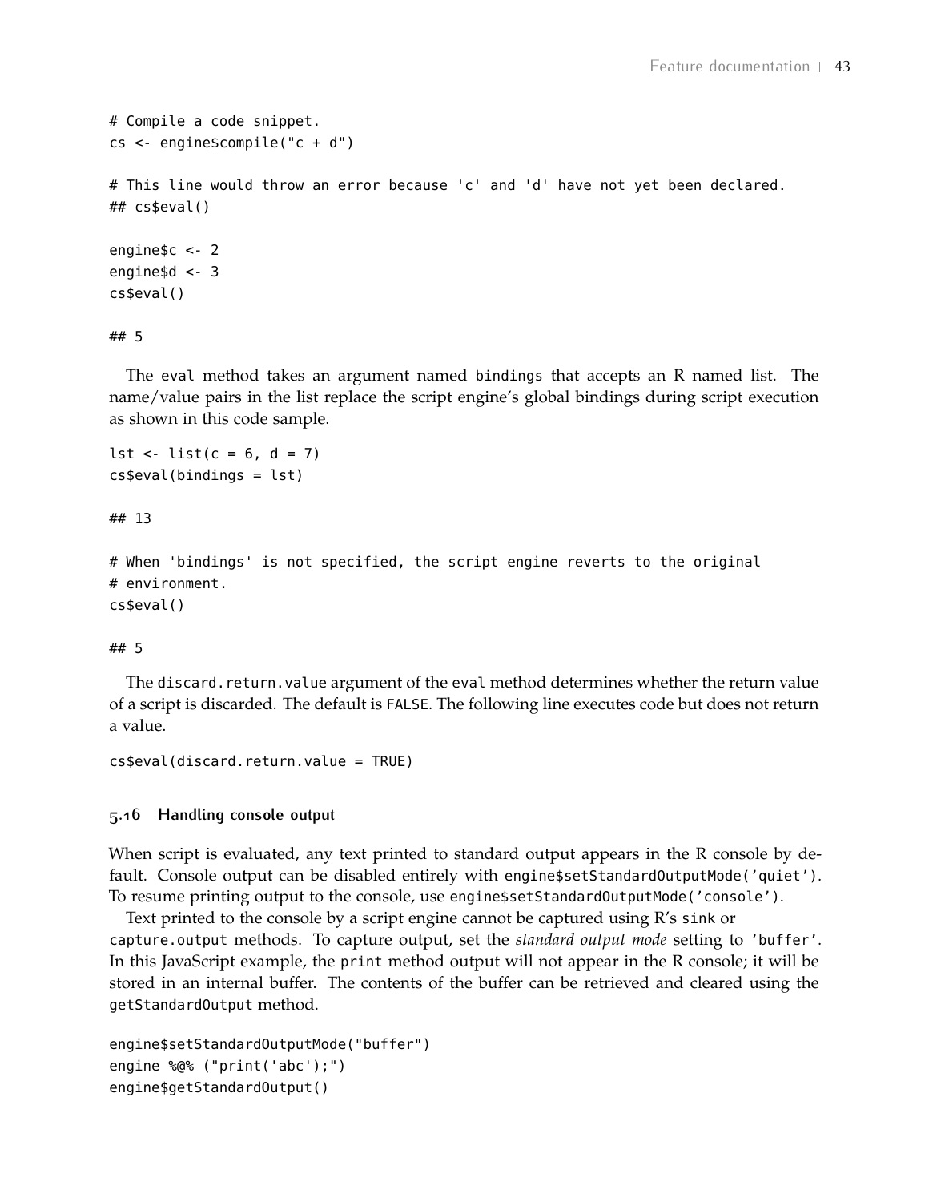```
# Compile a code snippet.
cs <- engine$compile("c + d")

# This line would throw an error because 'c' and 'd' have not yet been declared.
## cs$eval()

engine$c <- 2
engine$d <- 3
cs$eval()

## 5
```

The `eval` method takes an argument named `bindings` that accepts an R named list. The name/value pairs in the list replace the script engine's global bindings during script execution as shown in this code sample.

```
lst <- list(c = 6, d = 7)
cs$eval(bindings = lst)

## 13

# When 'bindings' is not specified, the script engine reverts to the original
# environment.
cs$eval()

## 5
```

The `discard.return.value` argument of the `eval` method determines whether the return value of a script is discarded. The default is `FALSE`. The following line executes code but does not return a value.

```
cs$eval(discard.return.value = TRUE)
```

### 5.16 Handling console output

When script is evaluated, any text printed to standard output appears in the R console by default. Console output can be disabled entirely with `engine$setStandardOutputMode('quiet')`. To resume printing output to the console, use `engine$setStandardOutputMode('console')`.

Text printed to the console by a script engine cannot be captured using R's `sink` or `capture.output` methods. To capture output, set the *standard output mode* setting to `'buffer'`. In this JavaScript example, the `print` method output will not appear in the R console; it will be stored in an internal buffer. The contents of the buffer can be retrieved and cleared using the `getStandardOutput` method.

```
engine$setStandardOutputMode("buffer")
engine %@% ("print('abc');")
engine$getStandardOutput()
```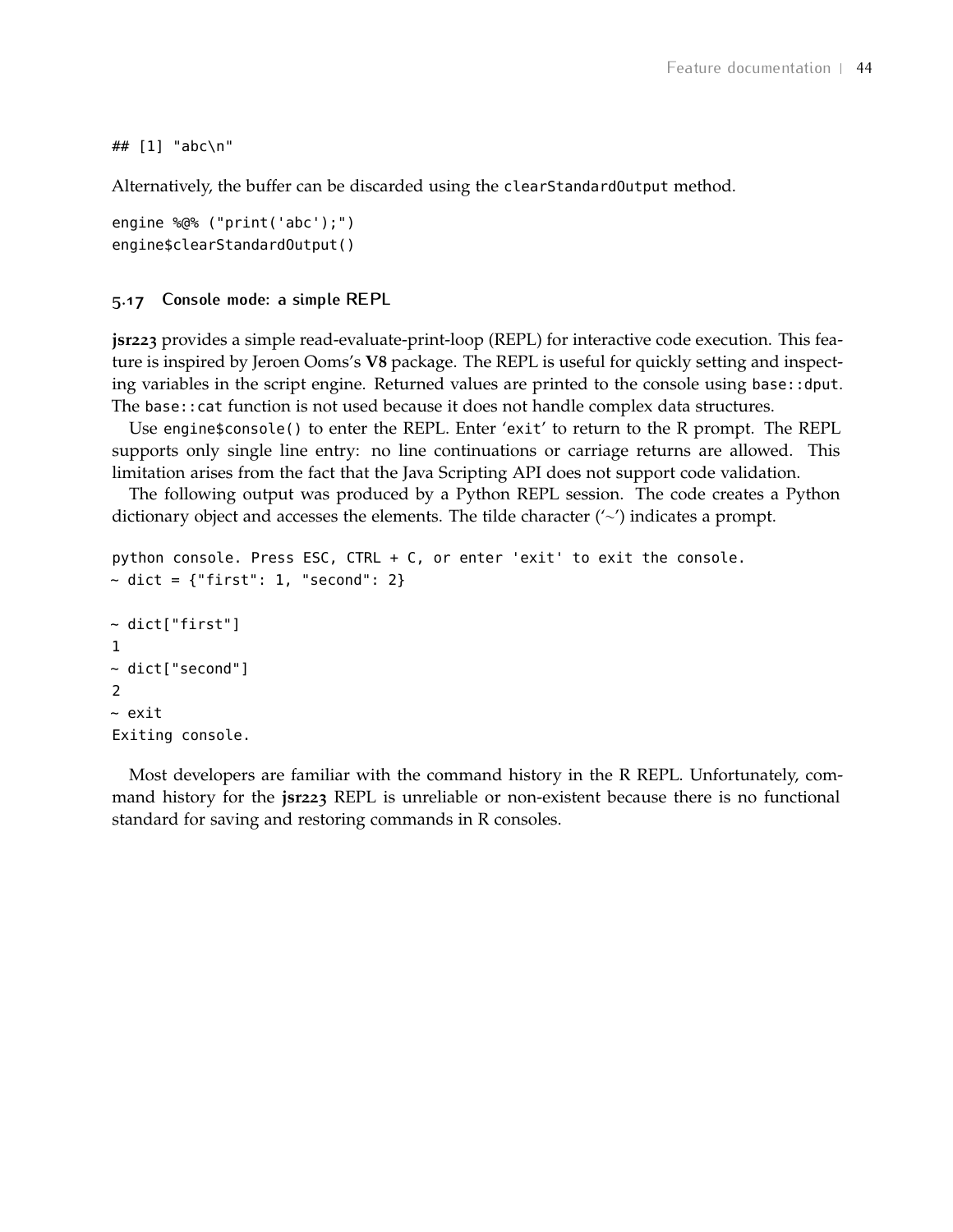```
## [1] "abc\n"
```

Alternatively, the buffer can be discarded using the `clearStandardOutput` method.

```
engine %@% ("print('abc');")
engine$clearStandardOutput()
```

### 5.17 Console mode: a simple REPL

**jsr223** provides a simple read-evaluate-print-loop (REPL) for interactive code execution. This feature is inspired by Jeroen Ooms's **V8** package. The REPL is useful for quickly setting and inspecting variables in the script engine. Returned values are printed to the console using `base::dput`. The `base::cat` function is not used because it does not handle complex data structures.

Use `engine$console()` to enter the REPL. Enter '`exit`' to return to the R prompt. The REPL supports only single line entry: no line continuations or carriage returns are allowed. This limitation arises from the fact that the Java Scripting API does not support code validation.

The following output was produced by a Python REPL session. The code creates a Python dictionary object and accesses the elements. The tilde character ('~') indicates a prompt.

```
python console. Press ESC, CTRL + C, or enter 'exit' to exit the console.
~ dict = {"first": 1, "second": 2}

~ dict["first"]
1
~ dict["second"]
2
~ exit
Exiting console.
```

Most developers are familiar with the command history in the R REPL. Unfortunately, command history for the **jsr223** REPL is unreliable or non-existent because there is no functional standard for saving and restoring commands in R consoles.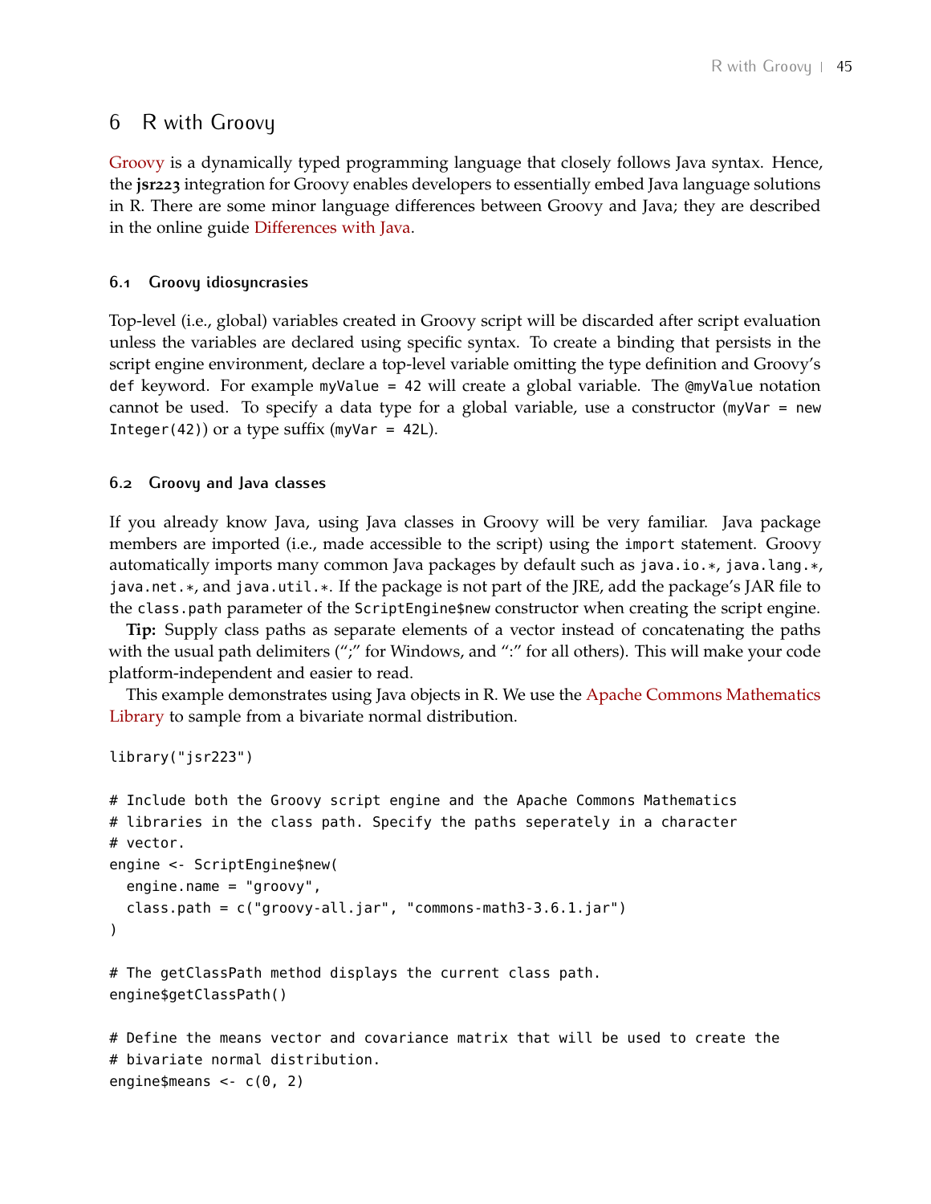# 6 R with Groovy

Groovy is a dynamically typed programming language that closely follows Java syntax. Hence, the **jsr223** integration for Groovy enables developers to essentially embed Java language solutions in R. There are some minor language differences between Groovy and Java; they are described in the online guide Differences with Java.

## 6.1 Groovy idiosyncrasies

Top-level (i.e., global) variables created in Groovy script will be discarded after script evaluation unless the variables are declared using specific syntax. To create a binding that persists in the script engine environment, declare a top-level variable omitting the type definition and Groovy's `def` keyword. For example `myValue = 42` will create a global variable. The `@myValue` notation cannot be used. To specify a data type for a global variable, use a constructor (`myVar = new Integer(42)`) or a type suffix (`myVar = 42L`).

## 6.2 Groovy and Java classes

If you already know Java, using Java classes in Groovy will be very familiar. Java package members are imported (i.e., made accessible to the script) using the `import` statement. Groovy automatically imports many common Java packages by default such as `java.io.*`, `java.lang.*`, `java.net.*`, and `java.util.*`. If the package is not part of the JRE, add the package's JAR file to the `class.path` parameter of the `ScriptEngine$new` constructor when creating the script engine.

**Tip:** Supply class paths as separate elements of a vector instead of concatenating the paths with the usual path delimiters (";" for Windows, and ":" for all others). This will make your code platform-independent and easier to read.

This example demonstrates using Java objects in R. We use the Apache Commons Mathematics Library to sample from a bivariate normal distribution.

```
library("jsr223")

# Include both the Groovy script engine and the Apache Commons Mathematics
# libraries in the class path. Specify the paths seperately in a character
# vector.
engine <- ScriptEngine$new(
  engine.name = "groovy",
  class.path = c("groovy-all.jar", "commons-math3-3.6.1.jar")
)

# The getClassPath method displays the current class path.
engine$getClassPath()

# Define the means vector and covariance matrix that will be used to create the
# bivariate normal distribution.
engine$means <- c(0, 2)
```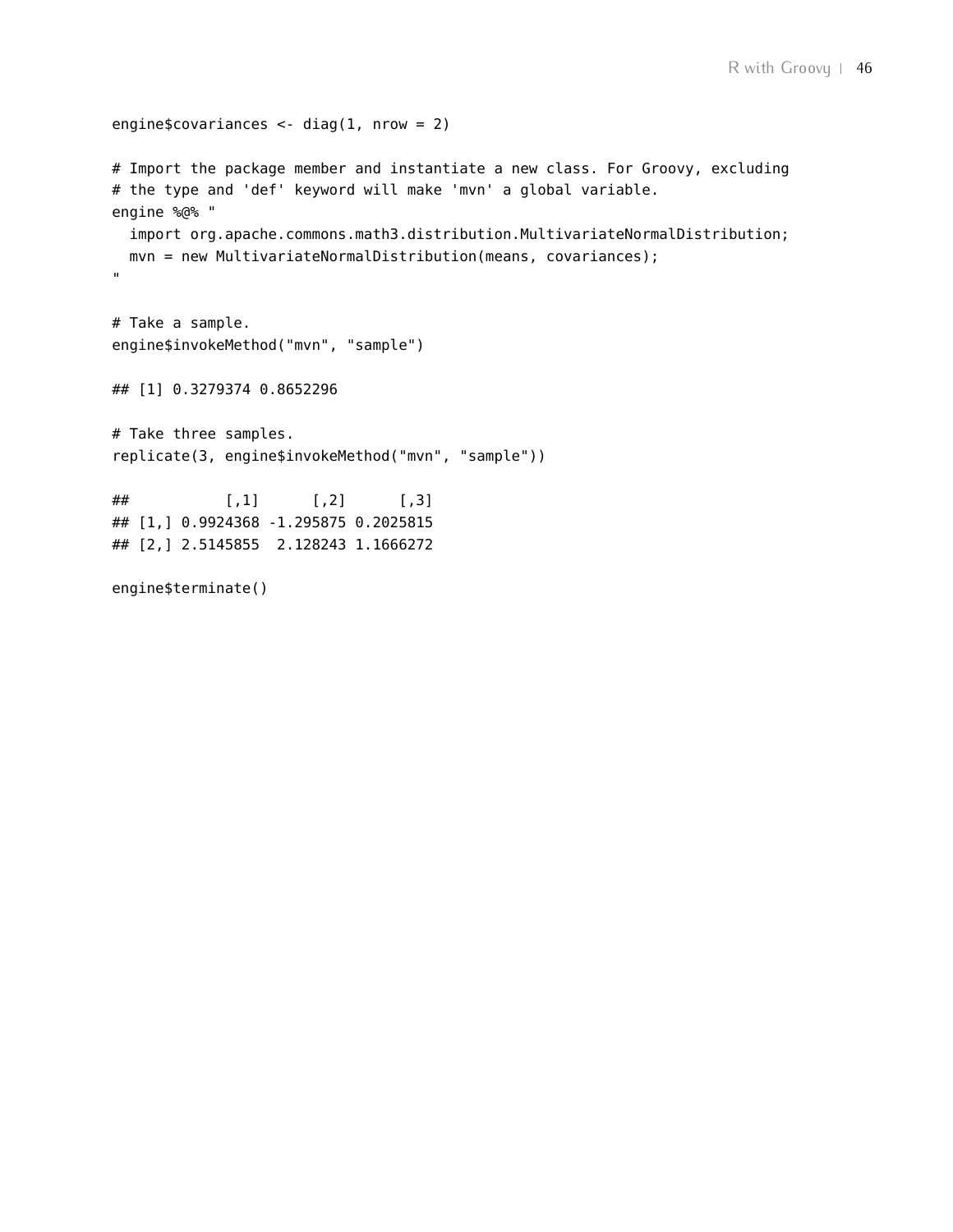```
engine$covariances <- diag(1, nrow = 2)

# Import the package member and instantiate a new class. For Groovy, excluding
# the type and 'def' keyword will make 'mvn' a global variable.
engine %@% "
  import org.apache.commons.math3.distribution.MultivariateNormalDistribution;
  mvn = new MultivariateNormalDistribution(means, covariances);
"

# Take a sample.
engine$invokeMethod("mvn", "sample")

## [1] 0.3279374 0.8652296

# Take three samples.
replicate(3, engine$invokeMethod("mvn", "sample"))

##           [,1]      [,2]      [,3]
## [1,] 0.9924368 -1.295875 0.2025815
## [2,] 2.5145855  2.128243 1.1666272

engine$terminate()
```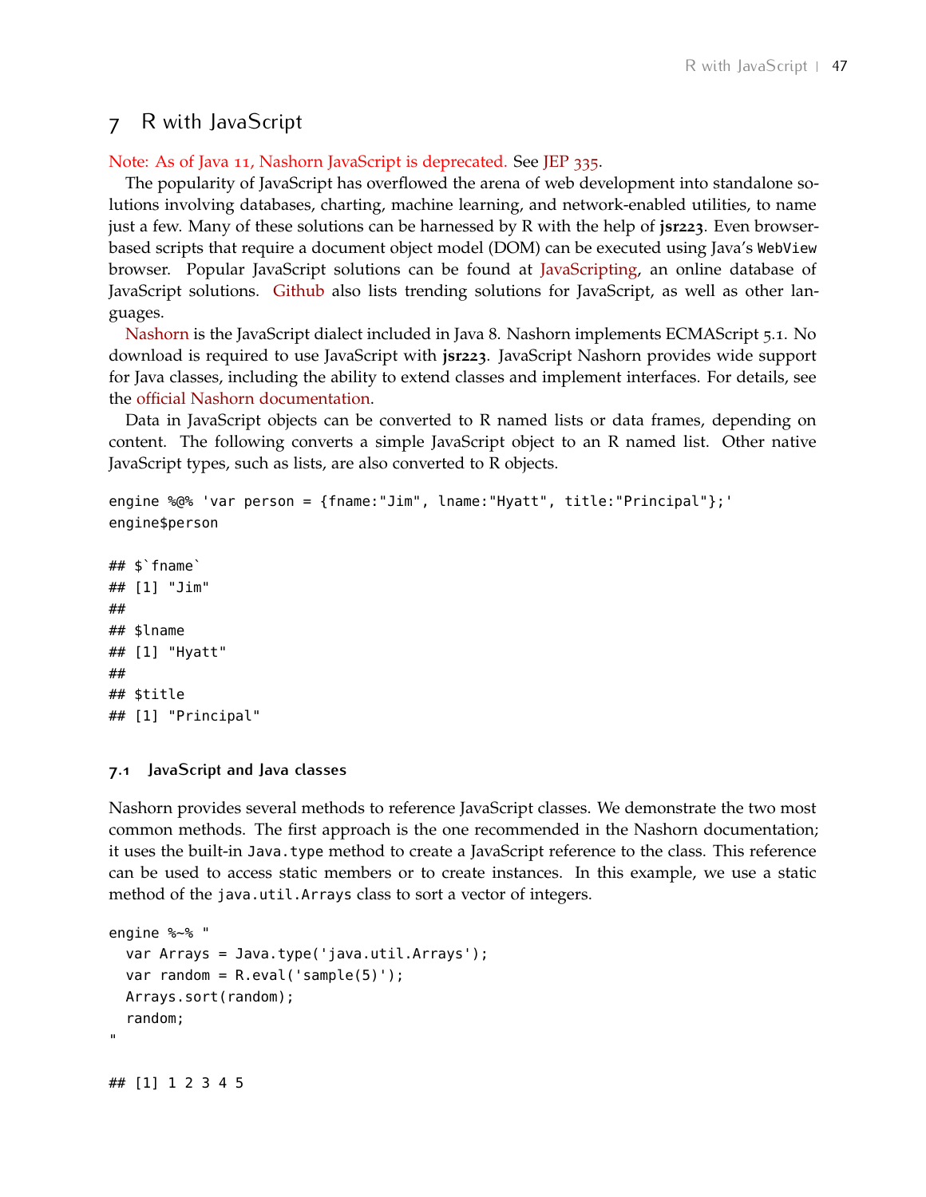# 7 R with JavaScript

Note: As of Java 11, Nashorn JavaScript is deprecated. See JEP 335.

The popularity of JavaScript has overflowed the arena of web development into standalone solutions involving databases, charting, machine learning, and network-enabled utilities, to name just a few. Many of these solutions can be harnessed by R with the help of **jsr223**. Even browser-based scripts that require a document object model (DOM) can be executed using Java's `WebView` browser. Popular JavaScript solutions can be found at JavaScripting, an online database of JavaScript solutions. Github also lists trending solutions for JavaScript, as well as other languages.

Nashorn is the JavaScript dialect included in Java 8. Nashorn implements ECMAScript 5.1. No download is required to use JavaScript with **jsr223**. JavaScript Nashorn provides wide support for Java classes, including the ability to extend classes and implement interfaces. For details, see the official Nashorn documentation.

Data in JavaScript objects can be converted to R named lists or data frames, depending on content. The following converts a simple JavaScript object to an R named list. Other native JavaScript types, such as lists, are also converted to R objects.

```
engine %@% 'var person = {fname:"Jim", lname:"Hyatt", title:"Principal"};'
engine$person
```

```
## $`fname`
## [1] "Jim"
##
## $lname
## [1] "Hyatt"
##
## $title
## [1] "Principal"
```

### 7.1 JavaScript and Java classes

Nashorn provides several methods to reference JavaScript classes. We demonstrate the two most common methods. The first approach is the one recommended in the Nashorn documentation; it uses the built-in `Java.type` method to create a JavaScript reference to the class. This reference can be used to access static members or to create instances. In this example, we use a static method of the `java.util.Arrays` class to sort a vector of integers.

```
engine %~% "
  var Arrays = Java.type('java.util.Arrays');
  var random = R.eval('sample(5)');
  Arrays.sort(random);
  random;
"
```

```
## [1] 1 2 3 4 5
```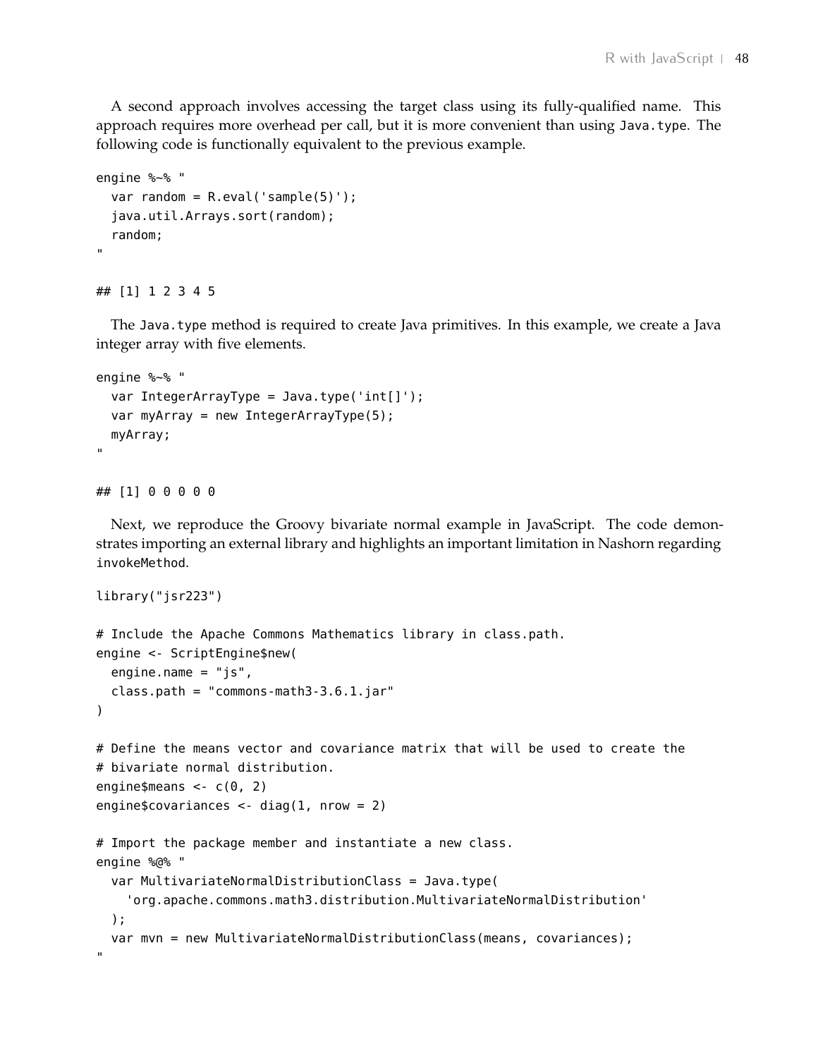A second approach involves accessing the target class using its fully-qualified name. This approach requires more overhead per call, but it is more convenient than using `Java.type`. The following code is functionally equivalent to the previous example.

```
engine %~% "
  var random = R.eval('sample(5)');
  java.util.Arrays.sort(random);
  random;
"
```

```
## [1] 1 2 3 4 5
```

The `Java.type` method is required to create Java primitives. In this example, we create a Java integer array with five elements.

```
engine %~% "
  var IntegerArrayType = Java.type('int[]');
  var myArray = new IntegerArrayType(5);
  myArray;
"
```

```
## [1] 0 0 0 0 0
```

Next, we reproduce the Groovy bivariate normal example in JavaScript. The code demonstrates importing an external library and highlights an important limitation in Nashorn regarding `invokeMethod`.

```
library("jsr223")

# Include the Apache Commons Mathematics library in class.path.
engine <- ScriptEngine$new(
  engine.name = "js",
  class.path = "commons-math3-3.6.1.jar"
)

# Define the means vector and covariance matrix that will be used to create the
# bivariate normal distribution.
engine$means <- c(0, 2)
engine$covariances <- diag(1, nrow = 2)

# Import the package member and instantiate a new class.
engine %@% "
  var MultivariateNormalDistributionClass = Java.type(
    'org.apache.commons.math3.distribution.MultivariateNormalDistribution'
  );
  var mvn = new MultivariateNormalDistributionClass(means, covariances);
"
```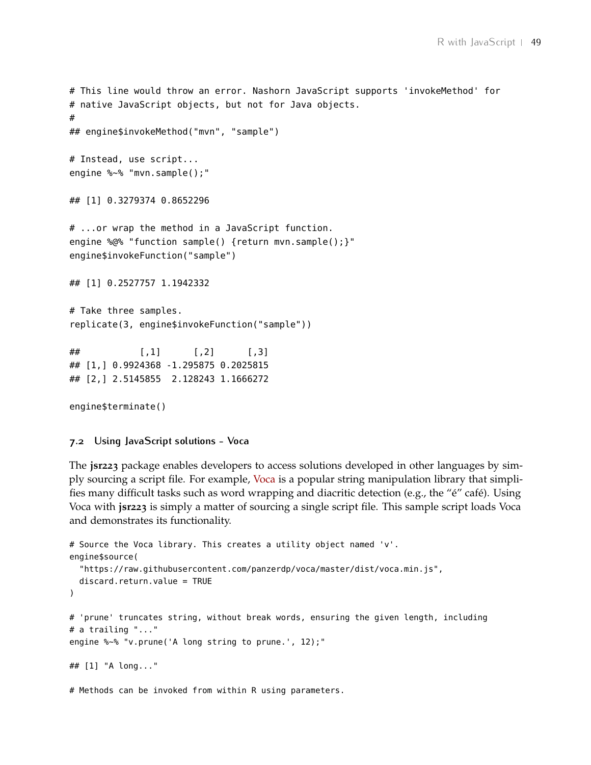```
# This line would throw an error. Nashorn JavaScript supports 'invokeMethod' for
# native JavaScript objects, but not for Java objects.
#
## engine$invokeMethod("mvn", "sample")

# Instead, use script...
engine %~% "mvn.sample();"

## [1] 0.3279374 0.8652296

# ...or wrap the method in a JavaScript function.
engine %@% "function sample() {return mvn.sample();}"
engine$invokeFunction("sample")

## [1] 0.2527757 1.1942332

# Take three samples.
replicate(3, engine$invokeFunction("sample"))

##           [,1]      [,2]      [,3]
## [1,] 0.9924368 -1.295875 0.2025815
## [2,] 2.5145855  2.128243 1.1666272

engine$terminate()
```

### 7.2 Using JavaScript solutions - Voca

The **jsr223** package enables developers to access solutions developed in other languages by simply sourcing a script file. For example, Voca is a popular string manipulation library that simplifies many difficult tasks such as word wrapping and diacritic detection (e.g., the "é" café). Using Voca with **jsr223** is simply a matter of sourcing a single script file. This sample script loads Voca and demonstrates its functionality.

```
# Source the Voca library. This creates a utility object named 'v'.
engine$source(
  "https://raw.githubusercontent.com/panzerdp/voca/master/dist/voca.min.js",
  discard.return.value = TRUE
)

# 'prune' truncates string, without break words, ensuring the given length, including
# a trailing "..."
engine %~% "v.prune('A long string to prune.', 12);"

## [1] "A long..."

# Methods can be invoked from within R using parameters.
```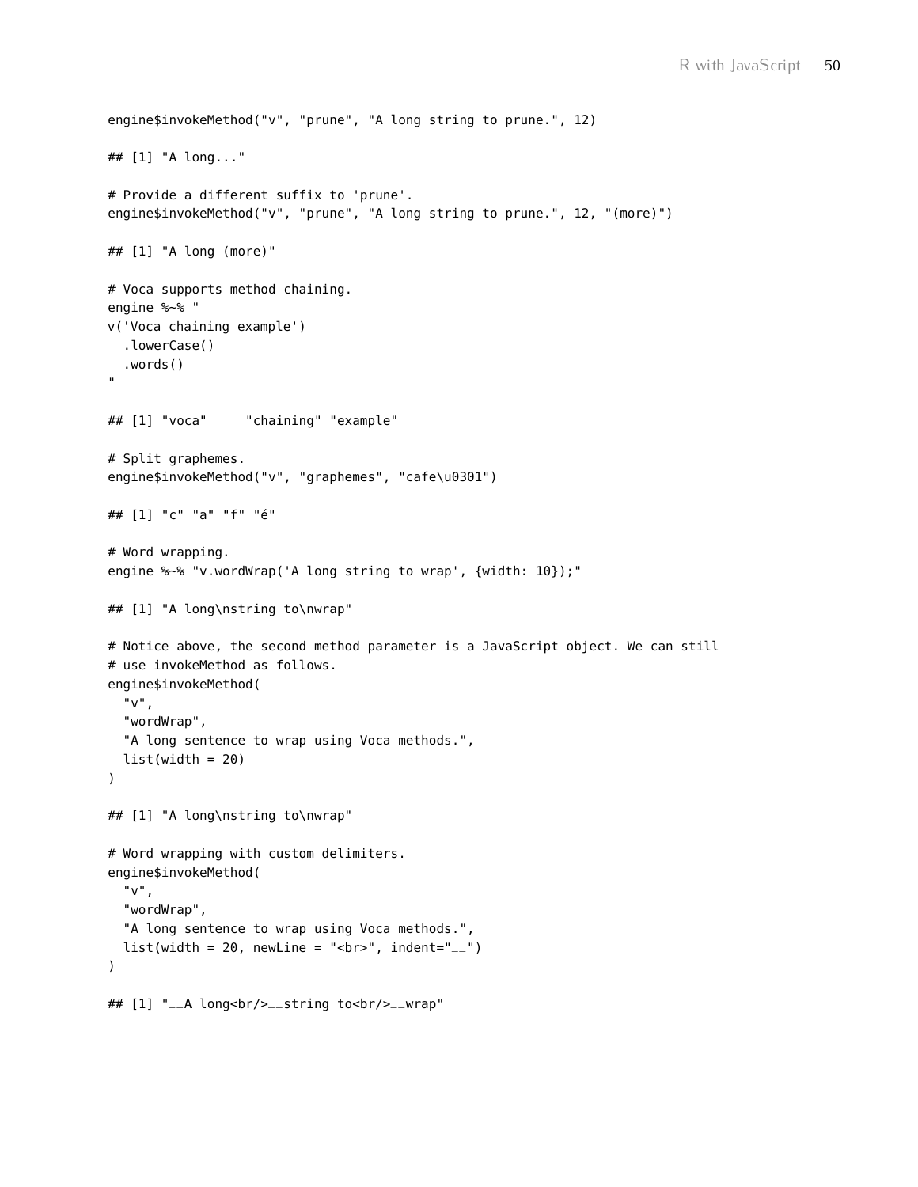```
engine$invokeMethod("v", "prune", "A long string to prune.", 12)

## [1] "A long..."

# Provide a different suffix to 'prune'.
engine$invokeMethod("v", "prune", "A long string to prune.", 12, "(more)")

## [1] "A long (more)"

# Voca supports method chaining.
engine %~% "
v('Voca chaining example')
  .lowerCase()
  .words()
"

## [1] "voca"     "chaining" "example"

# Split graphemes.
engine$invokeMethod("v", "graphemes", "cafe\u0301")

## [1] "c" "a" "f" "é"

# Word wrapping.
engine %~% "v.wordWrap('A long string to wrap', {width: 10});"

## [1] "A long\nstring to\nwrap"

# Notice above, the second method parameter is a JavaScript object. We can still
# use invokeMethod as follows.
engine$invokeMethod(
  "v",
  "wordWrap",
  "A long sentence to wrap using Voca methods.",
  list(width = 20)
)

## [1] "A long\nstring to\nwrap"

# Word wrapping with custom delimiters.
engine$invokeMethod(
  "v",
  "wordWrap",
  "A long sentence to wrap using Voca methods.",
  list(width = 20, newLine = "<br>", indent="__")
)

## [1] "__A long<br/>__string to<br/>__wrap"
```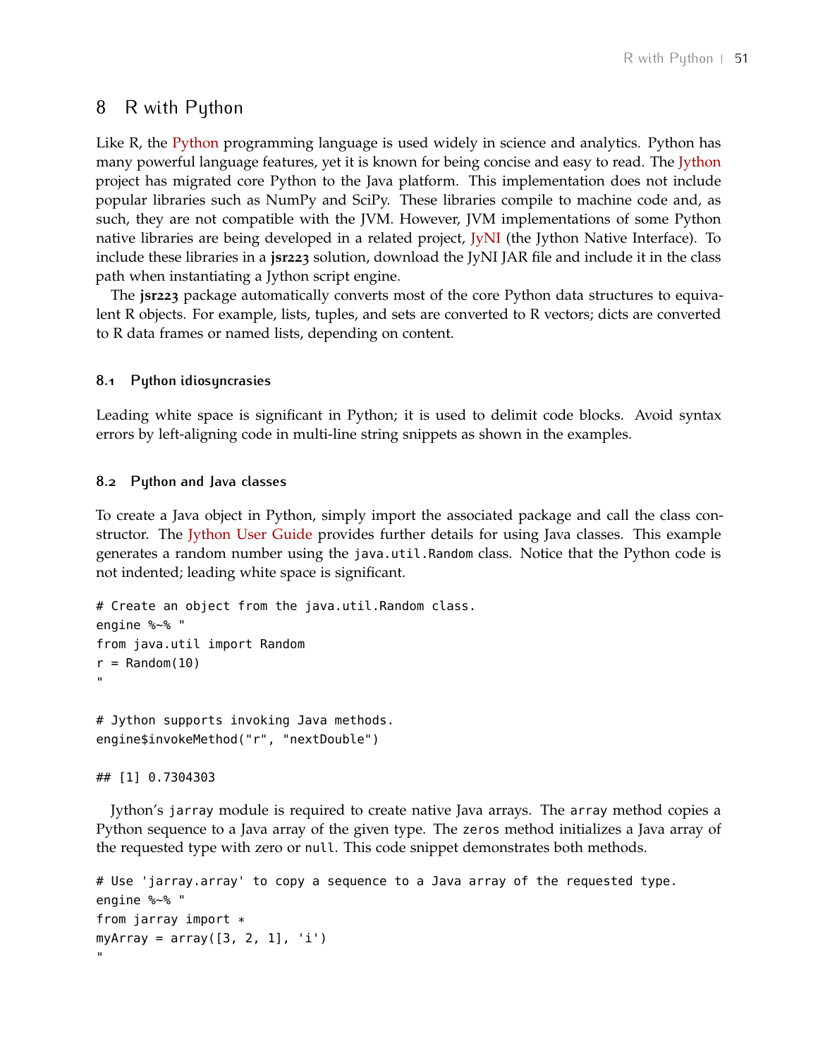# 8 R with Python

Like R, the Python programming language is used widely in science and analytics. Python has many powerful language features, yet it is known for being concise and easy to read. The Jython project has migrated core Python to the Java platform. This implementation does not include popular libraries such as NumPy and SciPy. These libraries compile to machine code and, as such, they are not compatible with the JVM. However, JVM implementations of some Python native libraries are being developed in a related project, JyNI (the Jython Native Interface). To include these libraries in a **jsr223** solution, download the JyNI JAR file and include it in the class path when instantiating a Jython script engine.

The **jsr223** package automatically converts most of the core Python data structures to equivalent R objects. For example, lists, tuples, and sets are converted to R vectors; dicts are converted to R data frames or named lists, depending on content.

### 8.1 Python idiosyncrasies

Leading white space is significant in Python; it is used to delimit code blocks. Avoid syntax errors by left-aligning code in multi-line string snippets as shown in the examples.

### 8.2 Python and Java classes

To create a Java object in Python, simply import the associated package and call the class constructor. The Jython User Guide provides further details for using Java classes. This example generates a random number using the `java.util.Random` class. Notice that the Python code is not indented; leading white space is significant.

```
# Create an object from the java.util.Random class.
engine %~% "
from java.util import Random
r = Random(10)
"

# Jython supports invoking Java methods.
engine$invokeMethod("r", "nextDouble")

## [1] 0.7304303
```

Jython's `jarray` module is required to create native Java arrays. The `array` method copies a Python sequence to a Java array of the given type. The `zeros` method initializes a Java array of the requested type with zero or `null`. This code snippet demonstrates both methods.

```
# Use 'jarray.array' to copy a sequence to a Java array of the requested type.
engine %~% "
from jarray import *
myArray = array([3, 2, 1], 'i')
"
```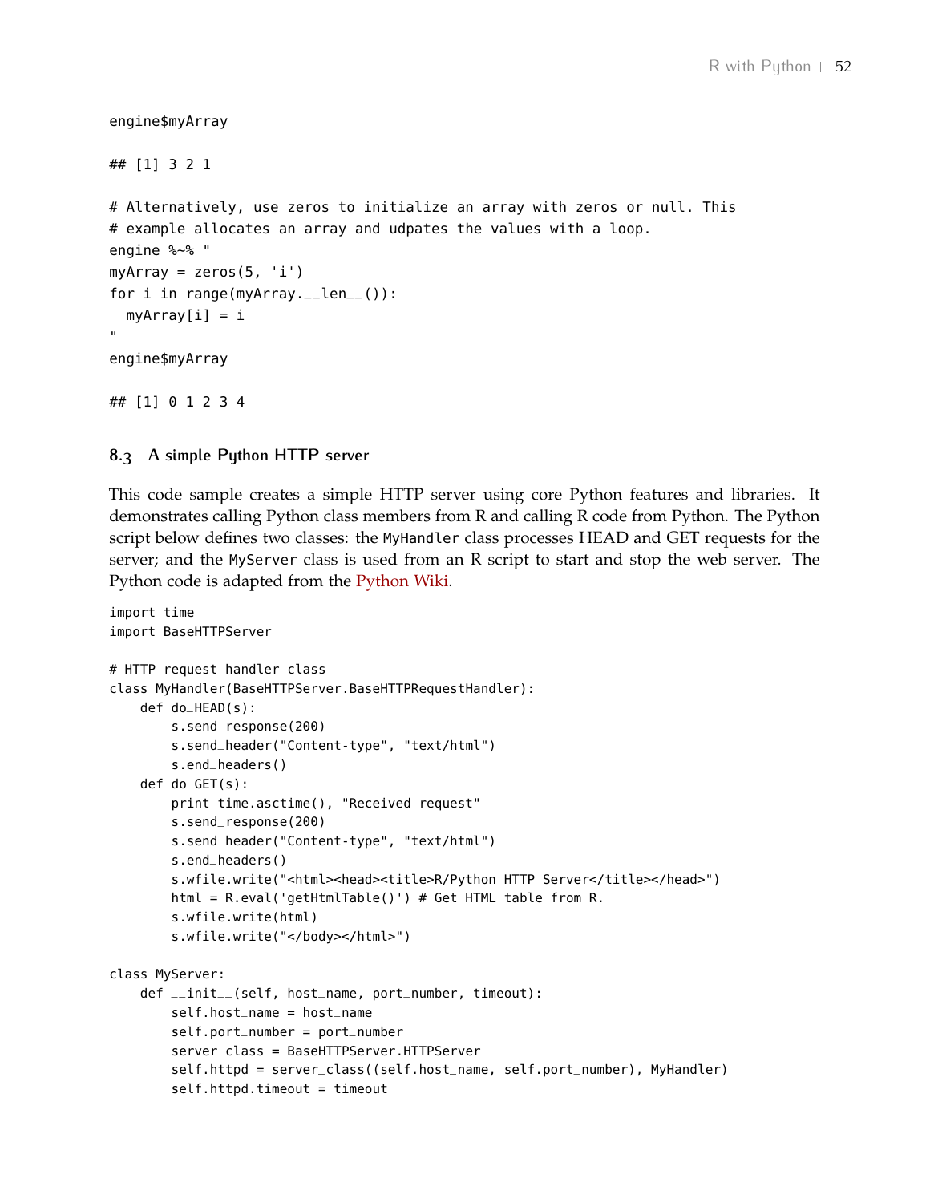```
engine$myArray

## [1] 3 2 1

# Alternatively, use zeros to initialize an array with zeros or null. This
# example allocates an array and udpates the values with a loop.
engine %~% "
myArray = zeros(5, 'i')
for i in range(myArray.__len__()):
  myArray[i] = i
"
engine$myArray

## [1] 0 1 2 3 4
```

### 8.3 A simple Python HTTP server

This code sample creates a simple HTTP server using core Python features and libraries. It demonstrates calling Python class members from R and calling R code from Python. The Python script below defines two classes: the `MyHandler` class processes HEAD and GET requests for the server; and the `MyServer` class is used from an R script to start and stop the web server. The Python code is adapted from the Python Wiki.

```
import time
import BaseHTTPServer

# HTTP request handler class
class MyHandler(BaseHTTPServer.BaseHTTPRequestHandler):
    def do_HEAD(s):
        s.send_response(200)
        s.send_header("Content-type", "text/html")
        s.end_headers()
    def do_GET(s):
        print time.asctime(), "Received request"
        s.send_response(200)
        s.send_header("Content-type", "text/html")
        s.end_headers()
        s.wfile.write("<html><head><title>R/Python HTTP Server</title></head>")
        html = R.eval('getHtmlTable()') # Get HTML table from R.
        s.wfile.write(html)
        s.wfile.write("</body></html>")

class MyServer:
    def __init__(self, host_name, port_number, timeout):
        self.host_name = host_name
        self.port_number = port_number
        server_class = BaseHTTPServer.HTTPServer
        self.httpd = server_class((self.host_name, self.port_number), MyHandler)
        self.httpd.timeout = timeout
```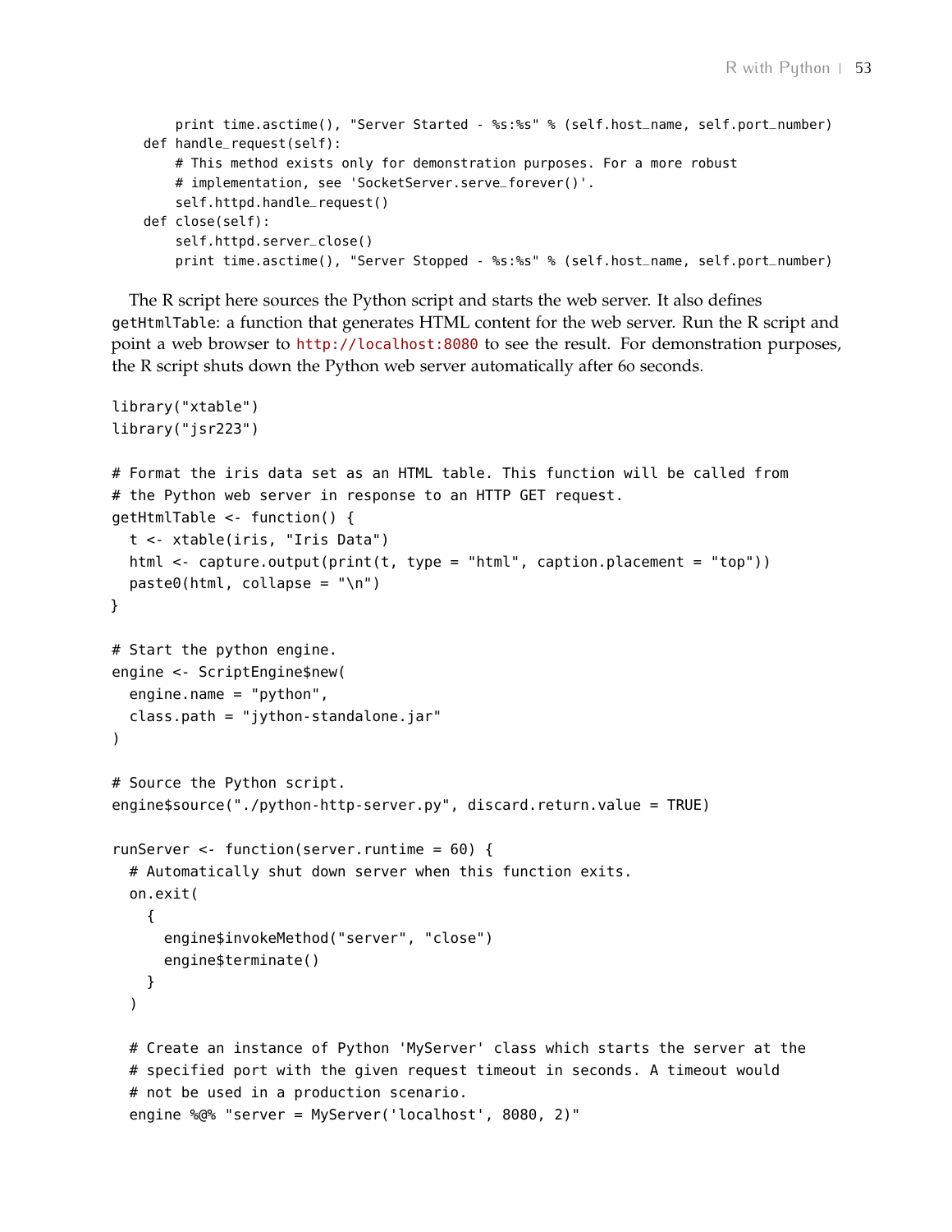```
        print time.asctime(), "Server Started - %s:%s" % (self.host_name, self.port_number)
    def handle_request(self):
        # This method exists only for demonstration purposes. For a more robust
        # implementation, see 'SocketServer.serve_forever()'.
        self.httpd.handle_request()
    def close(self):
        self.httpd.server_close()
        print time.asctime(), "Server Stopped - %s:%s" % (self.host_name, self.port_number)
```

The R script here sources the Python script and starts the web server. It also defines `getHtmlTable`: a function that generates HTML content for the web server. Run the R script and point a web browser to http://localhost:8080 to see the result. For demonstration purposes, the R script shuts down the Python web server automatically after 60 seconds.

```
library("xtable")
library("jsr223")

# Format the iris data set as an HTML table. This function will be called from
# the Python web server in response to an HTTP GET request.
getHtmlTable <- function() {
  t <- xtable(iris, "Iris Data")
  html <- capture.output(print(t, type = "html", caption.placement = "top"))
  paste0(html, collapse = "\n")
}

# Start the python engine.
engine <- ScriptEngine$new(
  engine.name = "python",
  class.path = "jython-standalone.jar"
)

# Source the Python script.
engine$source("./python-http-server.py", discard.return.value = TRUE)

runServer <- function(server.runtime = 60) {
  # Automatically shut down server when this function exits.
  on.exit(
    {
      engine$invokeMethod("server", "close")
      engine$terminate()
    }
  )

  # Create an instance of Python 'MyServer' class which starts the server at the
  # specified port with the given request timeout in seconds. A timeout would
  # not be used in a production scenario.
  engine %@% "server = MyServer('localhost', 8080, 2)"
```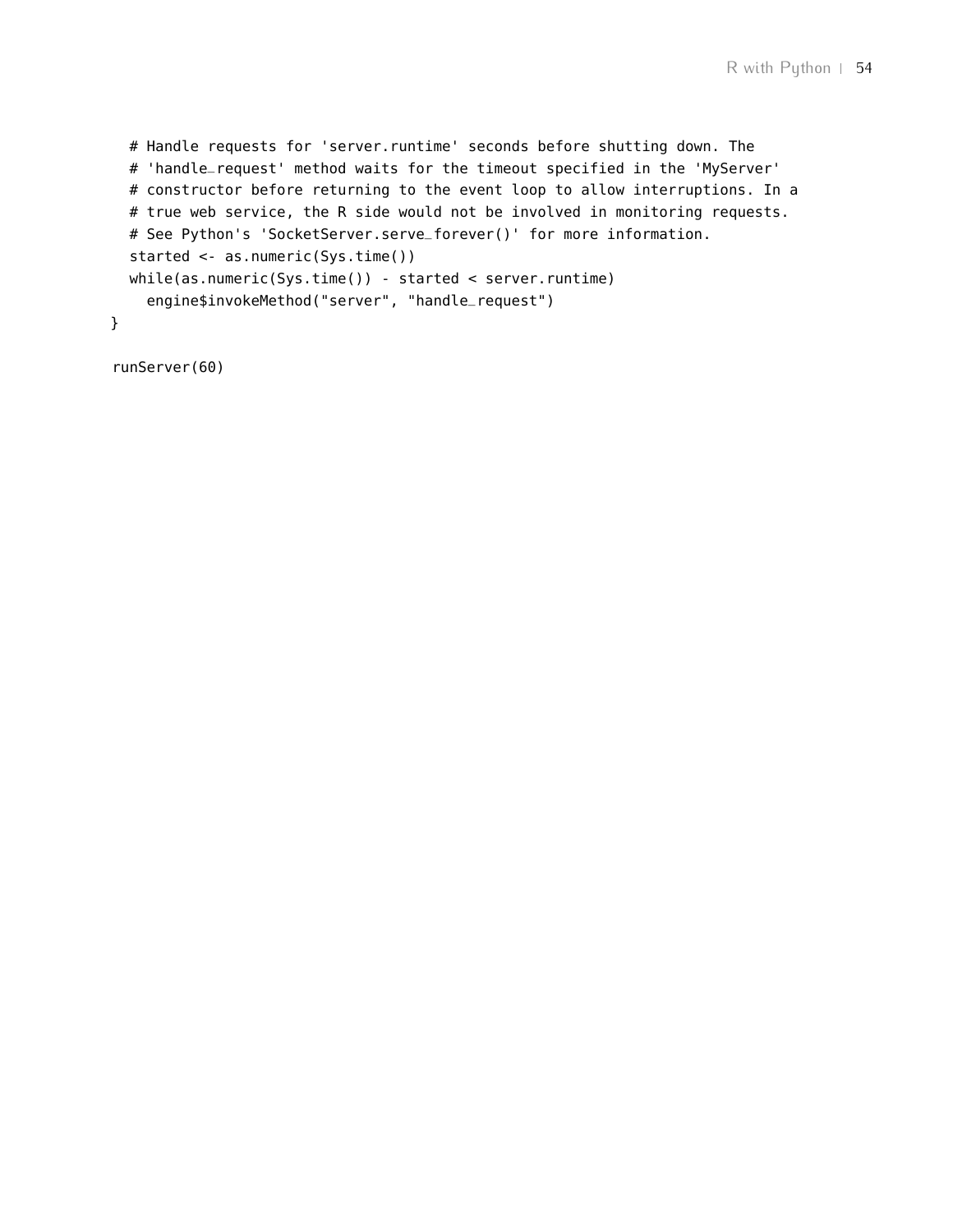```
  # Handle requests for 'server.runtime' seconds before shutting down. The
  # 'handle_request' method waits for the timeout specified in the 'MyServer'
  # constructor before returning to the event loop to allow interruptions. In a
  # true web service, the R side would not be involved in monitoring requests.
  # See Python's 'SocketServer.serve_forever()' for more information.
  started <- as.numeric(Sys.time())
  while(as.numeric(Sys.time()) - started < server.runtime)
    engine$invokeMethod("server", "handle_request")
}

runServer(60)
```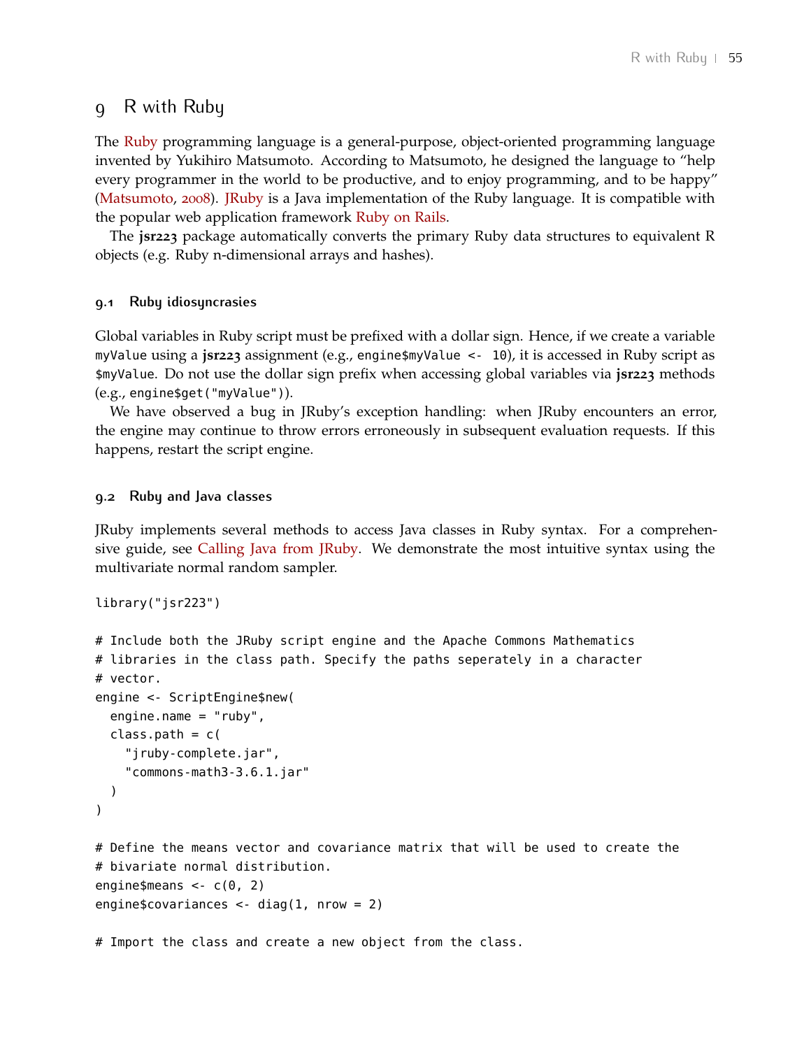# 9 R with Ruby

The Ruby programming language is a general-purpose, object-oriented programming language invented by Yukihiro Matsumoto. According to Matsumoto, he designed the language to "help every programmer in the world to be productive, and to enjoy programming, and to be happy" (Matsumoto, 2008). JRuby is a Java implementation of the Ruby language. It is compatible with the popular web application framework Ruby on Rails.

The **jsr223** package automatically converts the primary Ruby data structures to equivalent R objects (e.g. Ruby n-dimensional arrays and hashes).

## 9.1 Ruby idiosyncrasies

Global variables in Ruby script must be prefixed with a dollar sign. Hence, if we create a variable `myValue` using a **jsr223** assignment (e.g., `engine$myValue <- 10`), it is accessed in Ruby script as `$myValue`. Do not use the dollar sign prefix when accessing global variables via **jsr223** methods (e.g., `engine$get("myValue")`).

We have observed a bug in JRuby's exception handling: when JRuby encounters an error, the engine may continue to throw errors erroneously in subsequent evaluation requests. If this happens, restart the script engine.

## 9.2 Ruby and Java classes

JRuby implements several methods to access Java classes in Ruby syntax. For a comprehensive guide, see Calling Java from JRuby. We demonstrate the most intuitive syntax using the multivariate normal random sampler.

```
library("jsr223")

# Include both the JRuby script engine and the Apache Commons Mathematics
# libraries in the class path. Specify the paths seperately in a character
# vector.
engine <- ScriptEngine$new(
  engine.name = "ruby",
  class.path = c(
    "jruby-complete.jar",
    "commons-math3-3.6.1.jar"
  )
)

# Define the means vector and covariance matrix that will be used to create the
# bivariate normal distribution.
engine$means <- c(0, 2)
engine$covariances <- diag(1, nrow = 2)

# Import the class and create a new object from the class.
```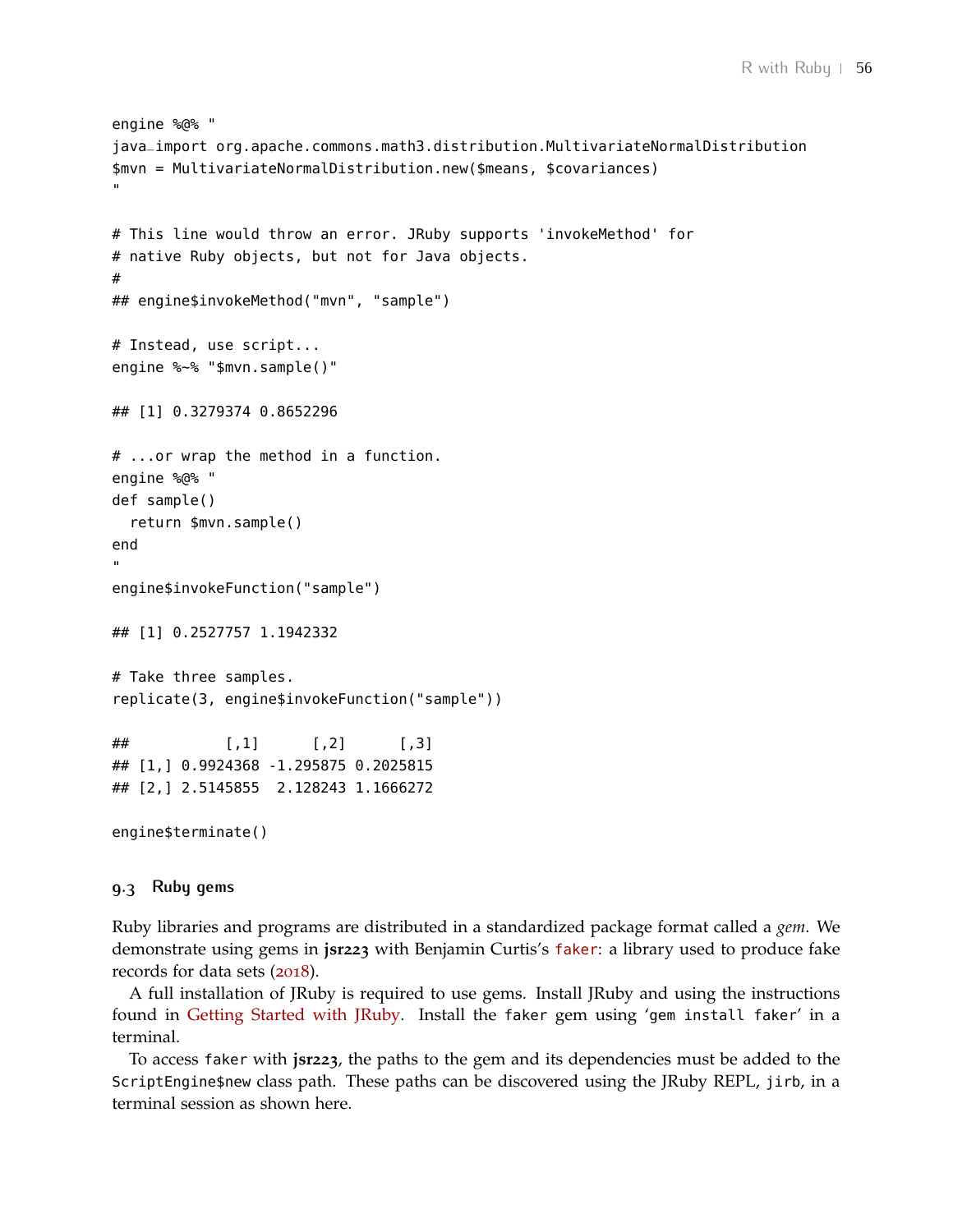```
engine %@% "
java_import org.apache.commons.math3.distribution.MultivariateNormalDistribution
$mvn = MultivariateNormalDistribution.new($means, $covariances)
"

# This line would throw an error. JRuby supports 'invokeMethod' for
# native Ruby objects, but not for Java objects.
#
## engine$invokeMethod("mvn", "sample")

# Instead, use script...
engine %~% "$mvn.sample()"

## [1] 0.3279374 0.8652296

# ...or wrap the method in a function.
engine %@% "
def sample()
  return $mvn.sample()
end
"
engine$invokeFunction("sample")

## [1] 0.2527757 1.1942332

# Take three samples.
replicate(3, engine$invokeFunction("sample"))

##           [,1]      [,2]      [,3]
## [1,] 0.9924368 -1.295875 0.2025815
## [2,] 2.5145855  2.128243 1.1666272

engine$terminate()
```

### 9.3 Ruby gems

Ruby libraries and programs are distributed in a standardized package format called a *gem*. We demonstrate using gems in **jsr223** with Benjamin Curtis's `faker`: a library used to produce fake records for data sets (2018).

A full installation of JRuby is required to use gems. Install JRuby and using the instructions found in Getting Started with JRuby. Install the `faker` gem using '`gem install faker`' in a terminal.

To access `faker` with **jsr223**, the paths to the gem and its dependencies must be added to the `ScriptEngine$new` class path. These paths can be discovered using the JRuby REPL, `jirb`, in a terminal session as shown here.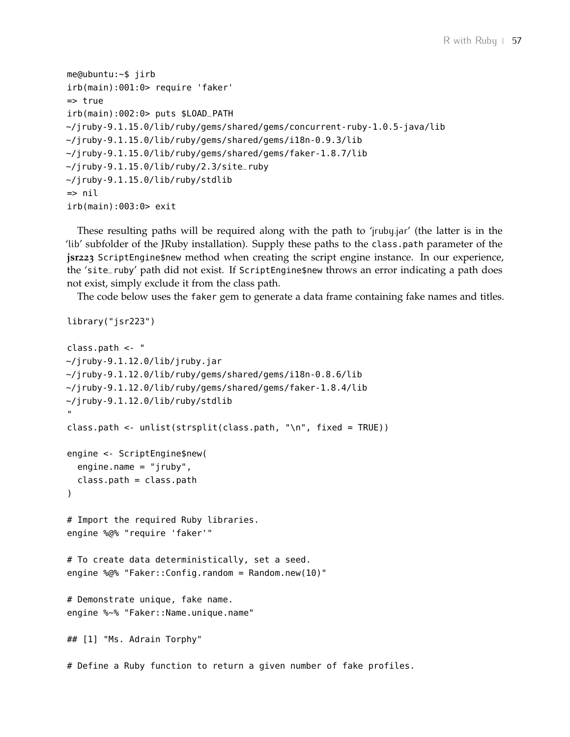```
me@ubuntu:~$ jirb
irb(main):001:0> require 'faker'
=> true
irb(main):002:0> puts $LOAD_PATH
~/jruby-9.1.15.0/lib/ruby/gems/shared/gems/concurrent-ruby-1.0.5-java/lib
~/jruby-9.1.15.0/lib/ruby/gems/shared/gems/i18n-0.9.3/lib
~/jruby-9.1.15.0/lib/ruby/gems/shared/gems/faker-1.8.7/lib
~/jruby-9.1.15.0/lib/ruby/2.3/site_ruby
~/jruby-9.1.15.0/lib/ruby/stdlib
=> nil
irb(main):003:0> exit
```

These resulting paths will be required along with the path to 'jruby.jar' (the latter is in the 'lib' subfolder of the JRuby installation). Supply these paths to the `class.path` parameter of the **jsr223** `ScriptEngine$new` method when creating the script engine instance. In our experience, the 'site_ruby' path did not exist. If `ScriptEngine$new` throws an error indicating a path does not exist, simply exclude it from the class path.

The code below uses the `faker` gem to generate a data frame containing fake names and titles.

```
library("jsr223")

class.path <- "
~/jruby-9.1.12.0/lib/jruby.jar
~/jruby-9.1.12.0/lib/ruby/gems/shared/gems/i18n-0.8.6/lib
~/jruby-9.1.12.0/lib/ruby/gems/shared/gems/faker-1.8.4/lib
~/jruby-9.1.12.0/lib/ruby/stdlib
"
class.path <- unlist(strsplit(class.path, "\n", fixed = TRUE))

engine <- ScriptEngine$new(
  engine.name = "jruby",
  class.path = class.path
)

# Import the required Ruby libraries.
engine %@% "require 'faker'"

# To create data deterministically, set a seed.
engine %@% "Faker::Config.random = Random.new(10)"

# Demonstrate unique, fake name.
engine %~% "Faker::Name.unique.name"

## [1] "Ms. Adrain Torphy"

# Define a Ruby function to return a given number of fake profiles.
```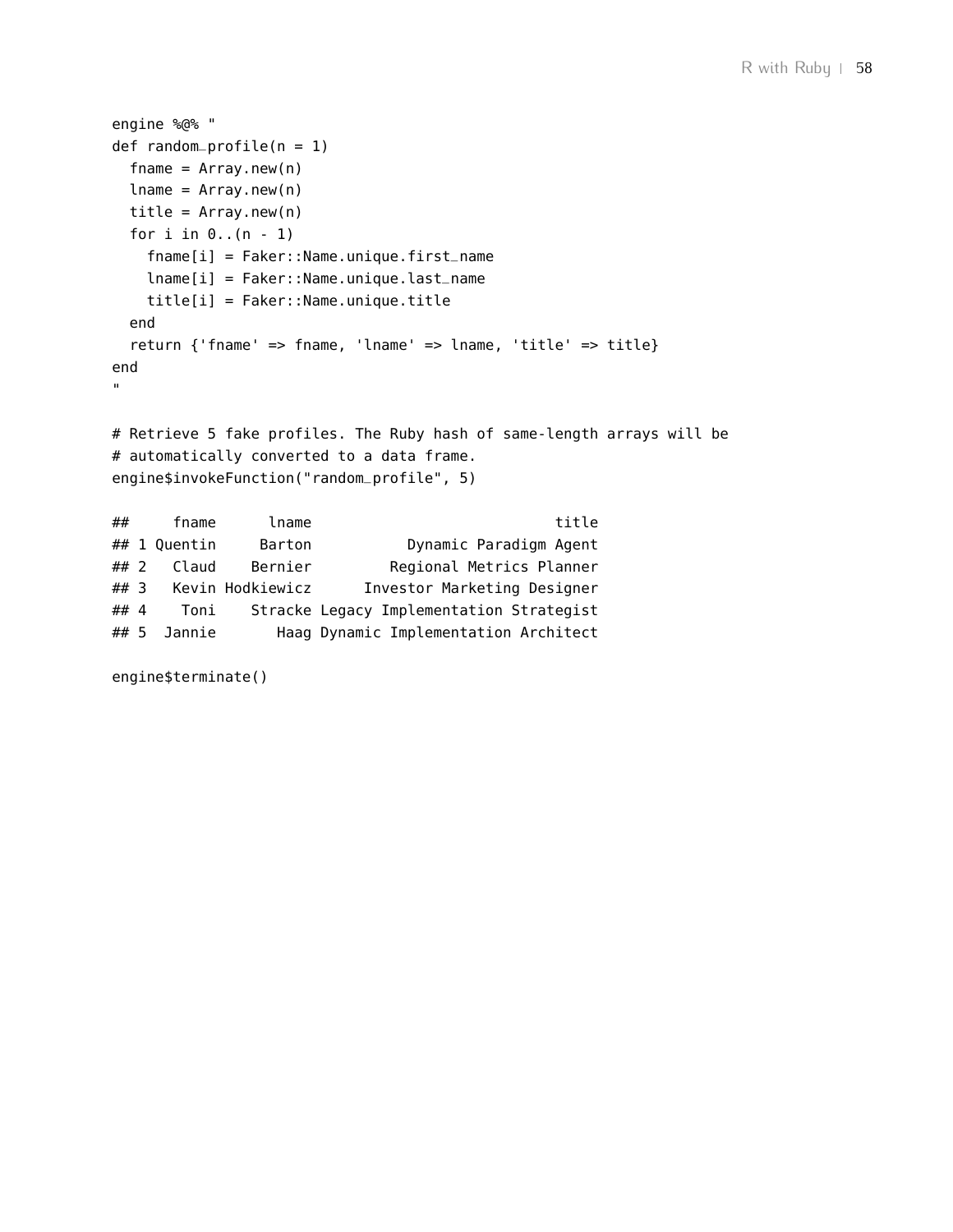```
engine %@% "
def random_profile(n = 1)
  fname = Array.new(n)
  lname = Array.new(n)
  title = Array.new(n)
  for i in 0..(n - 1)
    fname[i] = Faker::Name.unique.first_name
    lname[i] = Faker::Name.unique.last_name
    title[i] = Faker::Name.unique.title
  end
  return {'fname' => fname, 'lname' => lname, 'title' => title}
end
"

# Retrieve 5 fake profiles. The Ruby hash of same-length arrays will be
# automatically converted to a data frame.
engine$invokeFunction("random_profile", 5)

##     fname      lname                          title
## 1 Quentin     Barton           Dynamic Paradigm Agent
## 2   Claud    Bernier         Regional Metrics Planner
## 3   Kevin Hodkiewicz      Investor Marketing Designer
## 4    Toni    Stracke Legacy Implementation Strategist
## 5  Jannie       Haag Dynamic Implementation Architect

engine$terminate()
```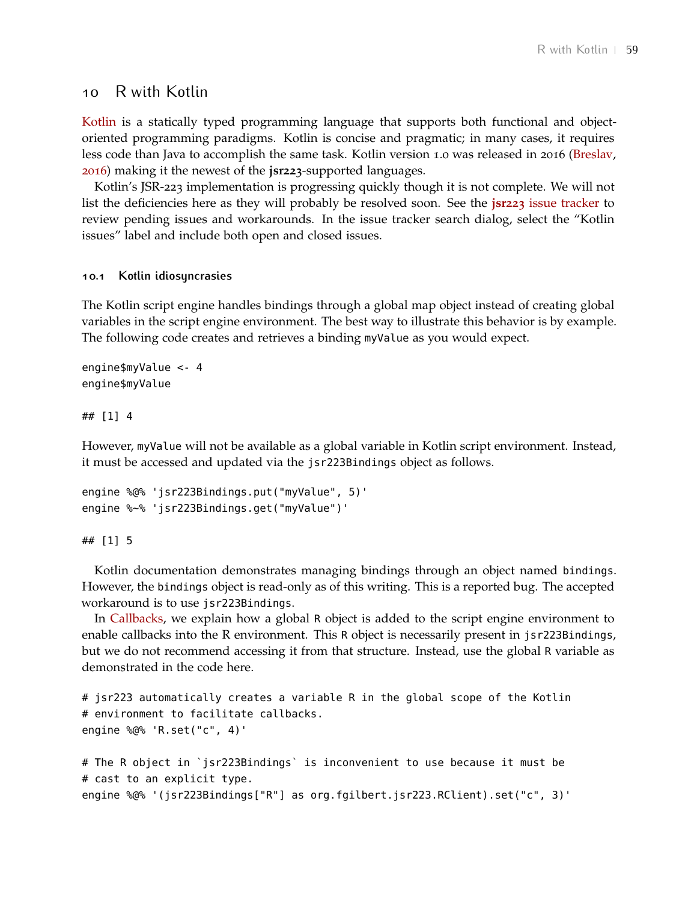# 10 R with Kotlin

Kotlin is a statically typed programming language that supports both functional and object-oriented programming paradigms. Kotlin is concise and pragmatic; in many cases, it requires less code than Java to accomplish the same task. Kotlin version 1.0 was released in 2016 (Breslav, 2016) making it the newest of the **jsr223**-supported languages.

Kotlin's JSR-223 implementation is progressing quickly though it is not complete. We will not list the deficiencies here as they will probably be resolved soon. See the **jsr223** issue tracker to review pending issues and workarounds. In the issue tracker search dialog, select the "Kotlin issues" label and include both open and closed issues.

### 10.1 Kotlin idiosyncrasies

The Kotlin script engine handles bindings through a global map object instead of creating global variables in the script engine environment. The best way to illustrate this behavior is by example. The following code creates and retrieves a binding `myValue` as you would expect.

```
engine$myValue <- 4
engine$myValue

## [1] 4
```

However, `myValue` will not be available as a global variable in Kotlin script environment. Instead, it must be accessed and updated via the `jsr223Bindings` object as follows.

```
engine %@% 'jsr223Bindings.put("myValue", 5)'
engine %~% 'jsr223Bindings.get("myValue")'

## [1] 5
```

Kotlin documentation demonstrates managing bindings through an object named `bindings`. However, the `bindings` object is read-only as of this writing. This is a reported bug. The accepted workaround is to use `jsr223Bindings`.

In Callbacks, we explain how a global `R` object is added to the script engine environment to enable callbacks into the R environment. This `R` object is necessarily present in `jsr223Bindings`, but we do not recommend accessing it from that structure. Instead, use the global `R` variable as demonstrated in the code here.

```
# jsr223 automatically creates a variable R in the global scope of the Kotlin
# environment to facilitate callbacks.
engine %@% 'R.set("c", 4)'

# The R object in `jsr223Bindings` is inconvenient to use because it must be
# cast to an explicit type.
engine %@% '(jsr223Bindings["R"] as org.fgilbert.jsr223.RClient).set("c", 3)'
```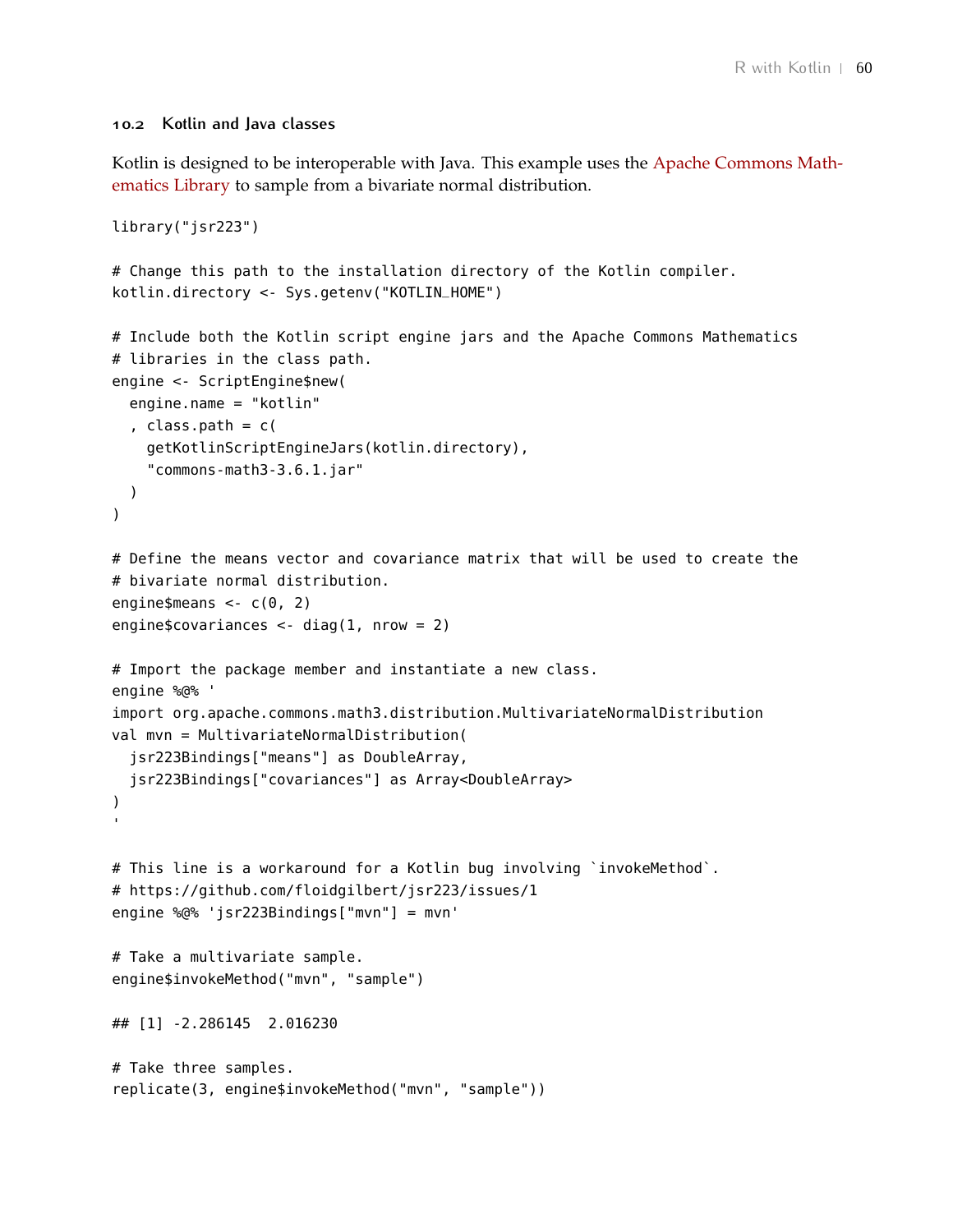### 10.2 Kotlin and Java classes

Kotlin is designed to be interoperable with Java. This example uses the Apache Commons Mathematics Library to sample from a bivariate normal distribution.

```
library("jsr223")

# Change this path to the installation directory of the Kotlin compiler.
kotlin.directory <- Sys.getenv("KOTLIN_HOME")

# Include both the Kotlin script engine jars and the Apache Commons Mathematics
# libraries in the class path.
engine <- ScriptEngine$new(
  engine.name = "kotlin"
  , class.path = c(
    getKotlinScriptEngineJars(kotlin.directory),
    "commons-math3-3.6.1.jar"
  )
)

# Define the means vector and covariance matrix that will be used to create the
# bivariate normal distribution.
engine$means <- c(0, 2)
engine$covariances <- diag(1, nrow = 2)

# Import the package member and instantiate a new class.
engine %@% '
import org.apache.commons.math3.distribution.MultivariateNormalDistribution
val mvn = MultivariateNormalDistribution(
  jsr223Bindings["means"] as DoubleArray,
  jsr223Bindings["covariances"] as Array<DoubleArray>
)
'

# This line is a workaround for a Kotlin bug involving `invokeMethod`.
# https://github.com/floidgilbert/jsr223/issues/1
engine %@% 'jsr223Bindings["mvn"] = mvn'

# Take a multivariate sample.
engine$invokeMethod("mvn", "sample")

## [1] -2.286145  2.016230

# Take three samples.
replicate(3, engine$invokeMethod("mvn", "sample"))
```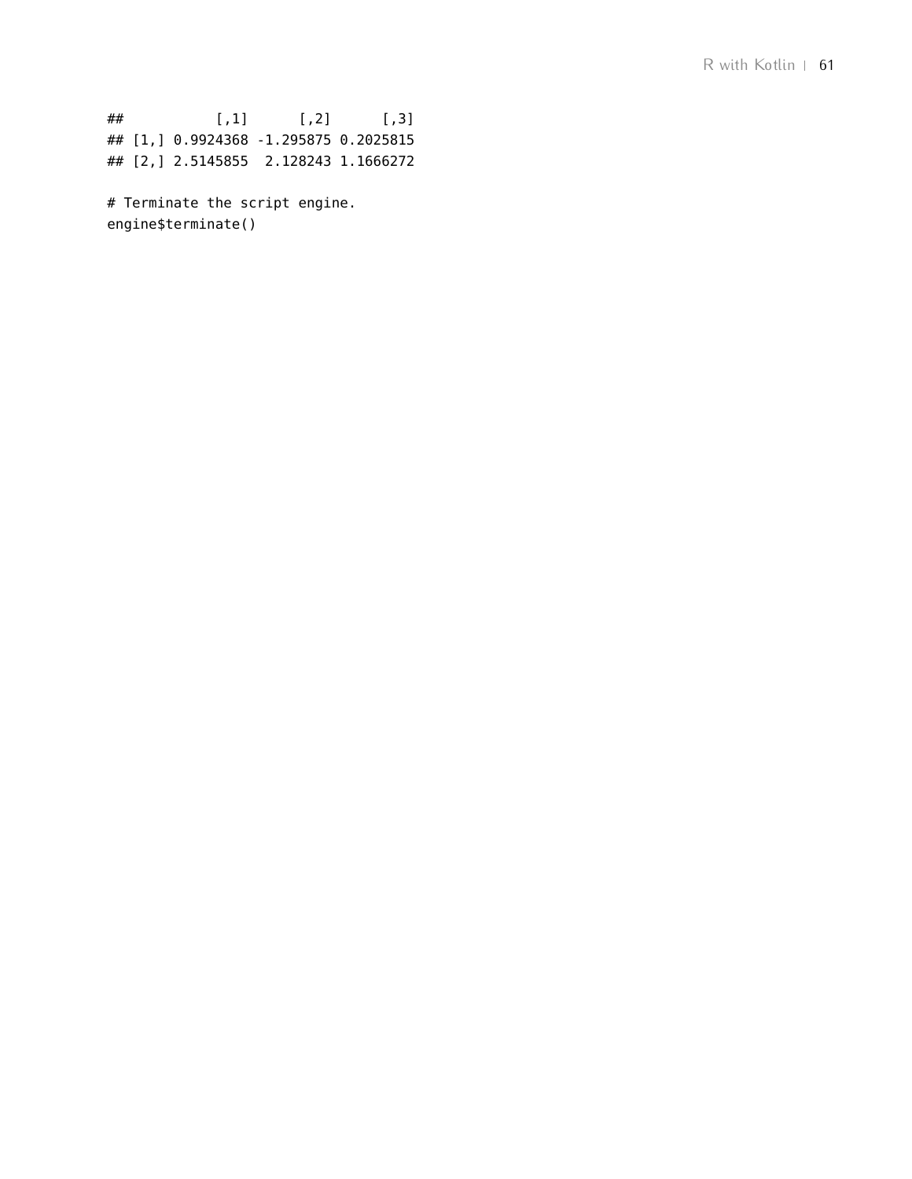```
##           [,1]      [,2]      [,3]
## [1,] 0.9924368 -1.295875 0.2025815
## [2,] 2.5145855  2.128243 1.1666272

# Terminate the script engine.
engine$terminate()
```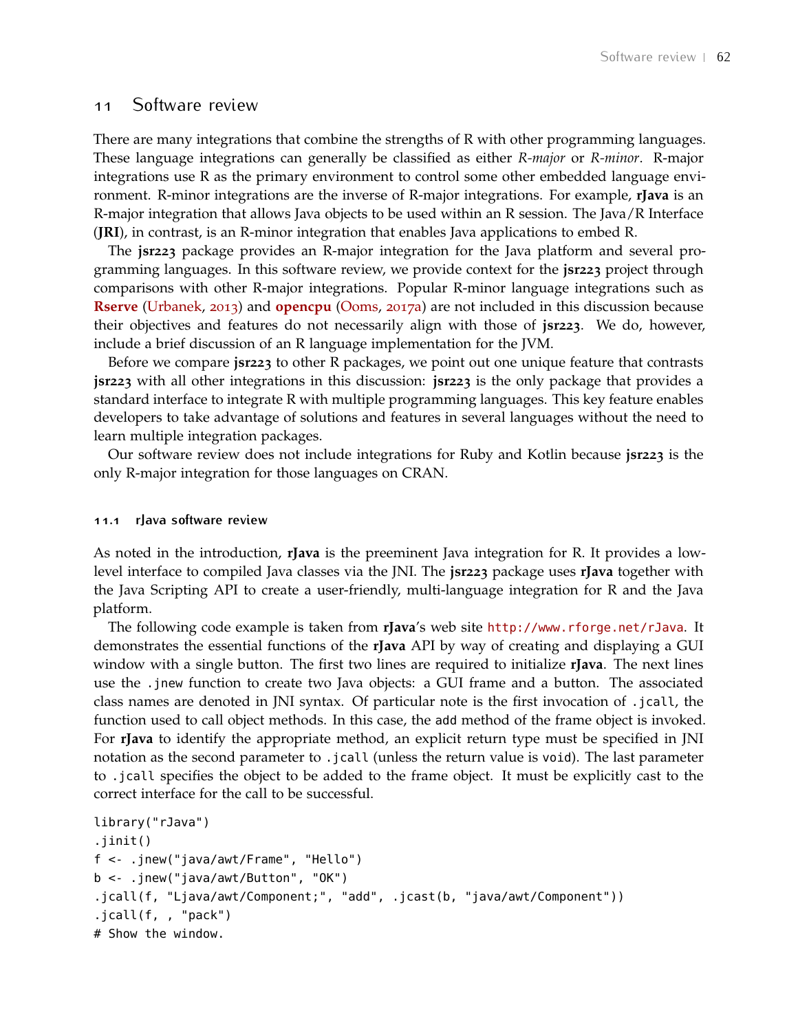# 11 Software review

There are many integrations that combine the strengths of R with other programming languages. These language integrations can generally be classified as either *R-major* or *R-minor*. R-major integrations use R as the primary environment to control some other embedded language environment. R-minor integrations are the inverse of R-major integrations. For example, **rJava** is an R-major integration that allows Java objects to be used within an R session. The Java/R Interface (**JRI**), in contrast, is an R-minor integration that enables Java applications to embed R.

The **jsr223** package provides an R-major integration for the Java platform and several programming languages. In this software review, we provide context for the **jsr223** project through comparisons with other R-major integrations. Popular R-minor language integrations such as **Rserve** (Urbanek, 2013) and **opencpu** (Ooms, 2017a) are not included in this discussion because their objectives and features do not necessarily align with those of **jsr223**. We do, however, include a brief discussion of an R language implementation for the JVM.

Before we compare **jsr223** to other R packages, we point out one unique feature that contrasts **jsr223** with all other integrations in this discussion: **jsr223** is the only package that provides a standard interface to integrate R with multiple programming languages. This key feature enables developers to take advantage of solutions and features in several languages without the need to learn multiple integration packages.

Our software review does not include integrations for Ruby and Kotlin because **jsr223** is the only R-major integration for those languages on CRAN.

## 11.1 rJava software review

As noted in the introduction, **rJava** is the preeminent Java integration for R. It provides a low-level interface to compiled Java classes via the JNI. The **jsr223** package uses **rJava** together with the Java Scripting API to create a user-friendly, multi-language integration for R and the Java platform.

The following code example is taken from **rJava**'s web site http://www.rforge.net/rJava. It demonstrates the essential functions of the **rJava** API by way of creating and displaying a GUI window with a single button. The first two lines are required to initialize **rJava**. The next lines use the `.jnew` function to create two Java objects: a GUI frame and a button. The associated class names are denoted in JNI syntax. Of particular note is the first invocation of `.jcall`, the function used to call object methods. In this case, the `add` method of the frame object is invoked. For **rJava** to identify the appropriate method, an explicit return type must be specified in JNI notation as the second parameter to `.jcall` (unless the return value is `void`). The last parameter to `.jcall` specifies the object to be added to the frame object. It must be explicitly cast to the correct interface for the call to be successful.

```
library("rJava")
.jinit()
f <- .jnew("java/awt/Frame", "Hello")
b <- .jnew("java/awt/Button", "OK")
.jcall(f, "Ljava/awt/Component;", "add", .jcast(b, "java/awt/Component"))
.jcall(f, , "pack")
# Show the window.
```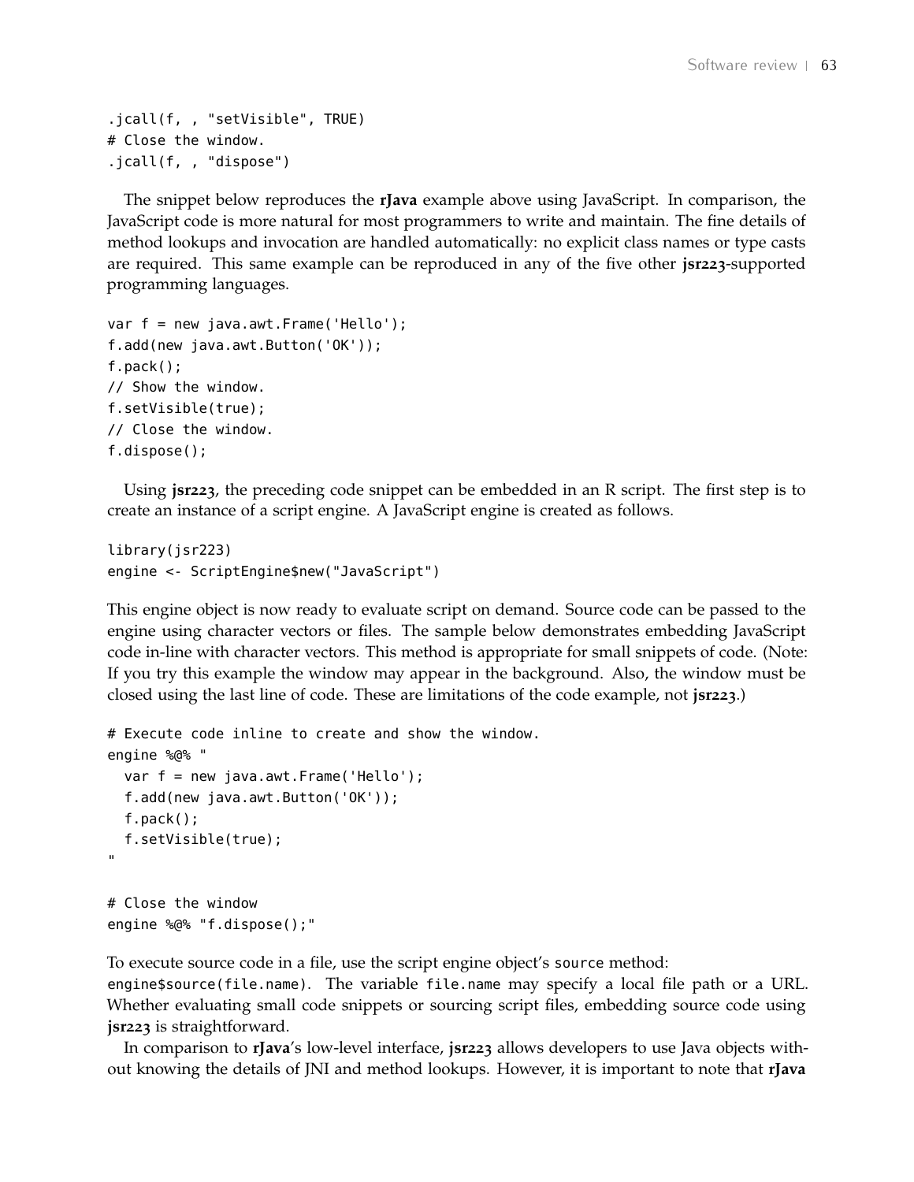```
.jcall(f, , "setVisible", TRUE)
# Close the window.
.jcall(f, , "dispose")
```

The snippet below reproduces the **rJava** example above using JavaScript. In comparison, the JavaScript code is more natural for most programmers to write and maintain. The fine details of method lookups and invocation are handled automatically: no explicit class names or type casts are required. This same example can be reproduced in any of the five other **jsr223**-supported programming languages.

```
var f = new java.awt.Frame('Hello');
f.add(new java.awt.Button('OK'));
f.pack();
// Show the window.
f.setVisible(true);
// Close the window.
f.dispose();
```

Using **jsr223**, the preceding code snippet can be embedded in an R script. The first step is to create an instance of a script engine. A JavaScript engine is created as follows.

```
library(jsr223)
engine <- ScriptEngine$new("JavaScript")
```

This engine object is now ready to evaluate script on demand. Source code can be passed to the engine using character vectors or files. The sample below demonstrates embedding JavaScript code in-line with character vectors. This method is appropriate for small snippets of code. (Note: If you try this example the window may appear in the background. Also, the window must be closed using the last line of code. These are limitations of the code example, not **jsr223**.)

```
# Execute code inline to create and show the window.
engine %@% "
  var f = new java.awt.Frame('Hello');
  f.add(new java.awt.Button('OK'));
  f.pack();
  f.setVisible(true);
"

# Close the window
engine %@% "f.dispose();"
```

To execute source code in a file, use the script engine object's `source` method: `engine$source(file.name)`. The variable `file.name` may specify a local file path or a URL. Whether evaluating small code snippets or sourcing script files, embedding source code using **jsr223** is straightforward.

In comparison to **rJava**'s low-level interface, **jsr223** allows developers to use Java objects without knowing the details of JNI and method lookups. However, it is important to note that **rJava**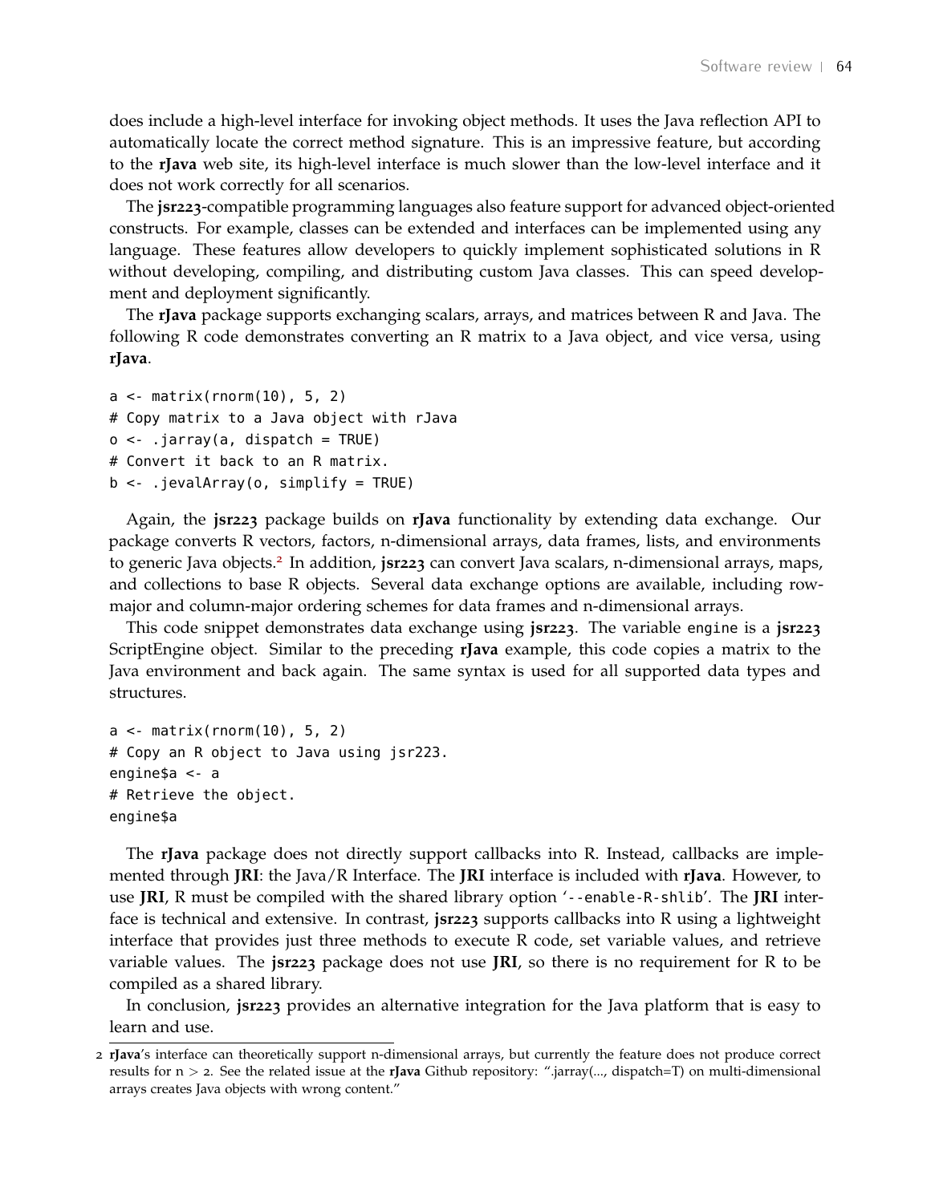does include a high-level interface for invoking object methods. It uses the Java reflection API to automatically locate the correct method signature. This is an impressive feature, but according to the **rJava** web site, its high-level interface is much slower than the low-level interface and it does not work correctly for all scenarios.

The **jsr223**-compatible programming languages also feature support for advanced object-oriented constructs. For example, classes can be extended and interfaces can be implemented using any language. These features allow developers to quickly implement sophisticated solutions in R without developing, compiling, and distributing custom Java classes. This can speed development and deployment significantly.

The **rJava** package supports exchanging scalars, arrays, and matrices between R and Java. The following R code demonstrates converting an R matrix to a Java object, and vice versa, using **rJava**.

```
a <- matrix(rnorm(10), 5, 2)
# Copy matrix to a Java object with rJava
o <- .jarray(a, dispatch = TRUE)
# Convert it back to an R matrix.
b <- .jevalArray(o, simplify = TRUE)
```

Again, the **jsr223** package builds on **rJava** functionality by extending data exchange. Our package converts R vectors, factors, n-dimensional arrays, data frames, lists, and environments to generic Java objects.[2] In addition, **jsr223** can convert Java scalars, n-dimensional arrays, maps, and collections to base R objects. Several data exchange options are available, including row-major and column-major ordering schemes for data frames and n-dimensional arrays.

This code snippet demonstrates data exchange using **jsr223**. The variable `engine` is a **jsr223** ScriptEngine object. Similar to the preceding **rJava** example, this code copies a matrix to the Java environment and back again. The same syntax is used for all supported data types and structures.

```
a <- matrix(rnorm(10), 5, 2)
# Copy an R object to Java using jsr223.
engine$a <- a
# Retrieve the object.
engine$a
```

The **rJava** package does not directly support callbacks into R. Instead, callbacks are implemented through **JRI**: the Java/R Interface. The **JRI** interface is included with **rJava**. However, to use **JRI**, R must be compiled with the shared library option '`--enable-R-shlib`'. The **JRI** interface is technical and extensive. In contrast, **jsr223** supports callbacks into R using a lightweight interface that provides just three methods to execute R code, set variable values, and retrieve variable values. The **jsr223** package does not use **JRI**, so there is no requirement for R to be compiled as a shared library.

In conclusion, **jsr223** provides an alternative integration for the Java platform that is easy to learn and use.

---

2 **rJava**'s interface can theoretically support n-dimensional arrays, but currently the feature does not produce correct results for $n > 2$. See the related issue at the **rJava** Github repository: ".jarray(..., dispatch=T) on multi-dimensional arrays creates Java objects with wrong content."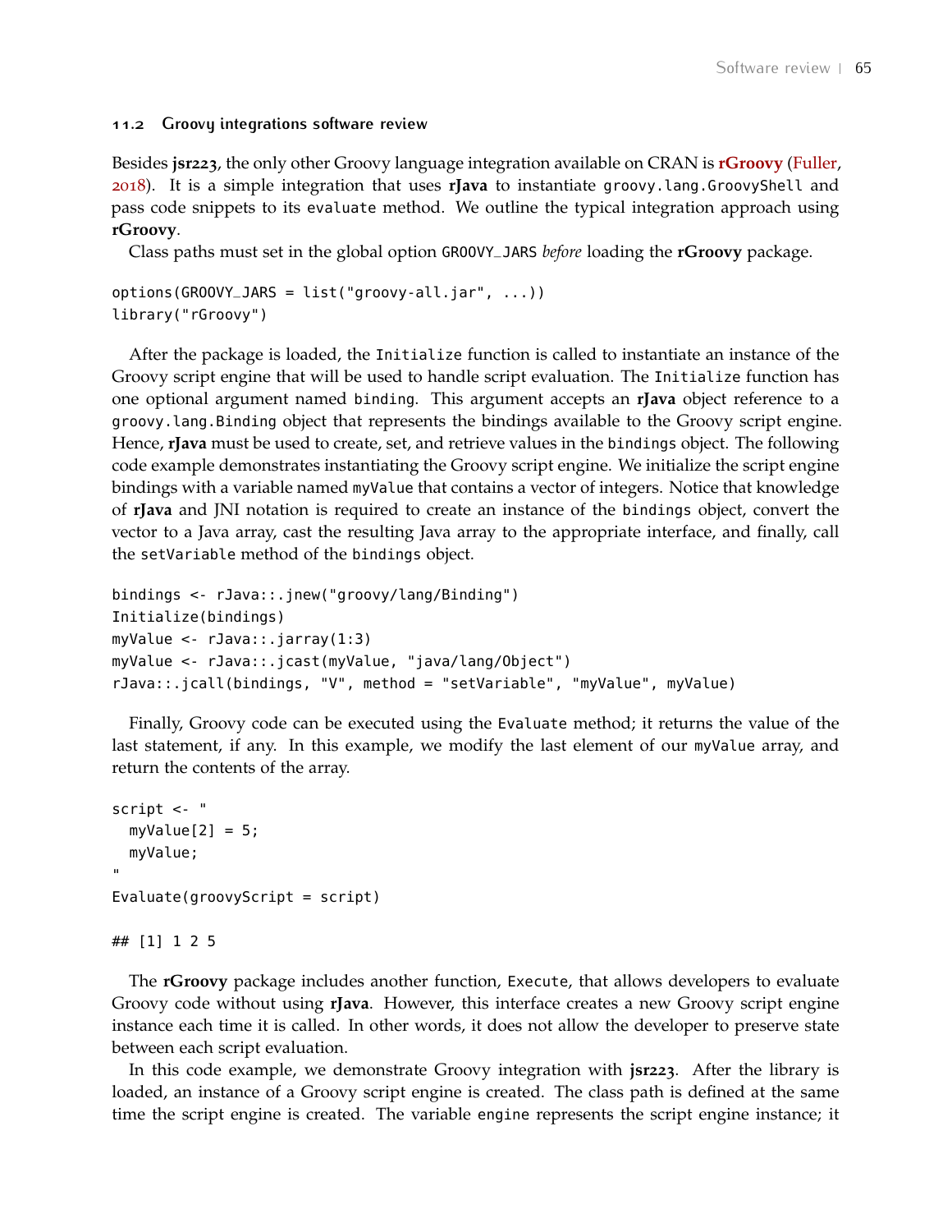### 11.2 Groovy integrations software review

Besides **jsr223**, the only other Groovy language integration available on CRAN is **rGroovy** (Fuller, 2018). It is a simple integration that uses **rJava** to instantiate `groovy.lang.GroovyShell` and pass code snippets to its `evaluate` method. We outline the typical integration approach using **rGroovy**.

Class paths must set in the global option `GROOVY_JARS` *before* loading the **rGroovy** package.

```
options(GROOVY_JARS = list("groovy-all.jar", ...))
library("rGroovy")
```

After the package is loaded, the `Initialize` function is called to instantiate an instance of the Groovy script engine that will be used to handle script evaluation. The `Initialize` function has one optional argument named `binding`. This argument accepts an **rJava** object reference to a `groovy.lang.Binding` object that represents the bindings available to the Groovy script engine. Hence, **rJava** must be used to create, set, and retrieve values in the `bindings` object. The following code example demonstrates instantiating the Groovy script engine. We initialize the script engine bindings with a variable named `myValue` that contains a vector of integers. Notice that knowledge of **rJava** and JNI notation is required to create an instance of the `bindings` object, convert the vector to a Java array, cast the resulting Java array to the appropriate interface, and finally, call the `setVariable` method of the `bindings` object.

```
bindings <- rJava::.jnew("groovy/lang/Binding")
Initialize(bindings)
myValue <- rJava::.jarray(1:3)
myValue <- rJava::.jcast(myValue, "java/lang/Object")
rJava::.jcall(bindings, "V", method = "setVariable", "myValue", myValue)
```

Finally, Groovy code can be executed using the `Evaluate` method; it returns the value of the last statement, if any. In this example, we modify the last element of our `myValue` array, and return the contents of the array.

```
script <- "
  myValue[2] = 5;
  myValue;
"
Evaluate(groovyScript = script)

## [1] 1 2 5
```

The **rGroovy** package includes another function, `Execute`, that allows developers to evaluate Groovy code without using **rJava**. However, this interface creates a new Groovy script engine instance each time it is called. In other words, it does not allow the developer to preserve state between each script evaluation.

In this code example, we demonstrate Groovy integration with **jsr223**. After the library is loaded, an instance of a Groovy script engine is created. The class path is defined at the same time the script engine is created. The variable `engine` represents the script engine instance; it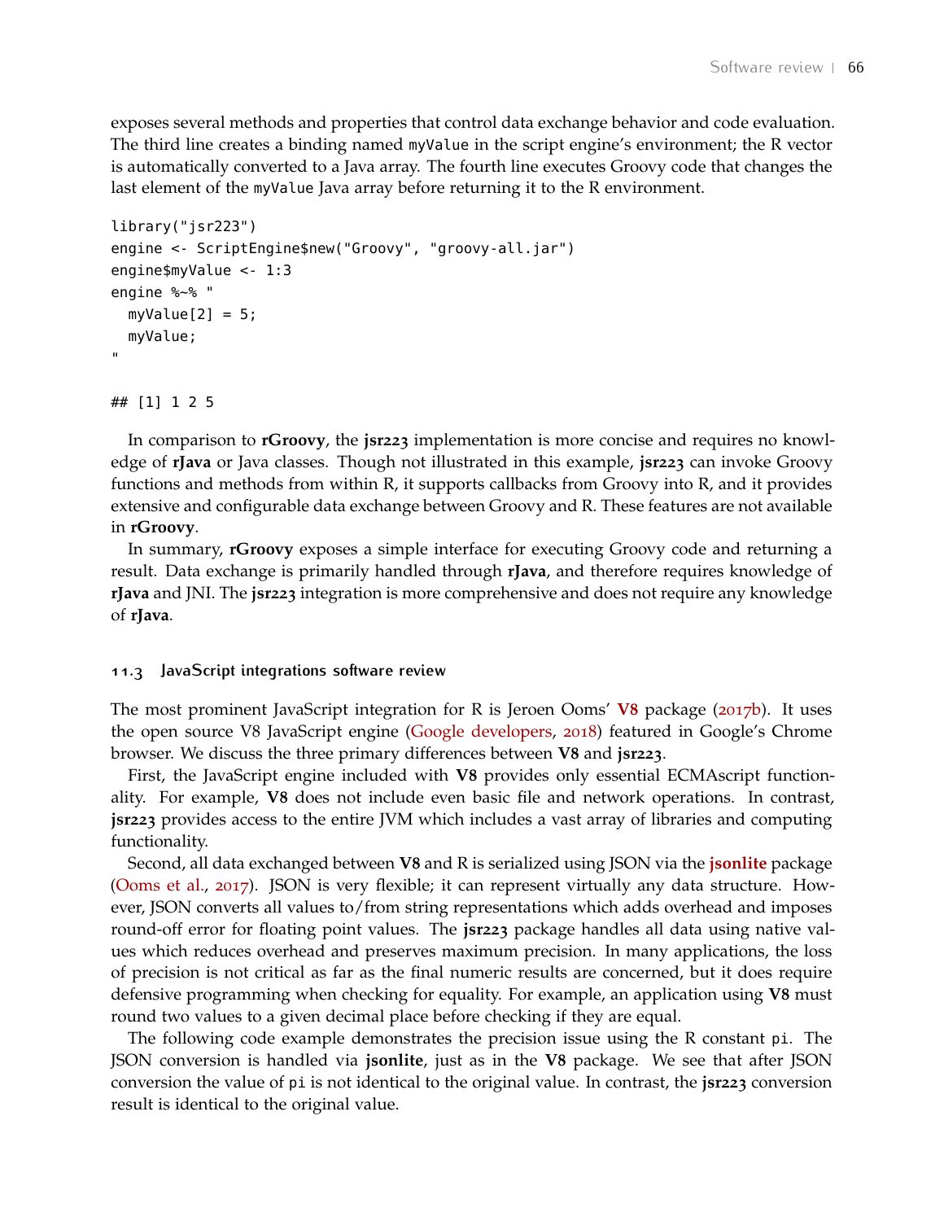exposes several methods and properties that control data exchange behavior and code evaluation. The third line creates a binding named `myValue` in the script engine's environment; the R vector is automatically converted to a Java array. The fourth line executes Groovy code that changes the last element of the `myValue` Java array before returning it to the R environment.

```
library("jsr223")
engine <- ScriptEngine$new("Groovy", "groovy-all.jar")
engine$myValue <- 1:3
engine %~% "
  myValue[2] = 5;
  myValue;
"
```

```
## [1] 1 2 5
```

In comparison to **rGroovy**, the **jsr223** implementation is more concise and requires no knowledge of **rJava** or Java classes. Though not illustrated in this example, **jsr223** can invoke Groovy functions and methods from within R, it supports callbacks from Groovy into R, and it provides extensive and configurable data exchange between Groovy and R. These features are not available in **rGroovy**.

In summary, **rGroovy** exposes a simple interface for executing Groovy code and returning a result. Data exchange is primarily handled through **rJava**, and therefore requires knowledge of **rJava** and JNI. The **jsr223** integration is more comprehensive and does not require any knowledge of **rJava**.

### 11.3 JavaScript integrations software review

The most prominent JavaScript integration for R is Jeroen Ooms' **V8** package (2017b). It uses the open source V8 JavaScript engine (Google developers, 2018) featured in Google's Chrome browser. We discuss the three primary differences between **V8** and **jsr223**.

First, the JavaScript engine included with **V8** provides only essential ECMAscript functionality. For example, **V8** does not include even basic file and network operations. In contrast, **jsr223** provides access to the entire JVM which includes a vast array of libraries and computing functionality.

Second, all data exchanged between **V8** and R is serialized using JSON via the **jsonlite** package (Ooms et al., 2017). JSON is very flexible; it can represent virtually any data structure. However, JSON converts all values to/from string representations which adds overhead and imposes round-off error for floating point values. The **jsr223** package handles all data using native values which reduces overhead and preserves maximum precision. In many applications, the loss of precision is not critical as far as the final numeric results are concerned, but it does require defensive programming when checking for equality. For example, an application using **V8** must round two values to a given decimal place before checking if they are equal.

The following code example demonstrates the precision issue using the R constant `pi`. The JSON conversion is handled via **jsonlite**, just as in the **V8** package. We see that after JSON conversion the value of `pi` is not identical to the original value. In contrast, the **jsr223** conversion result is identical to the original value.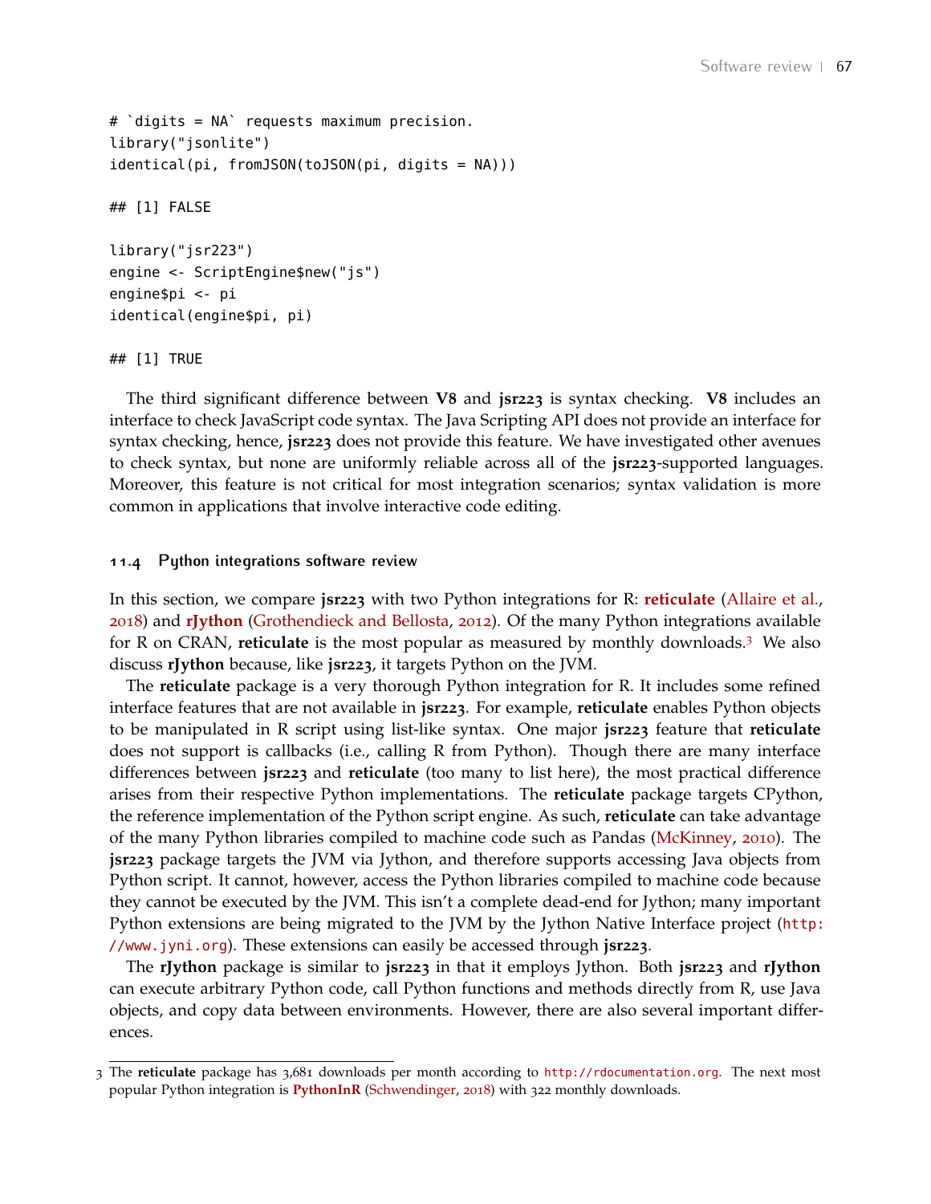```
# `digits = NA` requests maximum precision.
library("jsonlite")
identical(pi, fromJSON(toJSON(pi, digits = NA)))

## [1] FALSE

library("jsr223")
engine <- ScriptEngine$new("js")
engine$pi <- pi
identical(engine$pi, pi)

## [1] TRUE
```

The third significant difference between **V8** and **jsr223** is syntax checking. **V8** includes an interface to check JavaScript code syntax. The Java Scripting API does not provide an interface for syntax checking, hence, **jsr223** does not provide this feature. We have investigated other avenues to check syntax, but none are uniformly reliable across all of the **jsr223**-supported languages. Moreover, this feature is not critical for most integration scenarios; syntax validation is more common in applications that involve interactive code editing.

### 11.4 Python integrations software review

In this section, we compare **jsr223** with two Python integrations for R: **reticulate** (Allaire et al., 2018) and **rJython** (Grothendieck and Bellosta, 2012). Of the many Python integrations available for R on CRAN, **reticulate** is the most popular as measured by monthly downloads.[3] We also discuss **rJython** because, like **jsr223**, it targets Python on the JVM.

The **reticulate** package is a very thorough Python integration for R. It includes some refined interface features that are not available in **jsr223**. For example, **reticulate** enables Python objects to be manipulated in R script using list-like syntax. One major **jsr223** feature that **reticulate** does not support is callbacks (i.e., calling R from Python). Though there are many interface differences between **jsr223** and **reticulate** (too many to list here), the most practical difference arises from their respective Python implementations. The **reticulate** package targets CPython, the reference implementation of the Python script engine. As such, **reticulate** can take advantage of the many Python libraries compiled to machine code such as Pandas (McKinney, 2010). The **jsr223** package targets the JVM via Jython, and therefore supports accessing Java objects from Python script. It cannot, however, access the Python libraries compiled to machine code because they cannot be executed by the JVM. This isn't a complete dead-end for Jython; many important Python extensions are being migrated to the JVM by the Jython Native Interface project (http://www.jyni.org). These extensions can easily be accessed through **jsr223**.

The **rJython** package is similar to **jsr223** in that it employs Jython. Both **jsr223** and **rJython** can execute arbitrary Python code, call Python functions and methods directly from R, use Java objects, and copy data between environments. However, there are also several important differences.

---

[3] The **reticulate** package has 3,681 downloads per month according to http://rdocumentation.org. The next most popular Python integration is **PythonInR** (Schwendinger, 2018) with 322 monthly downloads.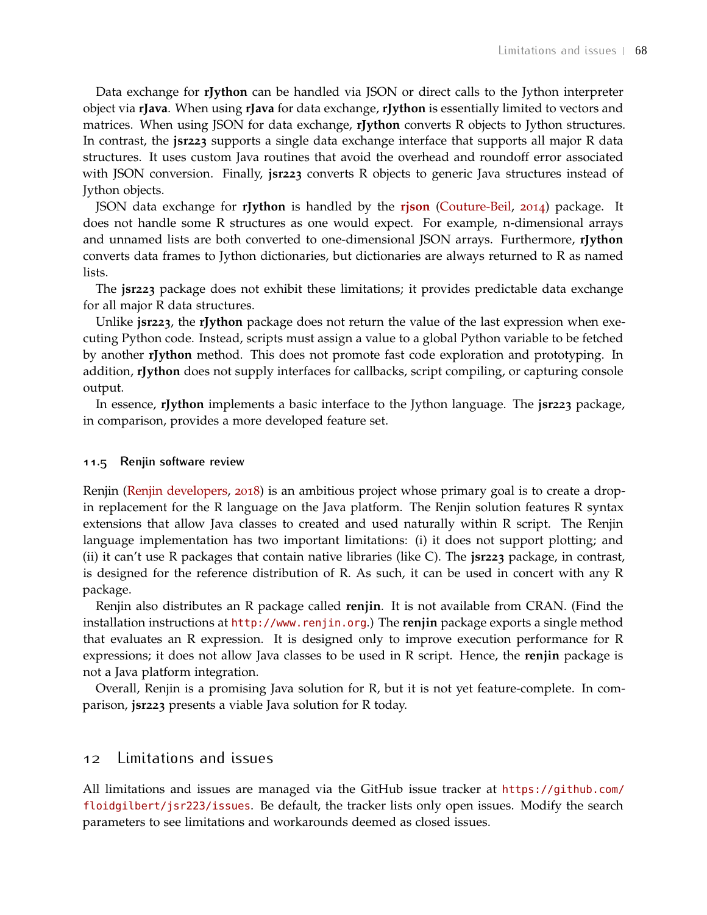Data exchange for **rJython** can be handled via JSON or direct calls to the Jython interpreter object via **rJava**. When using **rJava** for data exchange, **rJython** is essentially limited to vectors and matrices. When using JSON for data exchange, **rJython** converts R objects to Jython structures. In contrast, the **jsr223** supports a single data exchange interface that supports all major R data structures. It uses custom Java routines that avoid the overhead and roundoff error associated with JSON conversion. Finally, **jsr223** converts R objects to generic Java structures instead of Jython objects.

JSON data exchange for **rJython** is handled by the **rjson** (Couture-Beil, 2014) package. It does not handle some R structures as one would expect. For example, n-dimensional arrays and unnamed lists are both converted to one-dimensional JSON arrays. Furthermore, **rJython** converts data frames to Jython dictionaries, but dictionaries are always returned to R as named lists.

The **jsr223** package does not exhibit these limitations; it provides predictable data exchange for all major R data structures.

Unlike **jsr223**, the **rJython** package does not return the value of the last expression when executing Python code. Instead, scripts must assign a value to a global Python variable to be fetched by another **rJython** method. This does not promote fast code exploration and prototyping. In addition, **rJython** does not supply interfaces for callbacks, script compiling, or capturing console output.

In essence, **rJython** implements a basic interface to the Jython language. The **jsr223** package, in comparison, provides a more developed feature set.

### 11.5 Renjin software review

Renjin (Renjin developers, 2018) is an ambitious project whose primary goal is to create a drop-in replacement for the R language on the Java platform. The Renjin solution features R syntax extensions that allow Java classes to created and used naturally within R script. The Renjin language implementation has two important limitations: (i) it does not support plotting; and (ii) it can't use R packages that contain native libraries (like C). The **jsr223** package, in contrast, is designed for the reference distribution of R. As such, it can be used in concert with any R package.

Renjin also distributes an R package called **renjin**. It is not available from CRAN. (Find the installation instructions at `http://www.renjin.org`.) The **renjin** package exports a single method that evaluates an R expression. It is designed only to improve execution performance for R expressions; it does not allow Java classes to be used in R script. Hence, the **renjin** package is not a Java platform integration.

Overall, Renjin is a promising Java solution for R, but it is not yet feature-complete. In comparison, **jsr223** presents a viable Java solution for R today.

## 12 Limitations and issues

All limitations and issues are managed via the GitHub issue tracker at `https://github.com/floidgilbert/jsr223/issues`. Be default, the tracker lists only open issues. Modify the search parameters to see limitations and workarounds deemed as closed issues.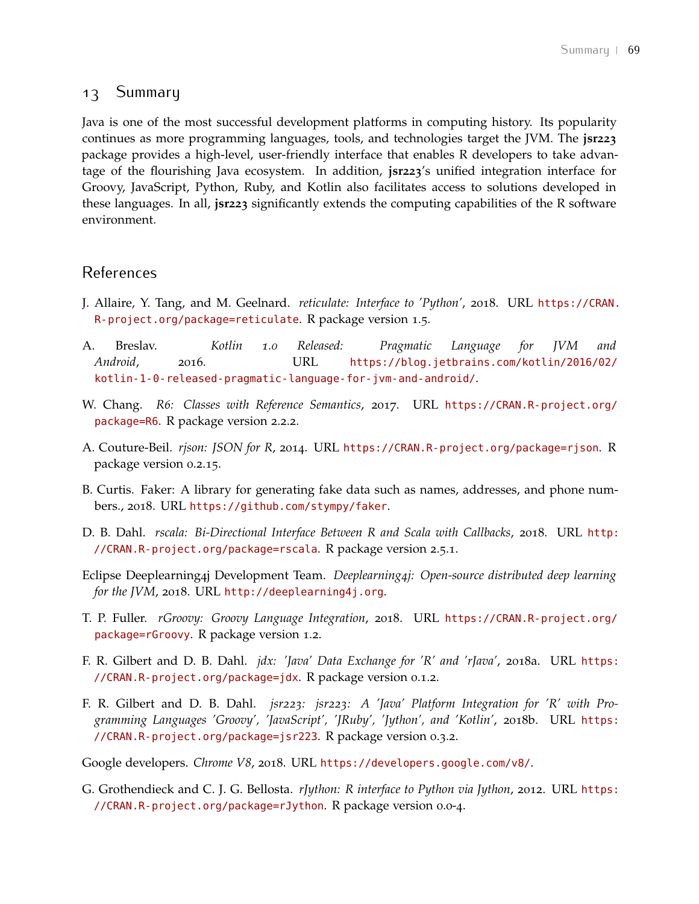## 13 Summary

Java is one of the most successful development platforms in computing history. Its popularity continues as more programming languages, tools, and technologies target the JVM. The **jsr223** package provides a high-level, user-friendly interface that enables R developers to take advantage of the flourishing Java ecosystem. In addition, **jsr223**'s unified integration interface for Groovy, JavaScript, Python, Ruby, and Kotlin also facilitates access to solutions developed in these languages. In all, **jsr223** significantly extends the computing capabilities of the R software environment.

## References

J. Allaire, Y. Tang, and M. Geelnard. *reticulate: Interface to 'Python'*, 2018. URL `https://CRAN.R-project.org/package=reticulate`. R package version 1.5.

A. Breslav. *Kotlin 1.0 Released: Pragmatic Language for JVM and Android*, 2016. URL `https://blog.jetbrains.com/kotlin/2016/02/kotlin-1-0-released-pragmatic-language-for-jvm-and-android/`.

W. Chang. *R6: Classes with Reference Semantics*, 2017. URL `https://CRAN.R-project.org/package=R6`. R package version 2.2.2.

A. Couture-Beil. *rjson: JSON for R*, 2014. URL `https://CRAN.R-project.org/package=rjson`. R package version 0.2.15.

B. Curtis. Faker: A library for generating fake data such as names, addresses, and phone numbers., 2018. URL `https://github.com/stympy/faker`.

D. B. Dahl. *rscala: Bi-Directional Interface Between R and Scala with Callbacks*, 2018. URL `http://CRAN.R-project.org/package=rscala`. R package version 2.5.1.

Eclipse Deeplearning4j Development Team. *Deeplearning4j: Open-source distributed deep learning for the JVM*, 2018. URL `http://deeplearning4j.org`.

T. P. Fuller. *rGroovy: Groovy Language Integration*, 2018. URL `https://CRAN.R-project.org/package=rGroovy`. R package version 1.2.

F. R. Gilbert and D. B. Dahl. *jdx: 'Java' Data Exchange for 'R' and 'rJava'*, 2018a. URL `https://CRAN.R-project.org/package=jdx`. R package version 0.1.2.

F. R. Gilbert and D. B. Dahl. *jsr223: jsr223: A 'Java' Platform Integration for 'R' with Programming Languages 'Groovy', 'JavaScript', 'JRuby', 'Jython', and 'Kotlin'*, 2018b. URL `https://CRAN.R-project.org/package=jsr223`. R package version 0.3.2.

Google developers. *Chrome V8*, 2018. URL `https://developers.google.com/v8/`.

G. Grothendieck and C. J. G. Bellosta. *rJython: R interface to Python via Jython*, 2012. URL `https://CRAN.R-project.org/package=rJython`. R package version 0.0-4.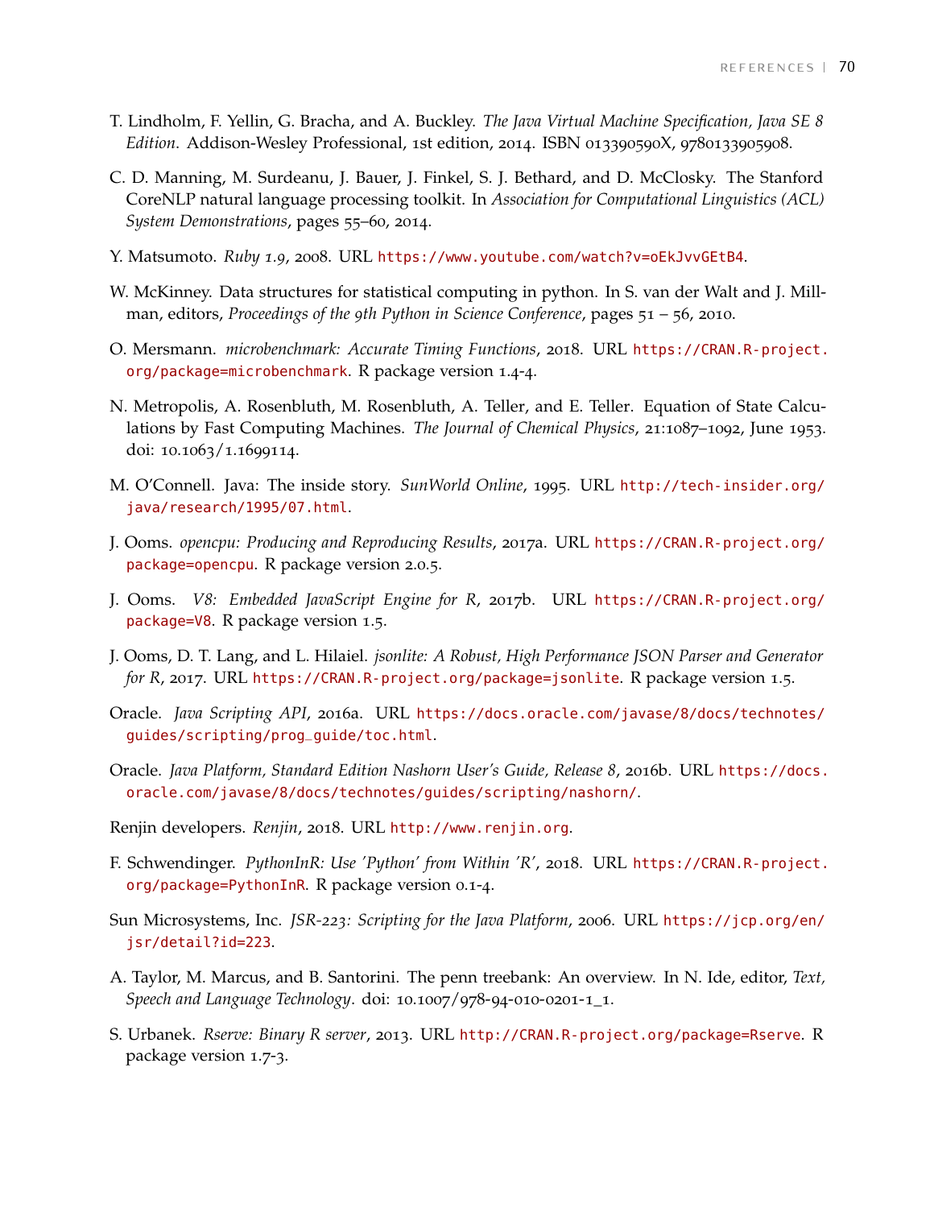T. Lindholm, F. Yellin, G. Bracha, and A. Buckley. *The Java Virtual Machine Specification, Java SE 8 Edition*. Addison-Wesley Professional, 1st edition, 2014. ISBN 013390590X, 9780133905908.

C. D. Manning, M. Surdeanu, J. Bauer, J. Finkel, S. J. Bethard, and D. McClosky. The Stanford CoreNLP natural language processing toolkit. In *Association for Computational Linguistics (ACL) System Demonstrations*, pages 55–60, 2014.

Y. Matsumoto. *Ruby 1.9*, 2008. URL https://www.youtube.com/watch?v=oEkJvvGEtB4.

W. McKinney. Data structures for statistical computing in python. In S. van der Walt and J. Millman, editors, *Proceedings of the 9th Python in Science Conference*, pages 51 – 56, 2010.

O. Mersmann. *microbenchmark: Accurate Timing Functions*, 2018. URL https://CRAN.R-project.org/package=microbenchmark. R package version 1.4-4.

N. Metropolis, A. Rosenbluth, M. Rosenbluth, A. Teller, and E. Teller. Equation of State Calculations by Fast Computing Machines. *The Journal of Chemical Physics*, 21:1087–1092, June 1953. doi: 10.1063/1.1699114.

M. O'Connell. Java: The inside story. *SunWorld Online*, 1995. URL http://tech-insider.org/java/research/1995/07.html.

J. Ooms. *opencpu: Producing and Reproducing Results*, 2017a. URL https://CRAN.R-project.org/package=opencpu. R package version 2.0.5.

J. Ooms. *V8: Embedded JavaScript Engine for R*, 2017b. URL https://CRAN.R-project.org/package=V8. R package version 1.5.

J. Ooms, D. T. Lang, and L. Hilaiel. *jsonlite: A Robust, High Performance JSON Parser and Generator for R*, 2017. URL https://CRAN.R-project.org/package=jsonlite. R package version 1.5.

Oracle. *Java Scripting API*, 2016a. URL https://docs.oracle.com/javase/8/docs/technotes/guides/scripting/prog_guide/toc.html.

Oracle. *Java Platform, Standard Edition Nashorn User's Guide, Release 8*, 2016b. URL https://docs.oracle.com/javase/8/docs/technotes/guides/scripting/nashorn/.

Renjin developers. *Renjin*, 2018. URL http://www.renjin.org.

F. Schwendinger. *PythonInR: Use 'Python' from Within 'R'*, 2018. URL https://CRAN.R-project.org/package=PythonInR. R package version 0.1-4.

Sun Microsystems, Inc. *JSR-223: Scripting for the Java Platform*, 2006. URL https://jcp.org/en/jsr/detail?id=223.

A. Taylor, M. Marcus, and B. Santorini. The penn treebank: An overview. In N. Ide, editor, *Text, Speech and Language Technology*. doi: 10.1007/978-94-010-0201-1_1.

S. Urbanek. *Rserve: Binary R server*, 2013. URL http://CRAN.R-project.org/package=Rserve. R package version 1.7-3.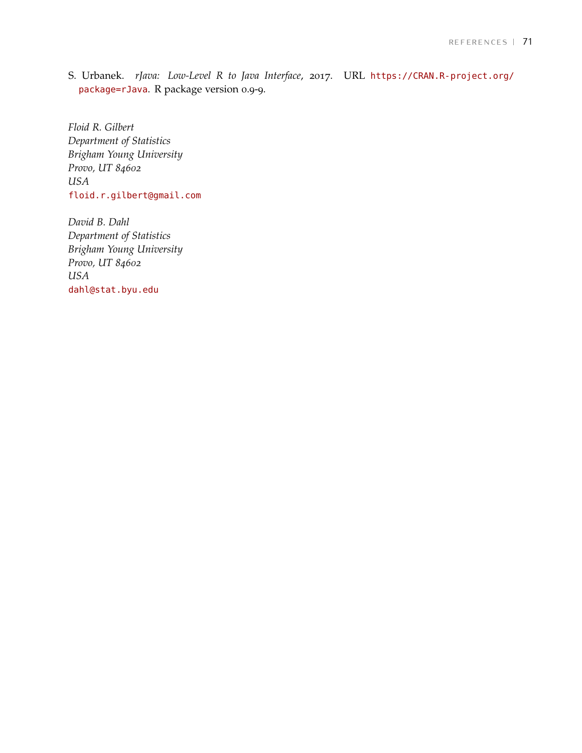S. Urbanek. *rJava: Low-Level R to Java Interface*, 2017. URL https://CRAN.R-project.org/package=rJava. R package version 0.9-9.

*Floid R. Gilbert*  
*Department of Statistics*  
*Brigham Young University*  
*Provo, UT 84602*  
*USA*  
floid.r.gilbert@gmail.com

*David B. Dahl*  
*Department of Statistics*  
*Brigham Young University*  
*Provo, UT 84602*  
*USA*  
dahl@stat.byu.edu